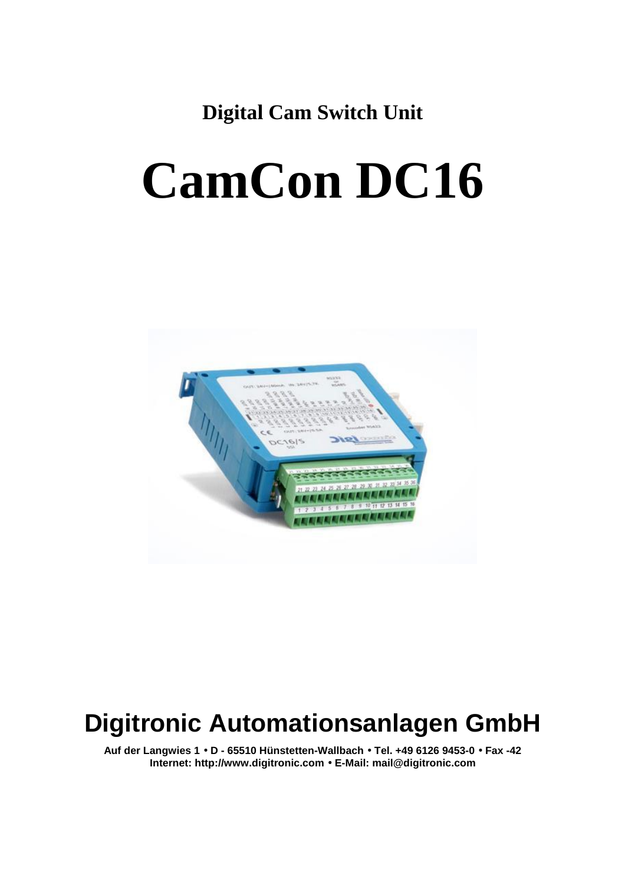**Digital Cam Switch Unit**

# CamCon DC16

## Digitronic Automationsanlagen GmbH

**Auf der Langwies 1 • D - 65510 Hünstetten-Wallbach • Tel. +49 6126 9453-0 • Fax -42**
**Internet: http://www.digitronic.com • E-Mail: mail@digitronic.com**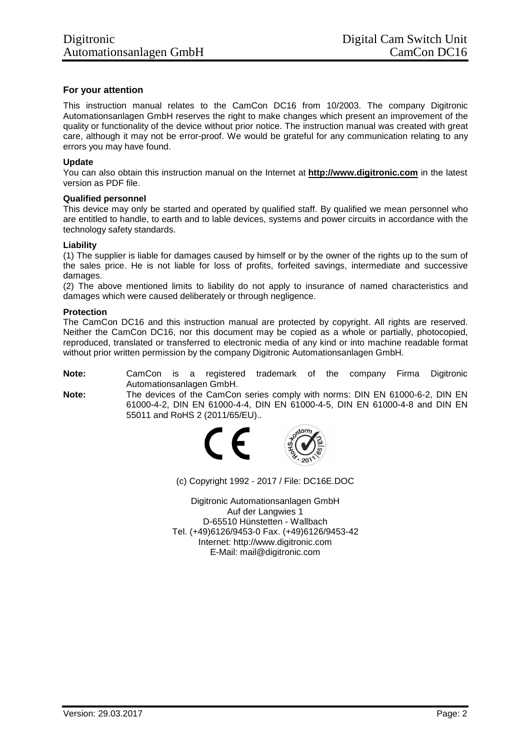**For your attention**

This instruction manual relates to the CamCon DC16 from 10/2003. The company Digitronic Automationsanlagen GmbH reserves the right to make changes which present an improvement of the quality or functionality of the device without prior notice. The instruction manual was created with great care, although it may not be error-proof. We would be grateful for any communication relating to any errors you may have found.

**Update**

You can also obtain this instruction manual on the Internet at **http://www.digitronic.com** in the latest version as PDF file.

**Qualified personnel**

This device may only be started and operated by qualified staff. By qualified we mean personnel who are entitled to handle, to earth and to lable devices, systems and power circuits in accordance with the technology safety standards.

**Liability**

(1) The supplier is liable for damages caused by himself or by the owner of the rights up to the sum of the sales price. He is not liable for loss of profits, forfeited savings, intermediate and successive damages.

(2) The above mentioned limits to liability do not apply to insurance of named characteristics and damages which were caused deliberately or through negligence.

**Protection**

The CamCon DC16 and this instruction manual are protected by copyright. All rights are reserved. Neither the CamCon DC16, nor this document may be copied as a whole or partially, photocopied, reproduced, translated or transferred to electronic media of any kind or into machine readable format without prior written permission by the company Digitronic Automationsanlagen GmbH.

**Note:** CamCon is a registered trademark of the company Firma Digitronic Automationsanlagen GmbH.

**Note:** The devices of the CamCon series comply with norms: DIN EN 61000-6-2, DIN EN 61000-4-2, DIN EN 61000-4-4, DIN EN 61000-4-5, DIN EN 61000-4-8 and DIN EN 55011 and RoHS 2 (2011/65/EU)..

(c) Copyright 1992 - 2017 / File: DC16E.DOC

Digitronic Automationsanlagen GmbH
Auf der Langwies 1
D-65510 Hünstetten - Wallbach
Tel. (+49)6126/9453-0 Fax. (+49)6126/9453-42
Internet: http://www.digitronic.com
E-Mail: mail@digitronic.com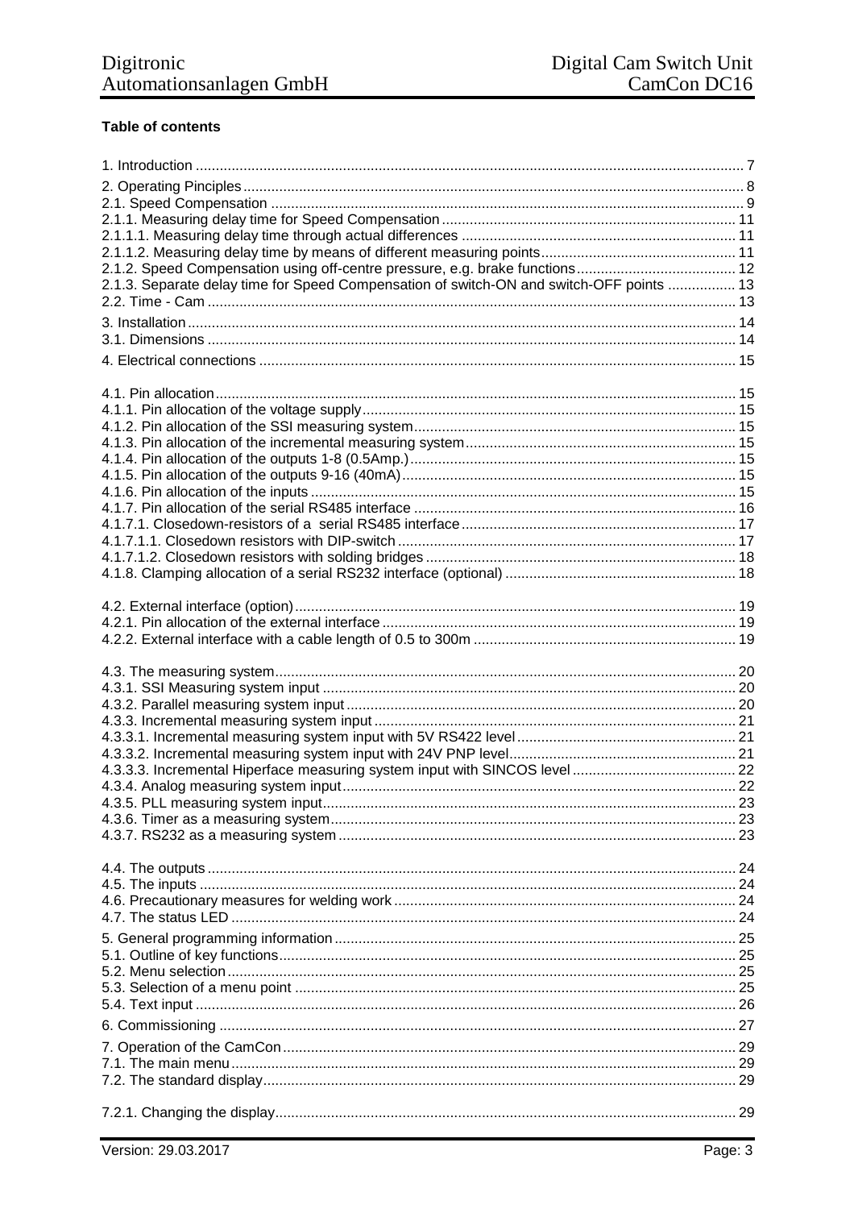**Table of contents**

1. Introduction ........................................................................................................................ 7
2. Operating Pinciples ............................................................................................................ 8
2.1. Speed Compensation ...................................................................................................... 9
2.1.1. Measuring delay time for Speed Compensation .......................................................... 11
2.1.1.1. Measuring delay time through actual differences .................................................... 11
2.1.1.2. Measuring delay time by means of different measuring points ................................. 11
2.1.2. Speed Compensation using off-centre pressure, e.g. brake functions ........................ 12
2.1.3. Separate delay time for Speed Compensation of switch-ON and switch-OFF points ................. 13
2.2. Time - Cam .................................................................................................................... 13
3. Installation ......................................................................................................................... 14
3.1. Dimensions .................................................................................................................... 14
4. Electrical connections ....................................................................................................... 15

4.1. Pin allocation .................................................................................................................. 15
4.1.1. Pin allocation of the voltage supply ............................................................................. 15
4.1.2. Pin allocation of the SSI measuring system ................................................................. 15
4.1.3. Pin allocation of the incremental measuring system .................................................... 15
4.1.4. Pin allocation of the outputs 1-8 (0.5Amp.) .................................................................. 15
4.1.5. Pin allocation of the outputs 9-16 (40mA) .................................................................... 15
4.1.6. Pin allocation of the inputs ........................................................................................... 15
4.1.7. Pin allocation of the serial RS485 interface ................................................................. 16
4.1.7.1. Closedown-resistors of a serial RS485 interface ..................................................... 17
4.1.7.1.1. Closedown resistors with DIP-switch ..................................................................... 17
4.1.7.1.2. Closedown resistors with solding bridges .............................................................. 18
4.1.8. Clamping allocation of a serial RS232 interface (optional) ........................................... 18

4.2. External interface (option) .............................................................................................. 19
4.2.1. Pin allocation of the external interface ......................................................................... 19
4.2.2. External interface with a cable length of 0.5 to 300m .................................................. 19

4.3. The measuring system .................................................................................................... 20
4.3.1. SSI Measuring system input ........................................................................................ 20
4.3.2. Parallel measuring system input .................................................................................. 20
4.3.3. Incremental measuring system input ........................................................................... 21
4.3.3.1. Incremental measuring system input with 5V RS422 level ....................................... 21
4.3.3.2. Incremental measuring system input with 24V PNP level ......................................... 21
4.3.3.3. Incremental Hiperface measuring system input with SINCOS level .......................... 22
4.3.4. Analog measuring system input ................................................................................... 22
4.3.5. PLL measuring system input ........................................................................................ 23
4.3.6. Timer as a measuring system ...................................................................................... 23
4.3.7. RS232 as a measuring system .................................................................................... 23

4.4. The outputs .................................................................................................................... 24
4.5. The inputs ...................................................................................................................... 24
4.6. Precautionary measures for welding work ...................................................................... 24
4.7. The status LED .............................................................................................................. 24
5. General programming information .................................................................................... 25
5.1. Outline of key functions .................................................................................................. 25
5.2. Menu selection ............................................................................................................... 25
5.3. Selection of a menu point ............................................................................................... 25
5.4. Text input ....................................................................................................................... 26
6. Commissioning ................................................................................................................. 27
7. Operation of the CamCon ................................................................................................. 29
7.1. The main menu .............................................................................................................. 29
7.2. The standard display ....................................................................................................... 29

7.2.1. Changing the display .................................................................................................... 29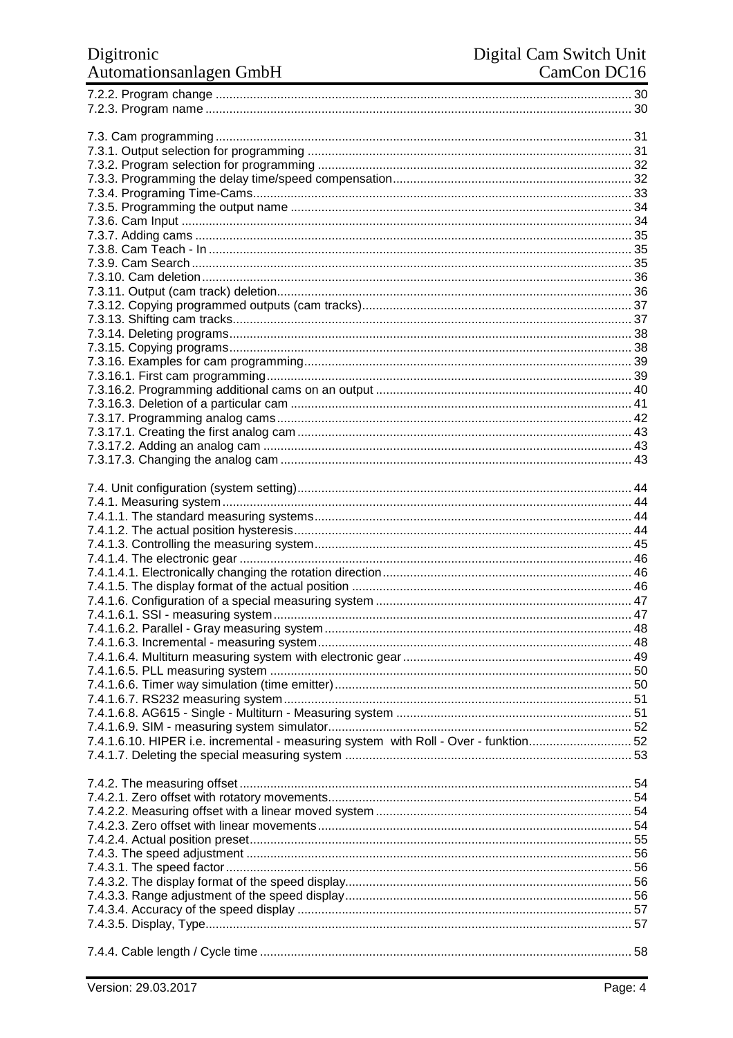7.2.2. Program change ........................................................................................................ 30
7.2.3. Program name ........................................................................................................... 30

7.3. Cam programming ........................................................................................................ 31
7.3.1. Output selection for programming .............................................................................. 31
7.3.2. Program selection for programming ........................................................................... 32
7.3.3. Programming the delay time/speed compensation ..................................................... 32
7.3.4. Programing Time-Cams ............................................................................................. 33
7.3.5. Programming the output name ................................................................................... 34
7.3.6. Cam Input .................................................................................................................. 34
7.3.7. Adding cams .............................................................................................................. 35
7.3.8. Cam Teach - In .......................................................................................................... 35
7.3.9. Cam Search ............................................................................................................... 35
7.3.10. Cam deletion ............................................................................................................ 36
7.3.11. Output (cam track) deletion ....................................................................................... 36
7.3.12. Copying programmed outputs (cam tracks) .............................................................. 37
7.3.13. Shifting cam tracks ................................................................................................... 37
7.3.14. Deleting programs .................................................................................................... 38
7.3.15. Copying programs .................................................................................................... 38
7.3.16. Examples for cam programming ............................................................................... 39
7.3.16.1. First cam programming .......................................................................................... 39
7.3.16.2. Programming additional cams on an output ........................................................... 40
7.3.16.3. Deletion of a particular cam ................................................................................... 41
7.3.17. Programming analog cams ....................................................................................... 42
7.3.17.1. Creating the first analog cam ................................................................................. 43
7.3.17.2. Adding an analog cam ........................................................................................... 43
7.3.17.3. Changing the analog cam ...................................................................................... 43

7.4. Unit configuration (system setting) ................................................................................ 44
7.4.1. Measuring system ...................................................................................................... 44
7.4.1.1. The standard measuring systems ............................................................................ 44
7.4.1.2. The actual position hysteresis ................................................................................. 44
7.4.1.3. Controlling the measuring system ............................................................................ 45
7.4.1.4. The electronic gear ................................................................................................. 46
7.4.1.4.1. Electronically changing the rotation direction ........................................................ 46
7.4.1.5. The display format of the actual position ................................................................. 46
7.4.1.6. Configuration of a special measuring system .......................................................... 47
7.4.1.6.1. SSI - measuring system ........................................................................................ 47
7.4.1.6.2. Parallel - Gray measuring system ......................................................................... 48
7.4.1.6.3. Incremental - measuring system ........................................................................... 48
7.4.1.6.4. Multiturn measuring system with electronic gear .................................................. 49
7.4.1.6.5. PLL measuring system ......................................................................................... 50
7.4.1.6.6. Timer way simulation (time emitter) ...................................................................... 50
7.4.1.6.7. RS232 measuring system ..................................................................................... 51
7.4.1.6.8. AG615 - Single - Multiturn - Measuring system .................................................... 51
7.4.1.6.9. SIM - measuring system simulator ........................................................................ 52
7.4.1.6.10. HIPER i.e. incremental - measuring system with Roll - Over - funktion ............... 52
7.4.1.7. Deleting the special measuring system ................................................................... 53

7.4.2. The measuring offset ................................................................................................. 54
7.4.2.1. Zero offset with rotatory movements ........................................................................ 54
7.4.2.2. Measuring offset with a linear moved system .......................................................... 54
7.4.2.3. Zero offset with linear movements ........................................................................... 54
7.4.2.4. Actual position preset ............................................................................................... 55
7.4.3. The speed adjustment ............................................................................................... 56
7.4.3.1. The speed factor ...................................................................................................... 56
7.4.3.2. The display format of the speed display ................................................................... 56
7.4.3.3. Range adjustment of the speed display .................................................................... 56
7.4.3.4. Accuracy of the speed display ................................................................................. 57
7.4.3.5. Display, Type ........................................................................................................... 57

7.4.4. Cable length / Cycle time ........................................................................................... 58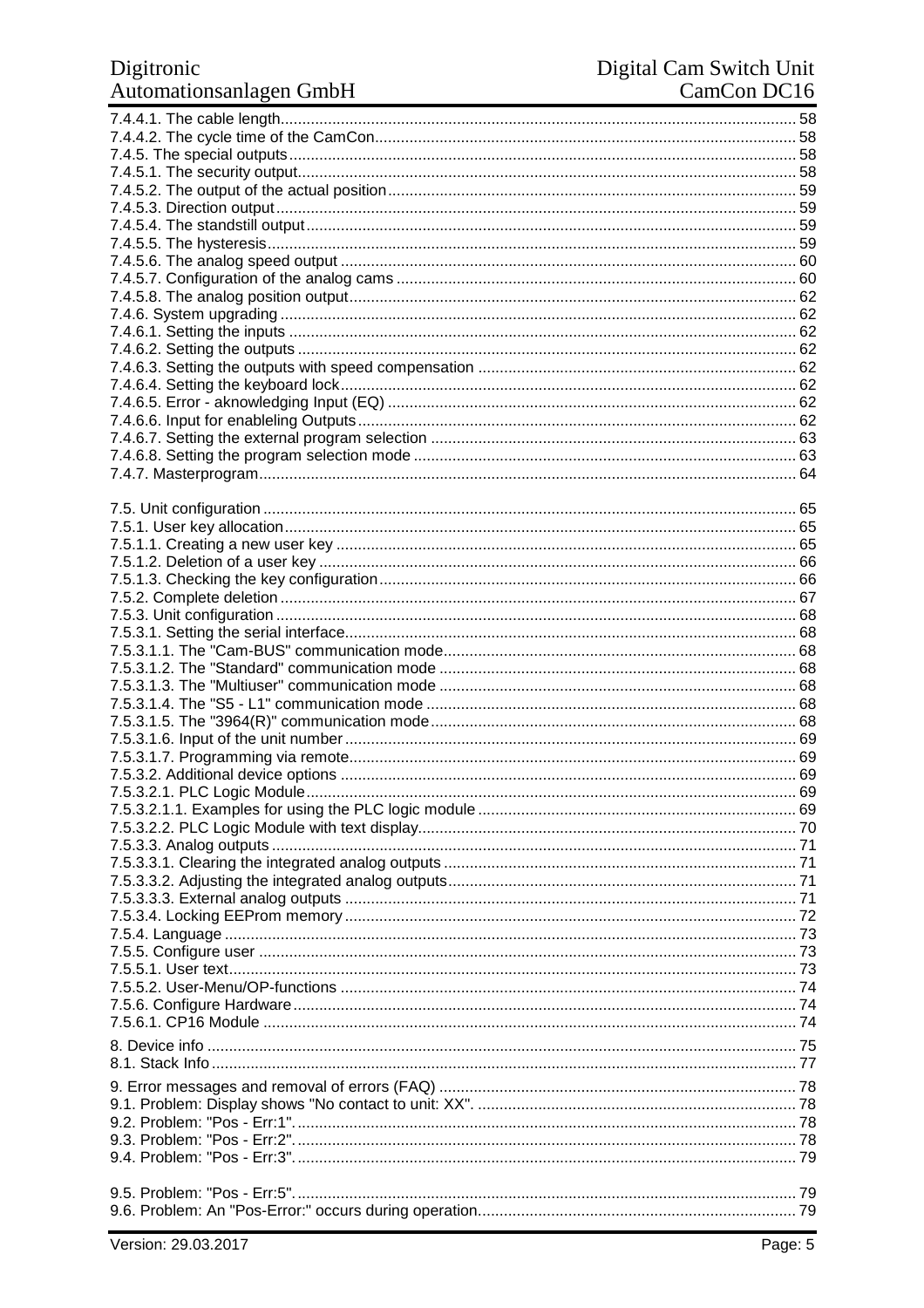7.4.4.1. The cable length ..... 58
7.4.4.2. The cycle time of the CamCon ..... 58
7.4.5. The special outputs ..... 58
7.4.5.1. The security output ..... 58
7.4.5.2. The output of the actual position ..... 59
7.4.5.3. Direction output ..... 59
7.4.5.4. The standstill output ..... 59
7.4.5.5. The hysteresis ..... 59
7.4.5.6. The analog speed output ..... 60
7.4.5.7. Configuration of the analog cams ..... 60
7.4.5.8. The analog position output ..... 62
7.4.6. System upgrading ..... 62
7.4.6.1. Setting the inputs ..... 62
7.4.6.2. Setting the outputs ..... 62
7.4.6.3. Setting the outputs with speed compensation ..... 62
7.4.6.4. Setting the keyboard lock ..... 62
7.4.6.5. Error - aknowledging Input (EQ) ..... 62
7.4.6.6. Input for enableling Outputs ..... 62
7.4.6.7. Setting the external program selection ..... 63
7.4.6.8. Setting the program selection mode ..... 63
7.4.7. Masterprogram ..... 64

7.5. Unit configuration ..... 65
7.5.1. User key allocation ..... 65
7.5.1.1. Creating a new user key ..... 65
7.5.1.2. Deletion of a user key ..... 66
7.5.1.3. Checking the key configuration ..... 66
7.5.2. Complete deletion ..... 67
7.5.3. Unit configuration ..... 68
7.5.3.1. Setting the serial interface ..... 68
7.5.3.1.1. The "Cam-BUS" communication mode ..... 68
7.5.3.1.2. The "Standard" communication mode ..... 68
7.5.3.1.3. The "Multiuser" communication mode ..... 68
7.5.3.1.4. The "S5 - L1" communication mode ..... 68
7.5.3.1.5. The "3964(R)" communication mode ..... 68
7.5.3.1.6. Input of the unit number ..... 69
7.5.3.1.7. Programming via remote ..... 69
7.5.3.2. Additional device options ..... 69
7.5.3.2.1. PLC Logic Module ..... 69
7.5.3.2.1.1. Examples for using the PLC logic module ..... 69
7.5.3.2.2. PLC Logic Module with text display ..... 70
7.5.3.3. Analog outputs ..... 71
7.5.3.3.1. Clearing the integrated analog outputs ..... 71
7.5.3.3.2. Adjusting the integrated analog outputs ..... 71
7.5.3.3.3. External analog outputs ..... 71
7.5.3.4. Locking EEProm memory ..... 72
7.5.4. Language ..... 73
7.5.5. Configure user ..... 73
7.5.5.1. User text ..... 73
7.5.5.2. User-Menu/OP-functions ..... 74
7.5.6. Configure Hardware ..... 74
7.5.6.1. CP16 Module ..... 74

8. Device info ..... 75
8.1. Stack Info ..... 77

9. Error messages and removal of errors (FAQ) ..... 78
9.1. Problem: Display shows "No contact to unit: XX". ..... 78
9.2. Problem: "Pos - Err:1". ..... 78
9.3. Problem: "Pos - Err:2". ..... 78
9.4. Problem: "Pos - Err:3". ..... 79

9.5. Problem: "Pos - Err:5". ..... 79
9.6. Problem: An "Pos-Error:" occurs during operation ..... 79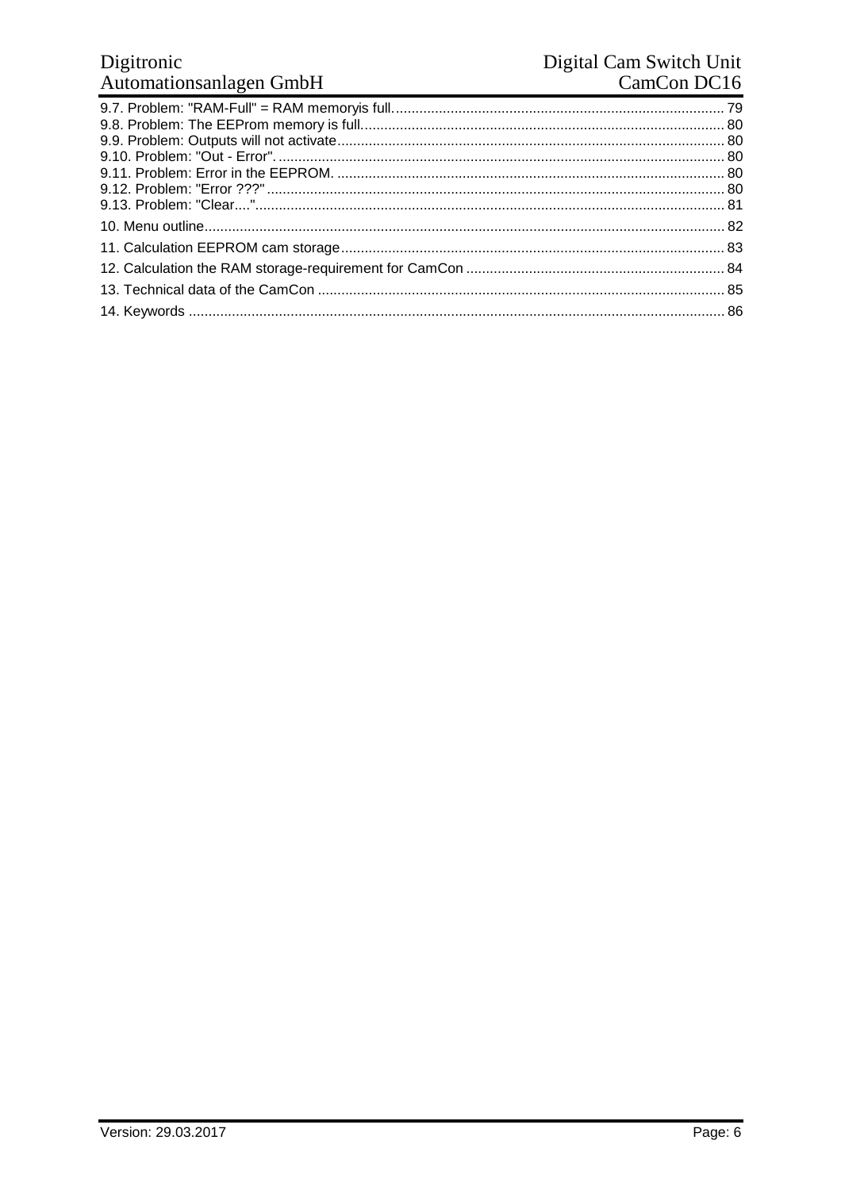9.7. Problem: "RAM-Full" = RAM memoryis full. ....... 79
9.8. Problem: The EEProm memory is full ....... 80
9.9. Problem: Outputs will not activate ....... 80
9.10. Problem: "Out - Error". ....... 80
9.11. Problem: Error in the EEPROM. ....... 80
9.12. Problem: "Error ???" ....... 80
9.13. Problem: "Clear...." ....... 81

10. Menu outline ....... 82

11. Calculation EEPROM cam storage ....... 83

12. Calculation the RAM storage-requirement for CamCon ....... 84

13. Technical data of the CamCon ....... 85

14. Keywords ....... 86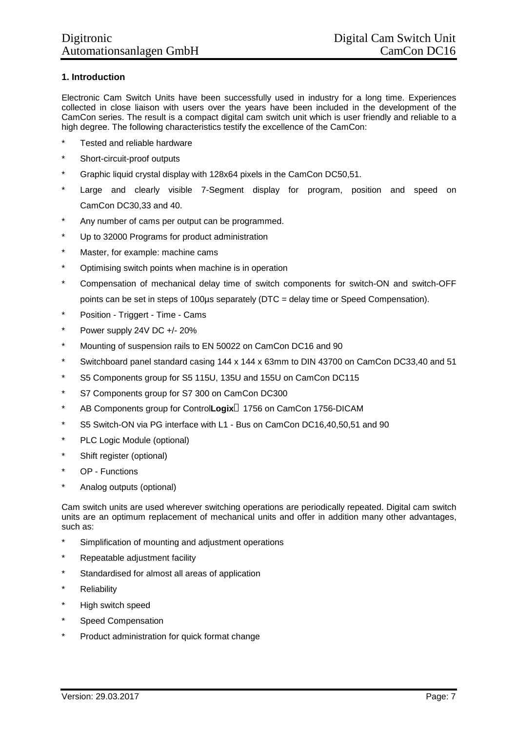# 1. Introduction

Electronic Cam Switch Units have been successfully used in industry for a long time. Experiences collected in close liaison with users over the years have been included in the development of the CamCon series. The result is a compact digital cam switch unit which is user friendly and reliable to a high degree. The following characteristics testify the excellence of the CamCon:

* Tested and reliable hardware
* Short-circuit-proof outputs
* Graphic liquid crystal display with 128x64 pixels in the CamCon DC50,51.
* Large and clearly visible 7-Segment display for program, position and speed on CamCon DC30,33 and 40.
* Any number of cams per output can be programmed.
* Up to 32000 Programs for product administration
* Master, for example: machine cams
* Optimising switch points when machine is in operation
* Compensation of mechanical delay time of switch components for switch-ON and switch-OFF points can be set in steps of 100µs separately (DTC = delay time or Speed Compensation).
* Position - Triggert - Time - Cams
* Power supply 24V DC +/- 20%
* Mounting of suspension rails to EN 50022 on CamCon DC16 and 90
* Switchboard panel standard casing 144 x 144 x 63mm to DIN 43700 on CamCon DC33,40 and 51
* S5 Components group for S5 115U, 135U and 155U on CamCon DC115
* S7 Components group for S7 300 on CamCon DC300
* AB Components group for Control**Logix** 1756 on CamCon 1756-DICAM
* S5 Switch-ON via PG interface with L1 - Bus on CamCon DC16,40,50,51 and 90
* PLC Logic Module (optional)
* Shift register (optional)
* OP - Functions
* Analog outputs (optional)

Cam switch units are used wherever switching operations are periodically repeated. Digital cam switch units are an optimum replacement of mechanical units and offer in addition many other advantages, such as:

* Simplification of mounting and adjustment operations
* Repeatable adjustment facility
* Standardised for almost all areas of application
* Reliability
* High switch speed
* Speed Compensation
* Product administration for quick format change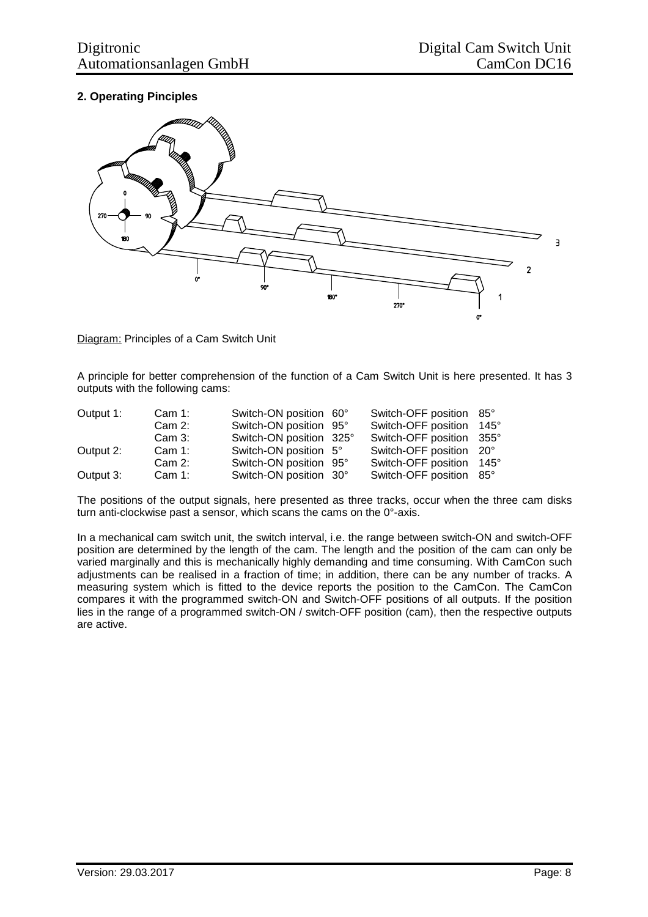## 2. Operating Pinciples

Diagram: Principles of a Cam Switch Unit

A principle for better comprehension of the function of a Cam Switch Unit is here presented. It has 3 outputs with the following cams:

| | | | |
|---|---|---|---|
| Output 1: | Cam 1: | Switch-ON position 60° | Switch-OFF position 85° |
| | Cam 2: | Switch-ON position 95° | Switch-OFF position 145° |
| | Cam 3: | Switch-ON position 325° | Switch-OFF position 355° |
| Output 2: | Cam 1: | Switch-ON position 5° | Switch-OFF position 20° |
| | Cam 2: | Switch-ON position 95° | Switch-OFF position 145° |
| Output 3: | Cam 1: | Switch-ON position 30° | Switch-OFF position 85° |

The positions of the output signals, here presented as three tracks, occur when the three cam disks turn anti-clockwise past a sensor, which scans the cams on the 0°-axis.

In a mechanical cam switch unit, the switch interval, i.e. the range between switch-ON and switch-OFF position are determined by the length of the cam. The length and the position of the cam can only be varied marginally and this is mechanically highly demanding and time consuming. With CamCon such adjustments can be realised in a fraction of time; in addition, there can be any number of tracks. A measuring system which is fitted to the device reports the position to the CamCon. The CamCon compares it with the programmed switch-ON and Switch-OFF positions of all outputs. If the position lies in the range of a programmed switch-ON / switch-OFF position (cam), then the respective outputs are active.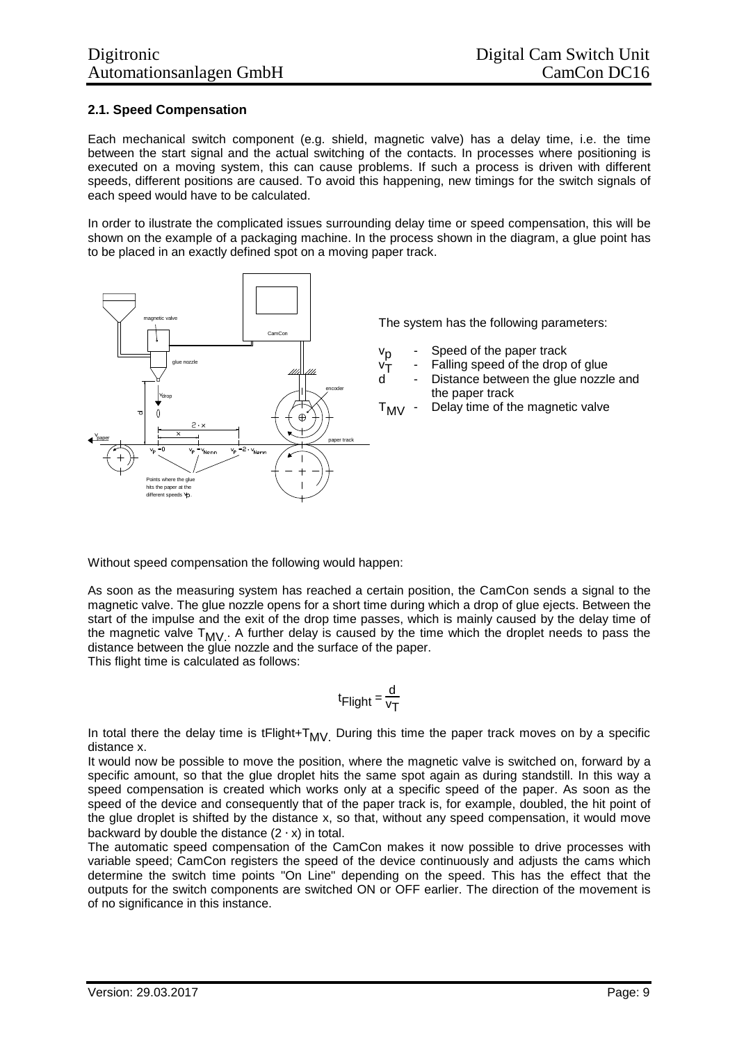## 2.1. Speed Compensation

Each mechanical switch component (e.g. shield, magnetic valve) has a delay time, i.e. the time between the start signal and the actual switching of the contacts. In processes where positioning is executed on a moving system, this can cause problems. If such a process is driven with different speeds, different positions are caused. To avoid this happening, new timings for the switch signals of each speed would have to be calculated.

In order to ilustrate the complicated issues surrounding delay time or speed compensation, this will be shown on the example of a packaging machine. In the process shown in the diagram, a glue point has to be placed in an exactly defined spot on a moving paper track.

The system has the following parameters:

- $v_p$ - Speed of the paper track
- $v_T$ - Falling speed of the drop of glue
- $d$ - Distance between the glue nozzle and the paper track
- $T_{MV}$ - Delay time of the magnetic valve

Without speed compensation the following would happen:

As soon as the measuring system has reached a certain position, the CamCon sends a signal to the magnetic valve. The glue nozzle opens for a short time during which a drop of glue ejects. Between the start of the impulse and the exit of the drop time passes, which is mainly caused by the delay time of the magnetic valve $T_{MV}$. A further delay is caused by the time which the droplet needs to pass the distance between the glue nozzle and the surface of the paper.
This flight time is calculated as follows:

$$t_{Flight} = \frac{d}{v_T}$$

In total there the delay time is tFlight+$T_{MV}$. During this time the paper track moves on by a specific distance x.
It would now be possible to move the position, where the magnetic valve is switched on, forward by a specific amount, so that the glue droplet hits the same spot again as during standstill. In this way a speed compensation is created which works only at a specific speed of the paper. As soon as the speed of the device and consequently that of the paper track is, for example, doubled, the hit point of the glue droplet is shifted by the distance x, so that, without any speed compensation, it would move backward by double the distance $(2 \cdot x)$ in total.
The automatic speed compensation of the CamCon makes it now possible to drive processes with variable speed; CamCon registers the speed of the device continuously and adjusts the cams which determine the switch time points "On Line" depending on the speed. This has the effect that the outputs for the switch components are switched ON or OFF earlier. The direction of the movement is of no significance in this instance.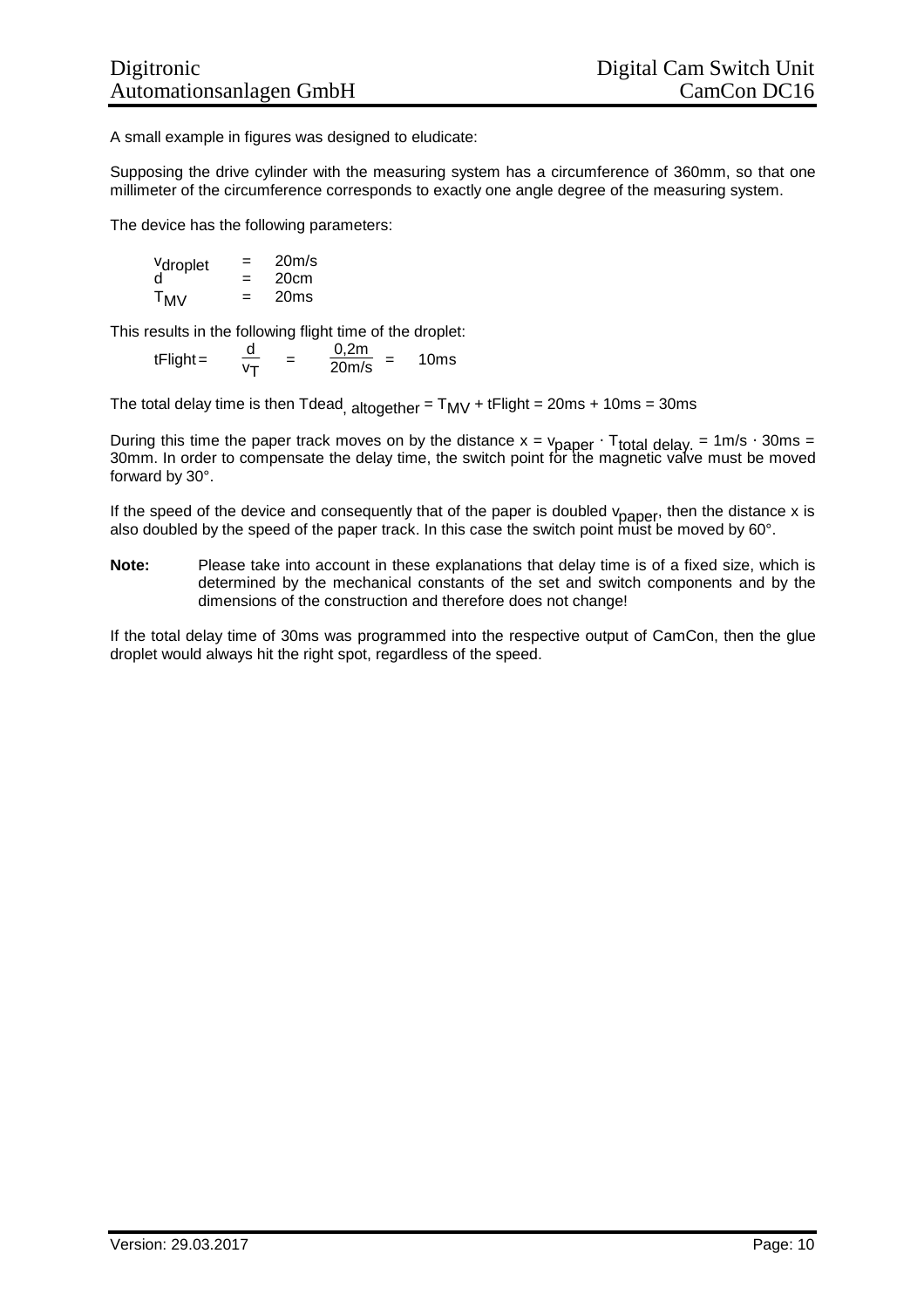A small example in figures was designed to eludicate:

Supposing the drive cylinder with the measuring system has a circumference of 360mm, so that one millimeter of the circumference corresponds to exactly one angle degree of the measuring system.

The device has the following parameters:

$$v_{droplet} = 20m/s$$
$$d = 20cm$$
$$T_{MV} = 20ms$$

This results in the following flight time of the droplet:

$$tFlight = \frac{d}{v_T} = \frac{0{,}2m}{20m/s} = 10ms$$

The total delay time is then $Tdead_{,\ altogether} = T_{MV} + tFlight = 20ms + 10ms = 30ms$

During this time the paper track moves on by the distance $x = v_{paper} \cdot T_{total\ delay.} = 1m/s \cdot 30ms = 30mm$. In order to compensate the delay time, the switch point for the magnetic valve must be moved forward by 30°.

If the speed of the device and consequently that of the paper is doubled $v_{paper}$, then the distance x is also doubled by the speed of the paper track. In this case the switch point must be moved by 60°.

**Note:** Please take into account in these explanations that delay time is of a fixed size, which is determined by the mechanical constants of the set and switch components and by the dimensions of the construction and therefore does not change!

If the total delay time of 30ms was programmed into the respective output of CamCon, then the glue droplet would always hit the right spot, regardless of the speed.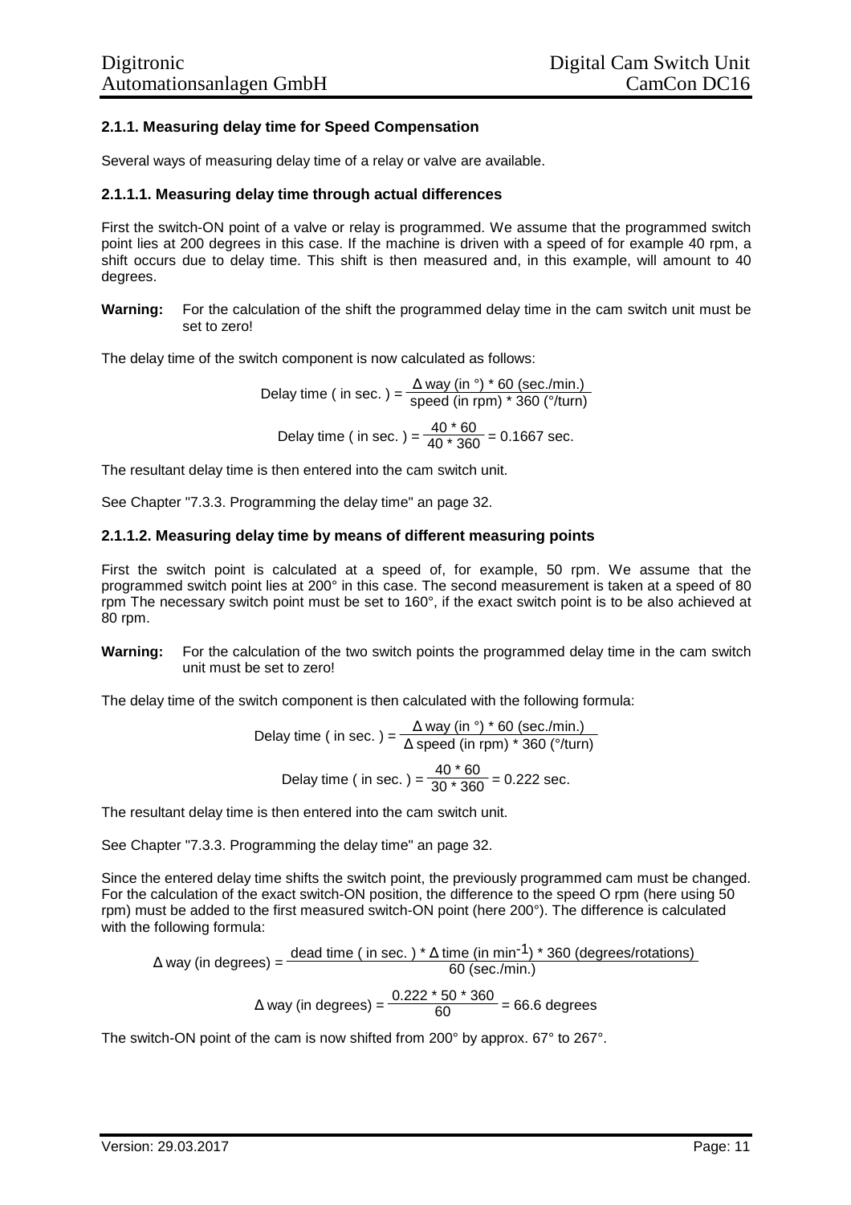### 2.1.1. Measuring delay time for Speed Compensation

Several ways of measuring delay time of a relay or valve are available.

#### 2.1.1.1. Measuring delay time through actual differences

First the switch-ON point of a valve or relay is programmed. We assume that the programmed switch point lies at 200 degrees in this case. If the machine is driven with a speed of for example 40 rpm, a shift occurs due to delay time. This shift is then measured and, in this example, will amount to 40 degrees.

**Warning:** For the calculation of the shift the programmed delay time in the cam switch unit must be set to zero!

The delay time of the switch component is now calculated as follows:

$$\text{Delay time ( in sec. )} = \frac{\Delta \text{ way (in °) * 60 (sec./min.)}}{\text{speed (in rpm) * 360 (°/turn)}}$$

$$\text{Delay time ( in sec. )} = \frac{40 * 60}{40 * 360} = 0.1667 \text{ sec.}$$

The resultant delay time is then entered into the cam switch unit.

See Chapter "7.3.3. Programming the delay time" an page 32.

#### 2.1.1.2. Measuring delay time by means of different measuring points

First the switch point is calculated at a speed of, for example, 50 rpm. We assume that the programmed switch point lies at 200° in this case. The second measurement is taken at a speed of 80 rpm The necessary switch point must be set to 160°, if the exact switch point is to be also achieved at 80 rpm.

**Warning:** For the calculation of the two switch points the programmed delay time in the cam switch unit must be set to zero!

The delay time of the switch component is then calculated with the following formula:

$$\text{Delay time ( in sec. )} = \frac{\Delta \text{ way (in °) * 60 (sec./min.)}}{\Delta \text{ speed (in rpm) * 360 (°/turn)}}$$

$$\text{Delay time ( in sec. )} = \frac{40 * 60}{30 * 360} = 0.222 \text{ sec.}$$

The resultant delay time is then entered into the cam switch unit.

See Chapter "7.3.3. Programming the delay time" an page 32.

Since the entered delay time shifts the switch point, the previously programmed cam must be changed. For the calculation of the exact switch-ON position, the difference to the speed O rpm (here using 50 rpm) must be added to the first measured switch-ON point (here 200°). The difference is calculated with the following formula:

$$\Delta \text{ way (in degrees)} = \frac{\text{dead time ( in sec. ) * } \Delta \text{ time (in min}^{-1}\text{) * 360 (degrees/rotations)}}{\text{60 (sec./min.)}}$$

$$\Delta \text{ way (in degrees)} = \frac{0.222 * 50 * 360}{60} = 66.6 \text{ degrees}$$

The switch-ON point of the cam is now shifted from 200° by approx. 67° to 267°.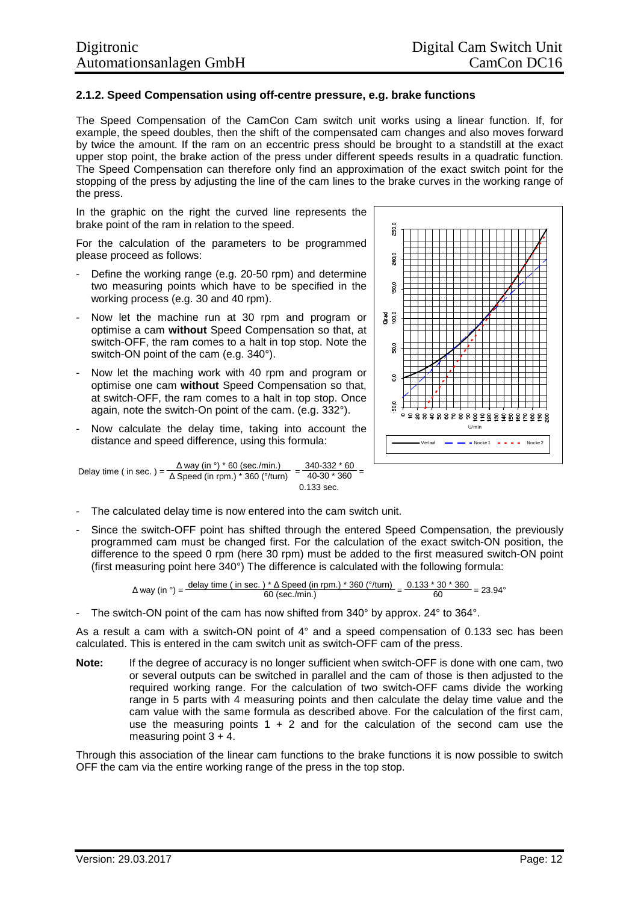### 2.1.2. Speed Compensation using off-centre pressure, e.g. brake functions

The Speed Compensation of the CamCon Cam switch unit works using a linear function. If, for example, the speed doubles, then the shift of the compensated cam changes and also moves forward by twice the amount. If the ram on an eccentric press should be brought to a standstill at the exact upper stop point, the brake action of the press under different speeds results in a quadratic function. The Speed Compensation can therefore only find an approximation of the exact switch point for the stopping of the press by adjusting the line of the cam lines to the brake curves in the working range of the press.

In the graphic on the right the curved line represents the brake point of the ram in relation to the speed.

For the calculation of the parameters to be programmed please proceed as follows:

- Define the working range (e.g. 20-50 rpm) and determine two measuring points which have to be specified in the working process (e.g. 30 and 40 rpm).
- Now let the machine run at 30 rpm and program or optimise a cam **without** Speed Compensation so that, at switch-OFF, the ram comes to a halt in top stop. Note the switch-ON point of the cam (e.g. 340°).
- Now let the maching work with 40 rpm and program or optimise one cam **without** Speed Compensation so that, at switch-OFF, the ram comes to a halt in top stop. Once again, note the switch-On point of the cam. (e.g. 332°).
- Now calculate the delay time, taking into account the distance and speed difference, using this formula:

$$\text{Delay time ( in sec. )} = \frac{\Delta \text{ way (in °)} * 60 \text{ (sec./min.)}}{\Delta \text{ Speed (in rpm.)} * 360 \text{ (°/turn)}} = \frac{340\text{-}332 * 60}{40\text{-}30 * 360} = 0.133 \text{ sec.}$$

- The calculated delay time is now entered into the cam switch unit.
- Since the switch-OFF point has shifted through the entered Speed Compensation, the previously programmed cam must be changed first. For the calculation of the exact switch-ON position, the difference to the speed 0 rpm (here 30 rpm) must be added to the first measured switch-ON point (first measuring point here 340°) The difference is calculated with the following formula:

$$\Delta \text{ way (in °)} = \frac{\text{delay time ( in sec. )} * \Delta \text{ Speed (in rpm.)} * 360 \text{ (°/turn)}}{60 \text{ (sec./min.)}} = \frac{0.133 * 30 * 360}{60} = 23.94°$$

- The switch-ON point of the cam has now shifted from 340° by approx. 24° to 364°.

As a result a cam with a switch-ON point of 4° and a speed compensation of 0.133 sec has been calculated. This is entered in the cam switch unit as switch-OFF cam of the press.

**Note:** If the degree of accuracy is no longer sufficient when switch-OFF is done with one cam, two or several outputs can be switched in parallel and the cam of those is then adjusted to the required working range. For the calculation of two switch-OFF cams divide the working range in 5 parts with 4 measuring points and then calculate the delay time value and the cam value with the same formula as described above. For the calculation of the first cam, use the measuring points 1 + 2 and for the calculation of the second cam use the measuring point 3 + 4.

Through this association of the linear cam functions to the brake functions it is now possible to switch OFF the cam via the entire working range of the press in the top stop.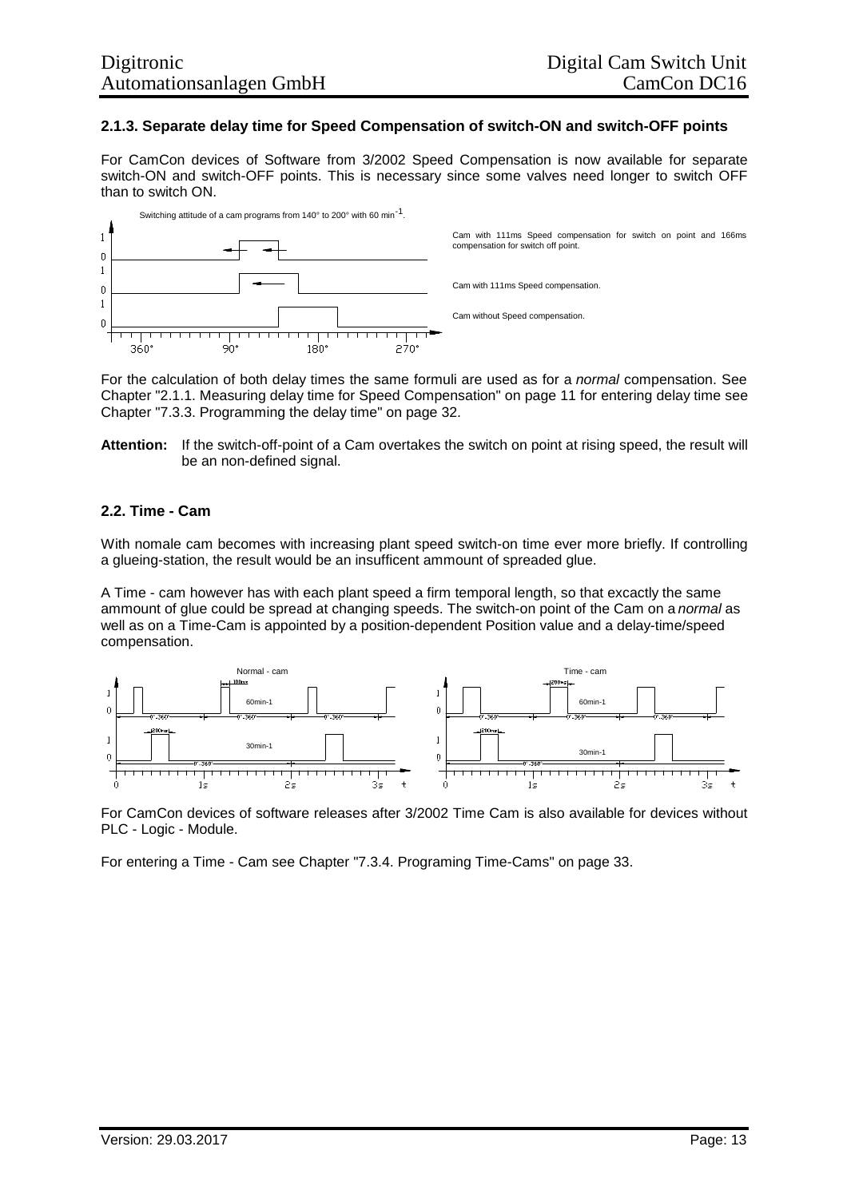### 2.1.3. Separate delay time for Speed Compensation of switch-ON and switch-OFF points

For CamCon devices of Software from 3/2002 Speed Compensation is now available for separate switch-ON and switch-OFF points. This is necessary since some valves need longer to switch OFF than to switch ON.

Switching attitude of a cam programs from 140° to 200° with 60 min$^{-1}$.

Cam with 111ms Speed compensation for switch on point and 166ms compensation for switch off point.

Cam with 111ms Speed compensation.

Cam without Speed compensation.

For the calculation of both delay times the same formuli are used as for a *normal* compensation. See Chapter "2.1.1. Measuring delay time for Speed Compensation" on page 11 for entering delay time see Chapter "7.3.3. Programming the delay time" on page 32.

**Attention:** If the switch-off-point of a Cam overtakes the switch on point at rising speed, the result will be an non-defined signal.

## 2.2. Time - Cam

With nomale cam becomes with increasing plant speed switch-on time ever more briefly. If controlling a glueing-station, the result would be an insufficent ammount of spreaded glue.

A Time - cam however has with each plant speed a firm temporal length, so that excactly the same ammount of glue could be spread at changing speeds. The switch-on point of the Cam on a *normal* as well as on a Time-Cam is appointed by a position-dependent Position value and a delay-time/speed compensation.

For CamCon devices of software releases after 3/2002 Time Cam is also available for devices without PLC - Logic - Module.

For entering a Time - Cam see Chapter "7.3.4. Programing Time-Cams" on page 33.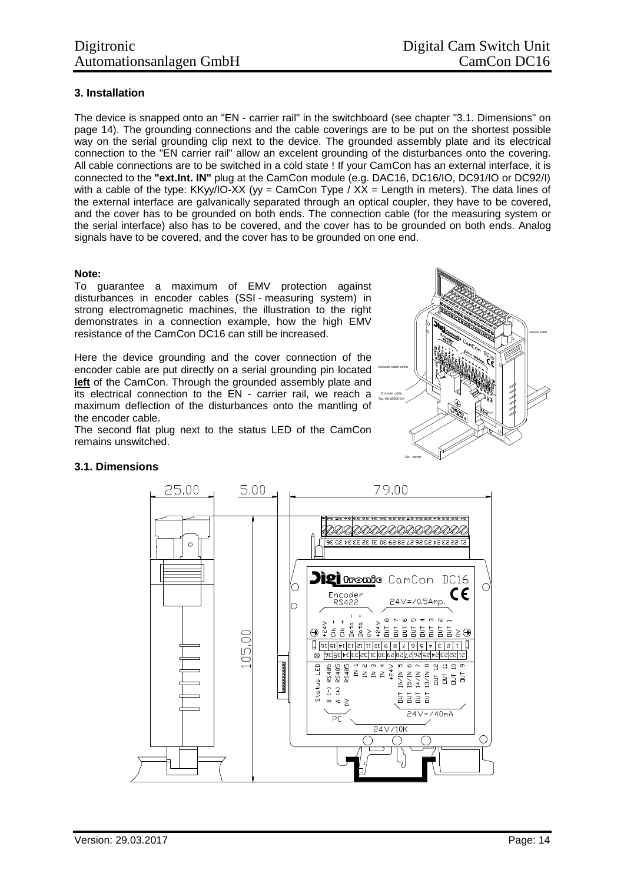## 3. Installation

The device is snapped onto an "EN - carrier rail" in the switchboard (see chapter "3.1. Dimensions" on page 14). The grounding connections and the cable coverings are to be put on the shortest possible way on the serial grounding clip next to the device. The grounded assembly plate and its electrical connection to the "EN carrier rail" allow an excelent grounding of the disturbances onto the covering. All cable connections are to be switched in a cold state ! If your CamCon has an external interface, it is connected to the **"ext.Int. IN"** plug at the CamCon module (e.g. DAC16, DC16/IO, DC91/IO or DC92/I) with a cable of the type: KKyy/IO-XX (yy = CamCon Type / XX = Length in meters). The data lines of the external interface are galvanically separated through an optical coupler, they have to be covered, and the cover has to be grounded on both ends. The connection cable (for the measuring system or the serial interface) also has to be covered, and the cover has to be grounded on both ends. Analog signals have to be covered, and the cover has to be grounded on one end.

**Note:**
To guarantee a maximum of EMV protection against disturbances in encoder cables (SSI - measuring system) in strong electromagnetic machines, the illustration to the right demonstrates in a connection example, how the high EMV resistance of the CamCon DC16 can still be increased.

Here the device grounding and the cover connection of the encoder cable are put directly on a serial grounding pin located **left** of the CamCon. Through the grounded assembly plate and its electrical connection to the EN - carrier rail, we reach a maximum deflection of the disturbances onto the mantling of the encoder cable.
The second flat plug next to the status LED of the CamCon remains unswitched.

### 3.1. Dimensions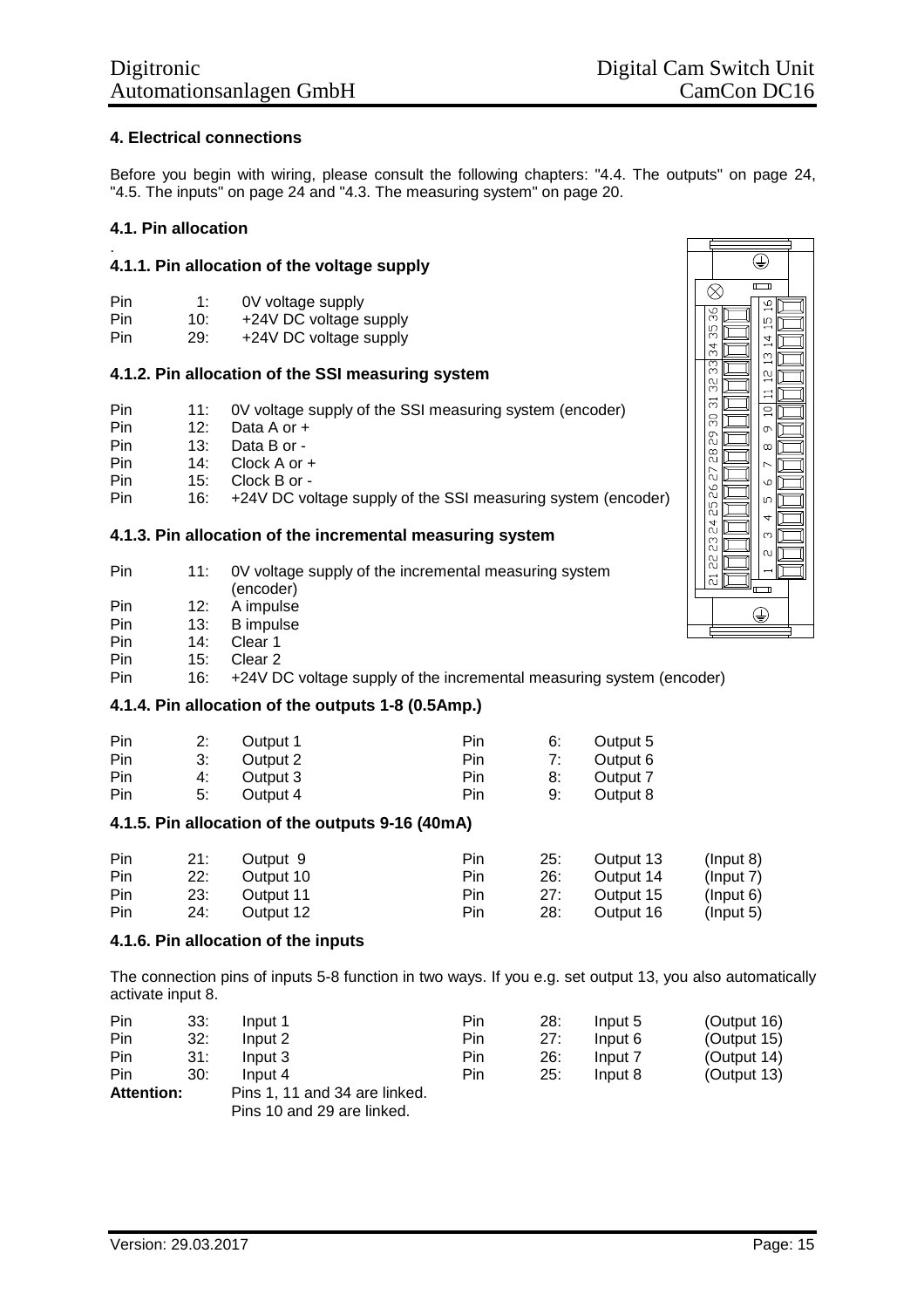## 4. Electrical connections

Before you begin with wiring, please consult the following chapters: "4.4. The outputs" on page 24, "4.5. The inputs" on page 24 and "4.3. The measuring system" on page 20.

### 4.1. Pin allocation

#### 4.1.1. Pin allocation of the voltage supply

| | | |
|---|---|---|
| Pin | 1: | 0V voltage supply |
| Pin | 10: | +24V DC voltage supply |
| Pin | 29: | +24V DC voltage supply |

#### 4.1.2. Pin allocation of the SSI measuring system

| | | |
|---|---|---|
| Pin | 11: | 0V voltage supply of the SSI measuring system (encoder) |
| Pin | 12: | Data A or + |
| Pin | 13: | Data B or - |
| Pin | 14: | Clock A or + |
| Pin | 15: | Clock B or - |
| Pin | 16: | +24V DC voltage supply of the SSI measuring system (encoder) |

#### 4.1.3. Pin allocation of the incremental measuring system

| | | |
|---|---|---|
| Pin | 11: | 0V voltage supply of the incremental measuring system (encoder) |
| Pin | 12: | A impulse |
| Pin | 13: | B impulse |
| Pin | 14: | Clear 1 |
| Pin | 15: | Clear 2 |
| Pin | 16: | +24V DC voltage supply of the incremental measuring system (encoder) |

#### 4.1.4. Pin allocation of the outputs 1-8 (0.5Amp.)

| | | | | | |
|---|---|---|---|---|---|
| Pin | 2: | Output 1 | Pin | 6: | Output 5 |
| Pin | 3: | Output 2 | Pin | 7: | Output 6 |
| Pin | 4: | Output 3 | Pin | 8: | Output 7 |
| Pin | 5: | Output 4 | Pin | 9: | Output 8 |

#### 4.1.5. Pin allocation of the outputs 9-16 (40mA)

| | | | | | | |
|---|---|---|---|---|---|---|
| Pin | 21: | Output 9 | Pin | 25: | Output 13 | (Input 8) |
| Pin | 22: | Output 10 | Pin | 26: | Output 14 | (Input 7) |
| Pin | 23: | Output 11 | Pin | 27: | Output 15 | (Input 6) |
| Pin | 24: | Output 12 | Pin | 28: | Output 16 | (Input 5) |

#### 4.1.6. Pin allocation of the inputs

The connection pins of inputs 5-8 function in two ways. If you e.g. set output 13, you also automatically activate input 8.

| | | | | | | |
|---|---|---|---|---|---|---|
| Pin | 33: | Input 1 | Pin | 28: | Input 5 | (Output 16) |
| Pin | 32: | Input 2 | Pin | 27: | Input 6 | (Output 15) |
| Pin | 31: | Input 3 | Pin | 26: | Input 7 | (Output 14) |
| Pin | 30: | Input 4 | Pin | 25: | Input 8 | (Output 13) |

**Attention:** Pins 1, 11 and 34 are linked.
Pins 10 and 29 are linked.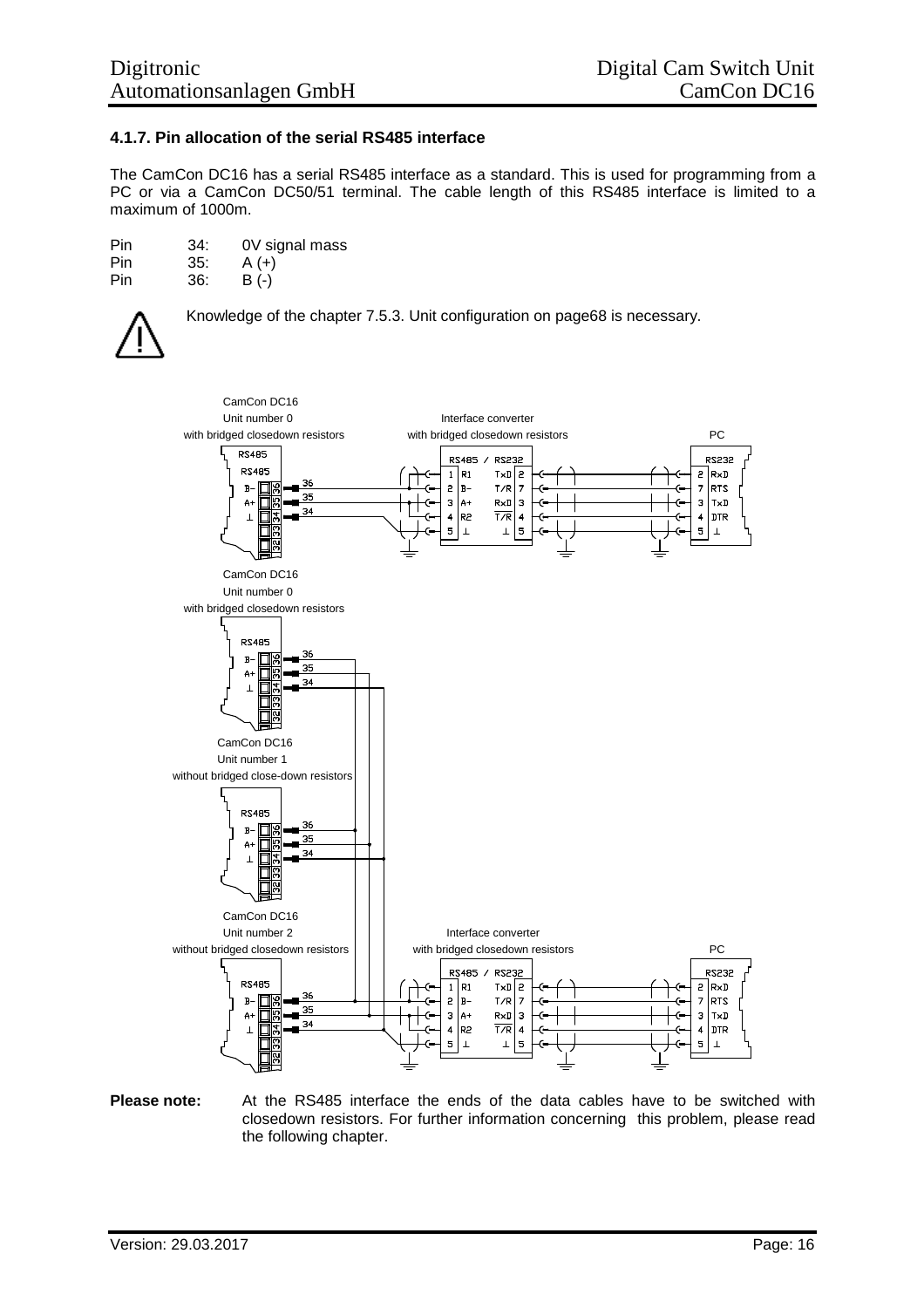### 4.1.7. Pin allocation of the serial RS485 interface

The CamCon DC16 has a serial RS485 interface as a standard. This is used for programming from a PC or via a CamCon DC50/51 terminal. The cable length of this RS485 interface is limited to a maximum of 1000m.

| | | |
|---|---|---|
| Pin | 34: | 0V signal mass |
| Pin | 35: | A (+) |
| Pin | 36: | B (-) |

Knowledge of the chapter 7.5.3. Unit configuration on page68 is necessary.

CamCon DC16
Unit number 0
with bridged closedown resistors

Interface converter
with bridged closedown resistors

PC

CamCon DC16
Unit number 0
with bridged closedown resistors

CamCon DC16
Unit number 1
without bridged close-down resistors

CamCon DC16
Unit number 2
without bridged closedown resistors

Interface converter
with bridged closedown resistors

PC

**Please note:** At the RS485 interface the ends of the data cables have to be switched with closedown resistors. For further information concerning this problem, please read the following chapter.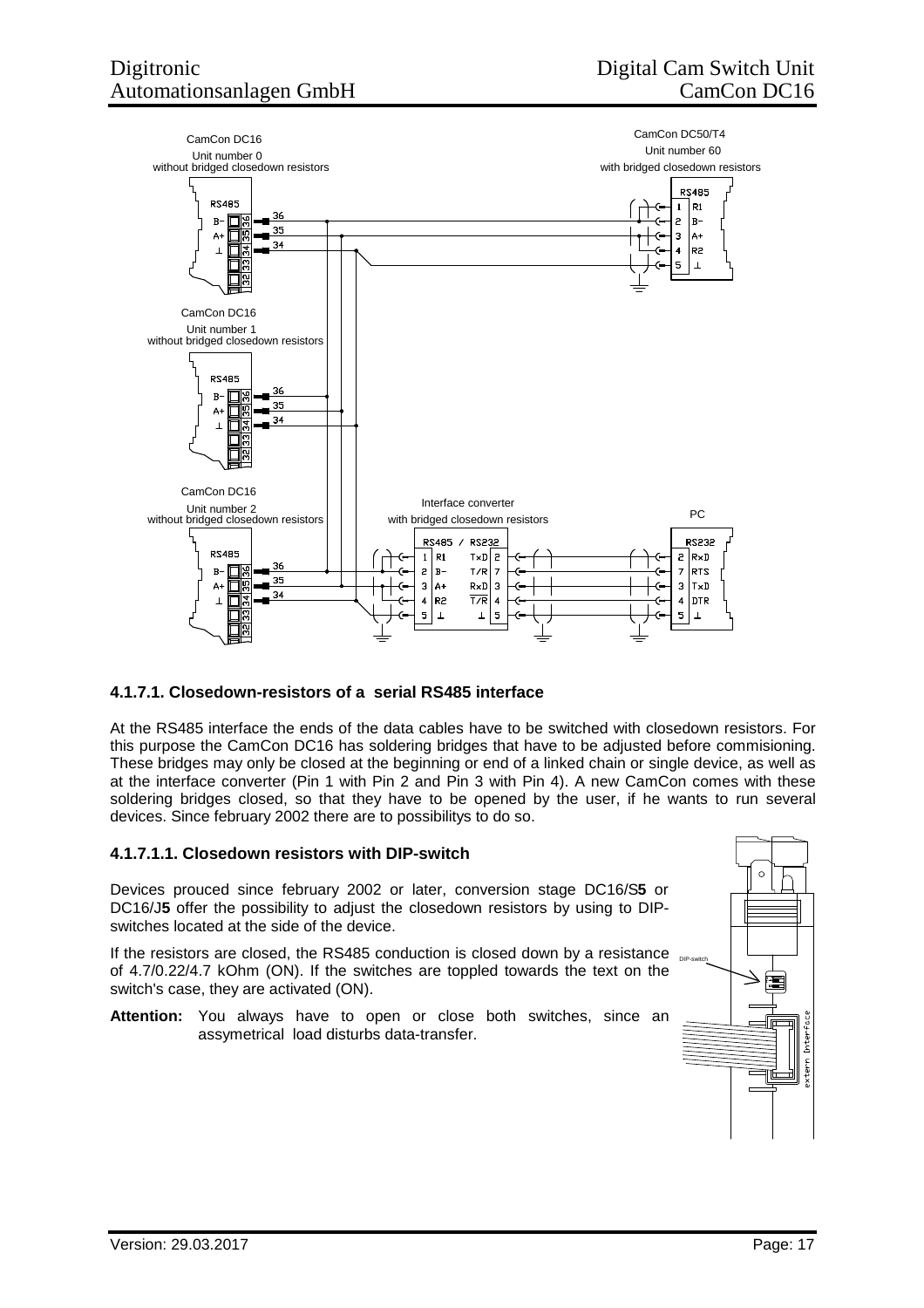CamCon DC16
Unit number 0
without bridged closedown resistors

CamCon DC50/T4
Unit number 60
with bridged closedown resistors

CamCon DC16
Unit number 1
without bridged closedown resistors

CamCon DC16
Unit number 2
without bridged closedown resistors

Interface converter
with bridged closedown resistors

PC

#### 4.1.7.1. Closedown-resistors of a serial RS485 interface

At the RS485 interface the ends of the data cables have to be switched with closedown resistors. For this purpose the CamCon DC16 has soldering bridges that have to be adjusted before commisioning. These bridges may only be closed at the beginning or end of a linked chain or single device, as well as at the interface converter (Pin 1 with Pin 2 and Pin 3 with Pin 4). A new CamCon comes with these soldering bridges closed, so that they have to be opened by the user, if he wants to run several devices. Since february 2002 there are to possibilitys to do so.

##### 4.1.7.1.1. Closedown resistors with DIP-switch

Devices prouced since february 2002 or later, conversion stage DC16/S**5** or DC16/J**5** offer the possibility to adjust the closedown resistors by using to DIP-switches located at the side of the device.

If the resistors are closed, the RS485 conduction is closed down by a resistance of 4.7/0.22/4.7 kOhm (ON). If the switches are toppled towards the text on the switch's case, they are activated (ON).

**Attention:** You always have to open or close both switches, since an assymetrical load disturbs data-transfer.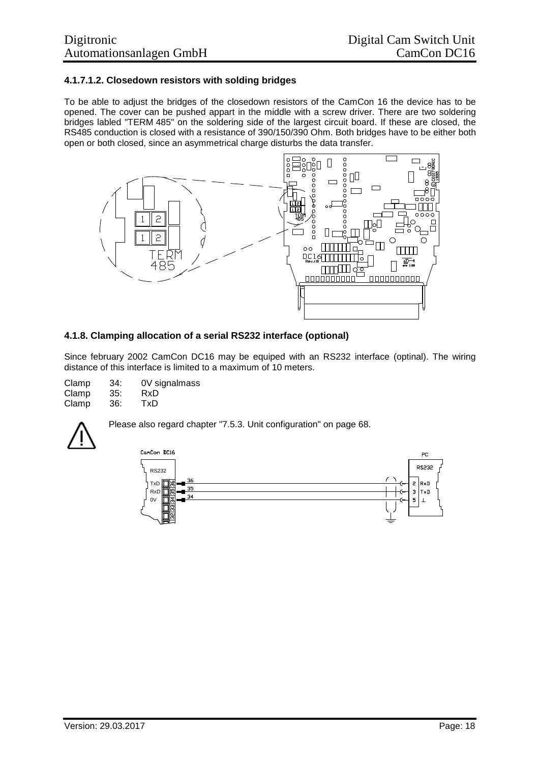#### 4.1.7.1.2. Closedown resistors with solding bridges

To be able to adjust the bridges of the closedown resistors of the CamCon 16 the device has to be opened. The cover can be pushed appart in the middle with a screw driver. There are two soldering bridges labled "TERM 485" on the soldering side of the largest circuit board. If these are closed, the RS485 conduction is closed with a resistance of 390/150/390 Ohm. Both bridges have to be either both open or both closed, since an asymmetrical charge disturbs the data transfer.

### 4.1.8. Clamping allocation of a serial RS232 interface (optional)

Since february 2002 CamCon DC16 may be equiped with an RS232 interface (optinal). The wiring distance of this interface is limited to a maximum of 10 meters.

| | | |
|---|---|---|
| Clamp | 34: | 0V signalmass |
| Clamp | 35: | RxD |
| Clamp | 36: | TxD |

Please also regard chapter "7.5.3. Unit configuration" on page 68.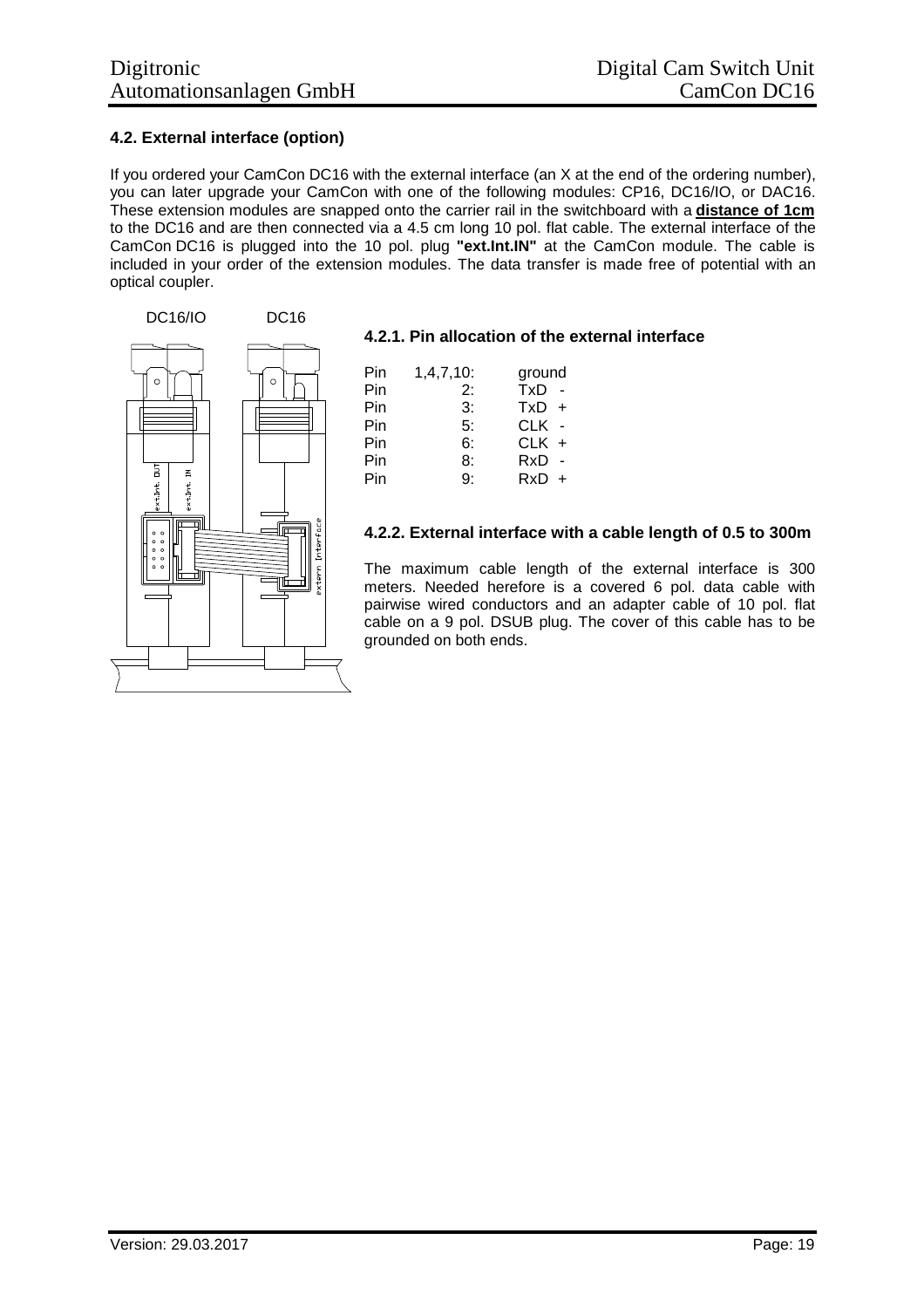### 4.2. External interface (option)

If you ordered your CamCon DC16 with the external interface (an X at the end of the ordering number), you can later upgrade your CamCon with one of the following modules: CP16, DC16/IO, or DAC16. These extension modules are snapped onto the carrier rail in the switchboard with a **distance of 1cm** to the DC16 and are then connected via a 4.5 cm long 10 pol. flat cable. The external interface of the CamCon DC16 is plugged into the 10 pol. plug **"ext.Int.IN"** at the CamCon module. The cable is included in your order of the extension modules. The data transfer is made free of potential with an optical coupler.

#### 4.2.1. Pin allocation of the external interface

| Pin | | |
|---|---|---|
| Pin | 1,4,7,10: | ground |
| Pin | 2: | TxD - |
| Pin | 3: | TxD + |
| Pin | 5: | CLK - |
| Pin | 6: | CLK + |
| Pin | 8: | RxD - |
| Pin | 9: | RxD + |

#### 4.2.2. External interface with a cable length of 0.5 to 300m

The maximum cable length of the external interface is 300 meters. Needed herefore is a covered 6 pol. data cable with pairwise wired conductors and an adapter cable of 10 pol. flat cable on a 9 pol. DSUB plug. The cover of this cable has to be grounded on both ends.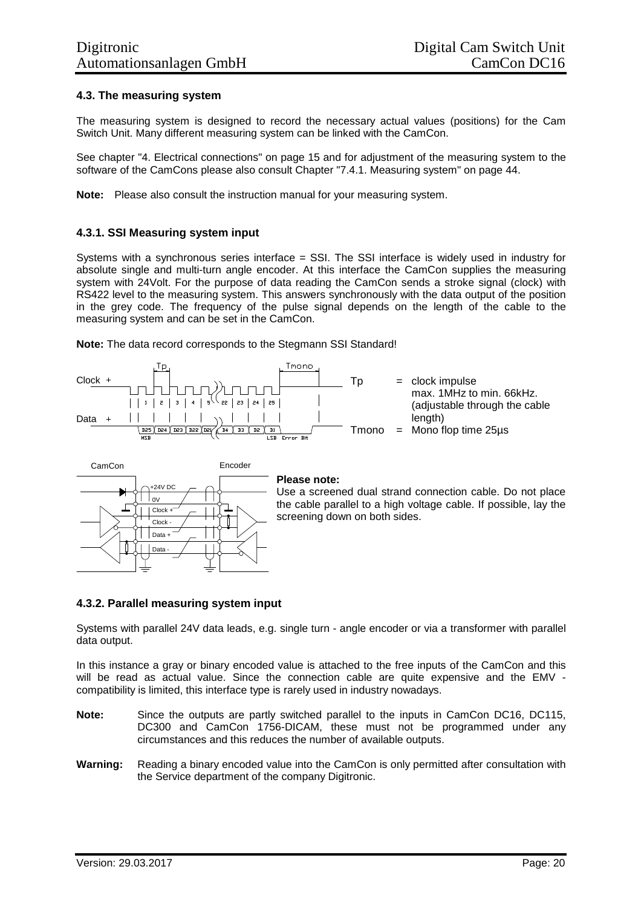### 4.3. The measuring system

The measuring system is designed to record the necessary actual values (positions) for the Cam Switch Unit. Many different measuring system can be linked with the CamCon.

See chapter "4. Electrical connections" on page 15 and for adjustment of the measuring system to the software of the CamCons please also consult Chapter "7.4.1. Measuring system" on page 44.

**Note:** Please also consult the instruction manual for your measuring system.

#### 4.3.1. SSI Measuring system input

Systems with a synchronous series interface = SSI. The SSI interface is widely used in industry for absolute single and multi-turn angle encoder. At this interface the CamCon supplies the measuring system with 24Volt. For the purpose of data reading the CamCon sends a stroke signal (clock) with RS422 level to the measuring system. This answers synchronously with the data output of the position in the grey code. The frequency of the pulse signal depends on the length of the cable to the measuring system and can be set in the CamCon.

**Note:** The data record corresponds to the Stegmann SSI Standard!

Tp = clock impulse max. 1MHz to min. 66kHz. (adjustable through the cable length)

Tmono = Mono flop time 25µs

**Please note:**
Use a screened dual strand connection cable. Do not place the cable parallel to a high voltage cable. If possible, lay the screening down on both sides.

#### 4.3.2. Parallel measuring system input

Systems with parallel 24V data leads, e.g. single turn - angle encoder or via a transformer with parallel data output.

In this instance a gray or binary encoded value is attached to the free inputs of the CamCon and this will be read as actual value. Since the connection cable are quite expensive and the EMV - compatibility is limited, this interface type is rarely used in industry nowadays.

**Note:** Since the outputs are partly switched parallel to the inputs in CamCon DC16, DC115, DC300 and CamCon 1756-DICAM, these must not be programmed under any circumstances and this reduces the number of available outputs.

**Warning:** Reading a binary encoded value into the CamCon is only permitted after consultation with the Service department of the company Digitronic.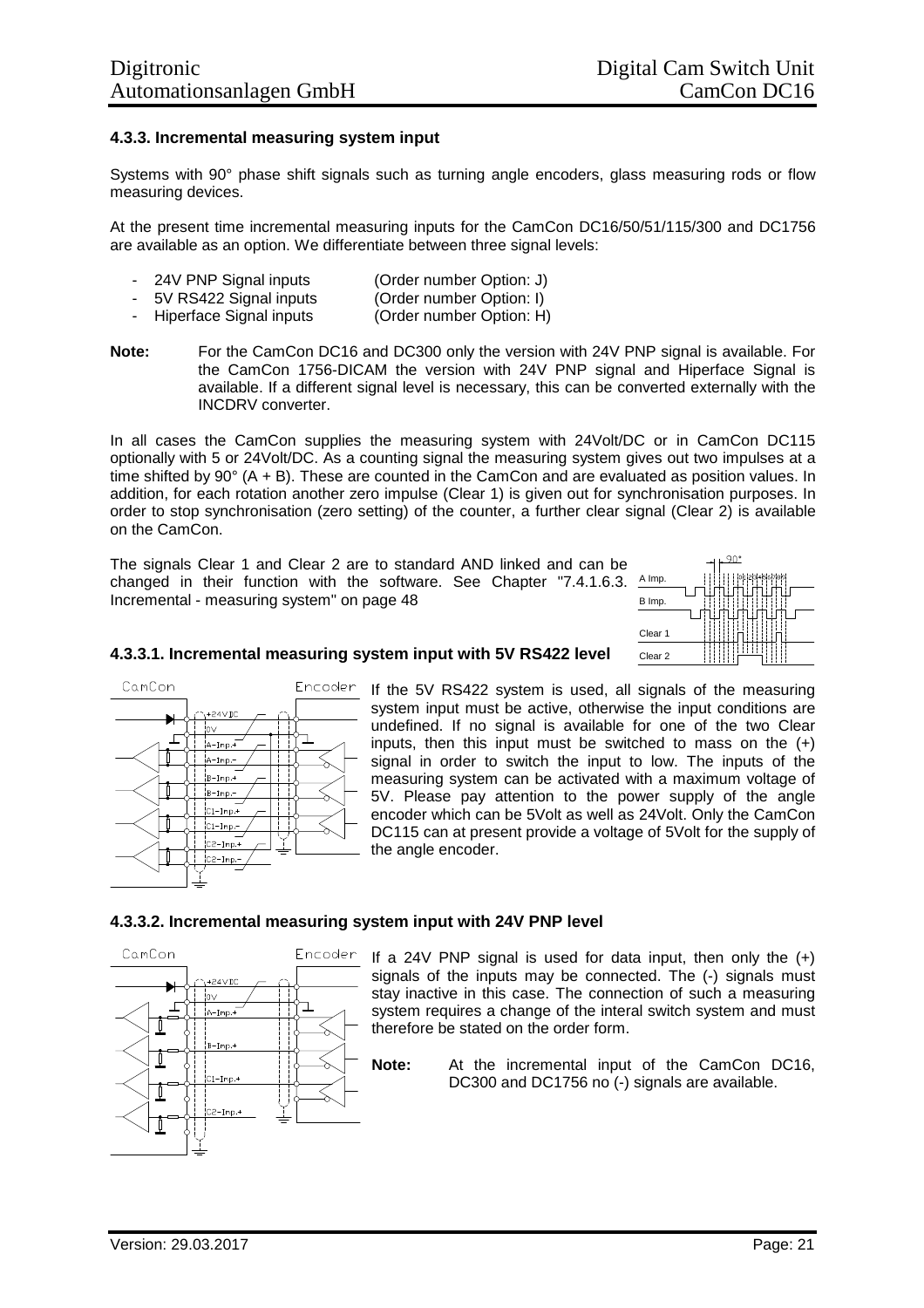### 4.3.3. Incremental measuring system input

Systems with 90° phase shift signals such as turning angle encoders, glass measuring rods or flow measuring devices.

At the present time incremental measuring inputs for the CamCon DC16/50/51/115/300 and DC1756 are available as an option. We differentiate between three signal levels:

- 24V PNP Signal inputs (Order number Option: J)
- 5V RS422 Signal inputs (Order number Option: I)
- Hiperface Signal inputs (Order number Option: H)

**Note:** For the CamCon DC16 and DC300 only the version with 24V PNP signal is available. For the CamCon 1756-DICAM the version with 24V PNP signal and Hiperface Signal is available. If a different signal level is necessary, this can be converted externally with the INCDRV converter.

In all cases the CamCon supplies the measuring system with 24Volt/DC or in CamCon DC115 optionally with 5 or 24Volt/DC. As a counting signal the measuring system gives out two impulses at a time shifted by 90° (A + B). These are counted in the CamCon and are evaluated as position values. In addition, for each rotation another zero impulse (Clear 1) is given out for synchronisation purposes. In order to stop synchronisation (zero setting) of the counter, a further clear signal (Clear 2) is available on the CamCon.

The signals Clear 1 and Clear 2 are to standard AND linked and can be changed in their function with the software. See Chapter "7.4.1.6.3. Incremental - measuring system" on page 48

#### 4.3.3.1. Incremental measuring system input with 5V RS422 level

If the 5V RS422 system is used, all signals of the measuring system input must be active, otherwise the input conditions are undefined. If no signal is available for one of the two Clear inputs, then this input must be switched to mass on the (+) signal in order to switch the input to low. The inputs of the measuring system can be activated with a maximum voltage of 5V. Please pay attention to the power supply of the angle encoder which can be 5Volt as well as 24Volt. Only the CamCon DC115 can at present provide a voltage of 5Volt for the supply of the angle encoder.

#### 4.3.3.2. Incremental measuring system input with 24V PNP level

If a 24V PNP signal is used for data input, then only the (+) signals of the inputs may be connected. The (-) signals must stay inactive in this case. The connection of such a measuring system requires a change of the interal switch system and must therefore be stated on the order form.

**Note:** At the incremental input of the CamCon DC16, DC300 and DC1756 no (-) signals are available.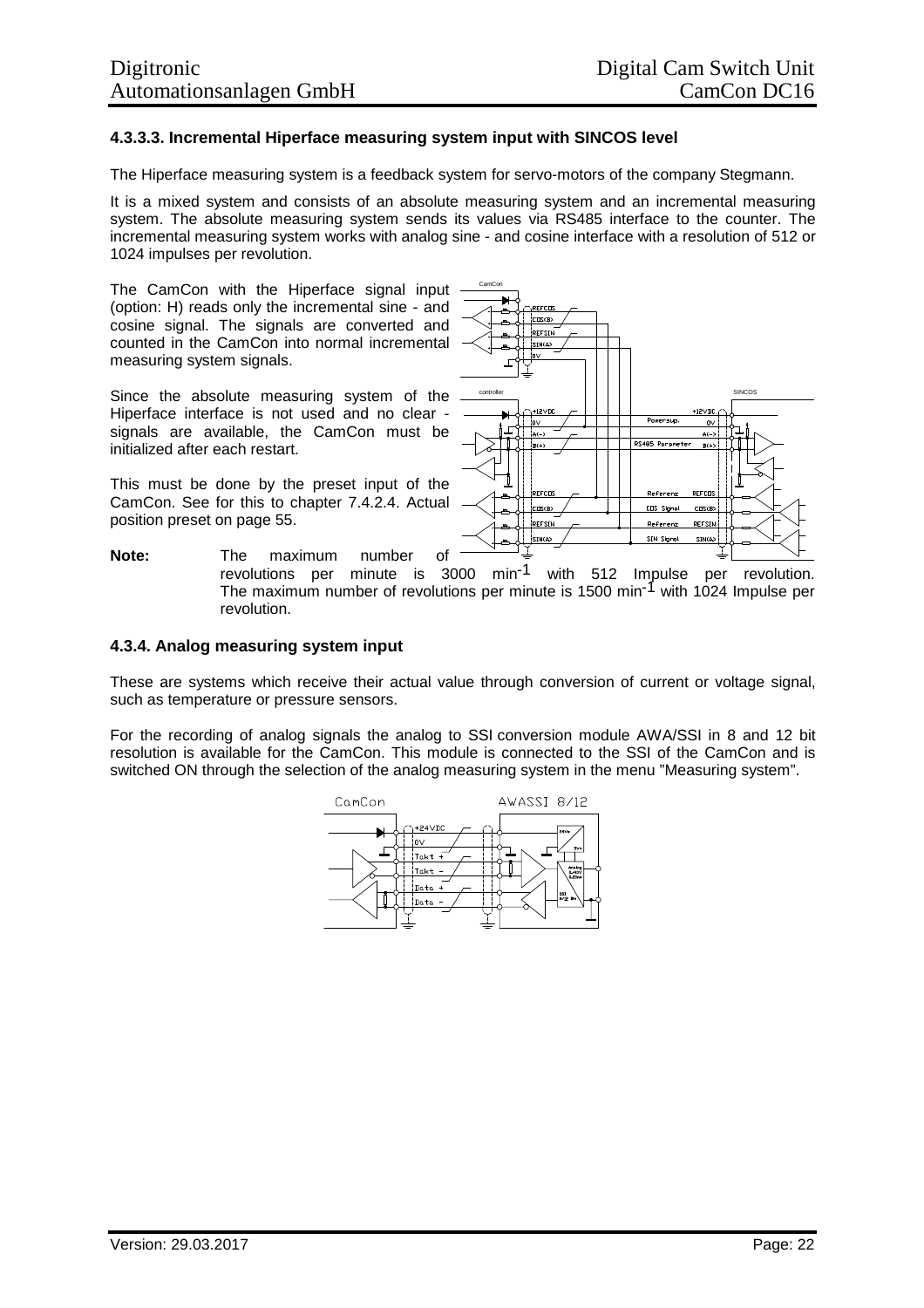### 4.3.3.3. Incremental Hiperface measuring system input with SINCOS level

The Hiperface measuring system is a feedback system for servo-motors of the company Stegmann.

It is a mixed system and consists of an absolute measuring system and an incremental measuring system. The absolute measuring system sends its values via RS485 interface to the counter. The incremental measuring system works with analog sine - and cosine interface with a resolution of 512 or 1024 impulses per revolution.

The CamCon with the Hiperface signal input (option: H) reads only the incremental sine - and cosine signal. The signals are converted and counted in the CamCon into normal incremental measuring system signals.

Since the absolute measuring system of the Hiperface interface is not used and no clear - signals are available, the CamCon must be initialized after each restart.

This must be done by the preset input of the CamCon. See for this to chapter 7.4.2.4. Actual position preset on page 55.

**Note:** The maximum number of revolutions per minute is 3000 $min^{-1}$ with 512 Impulse per revolution. The maximum number of revolutions per minute is 1500 $min^{-1}$ with 1024 Impulse per revolution.

### 4.3.4. Analog measuring system input

These are systems which receive their actual value through conversion of current or voltage signal, such as temperature or pressure sensors.

For the recording of analog signals the analog to SSI conversion module AWA/SSI in 8 and 12 bit resolution is available for the CamCon. This module is connected to the SSI of the CamCon and is switched ON through the selection of the analog measuring system in the menu "Measuring system".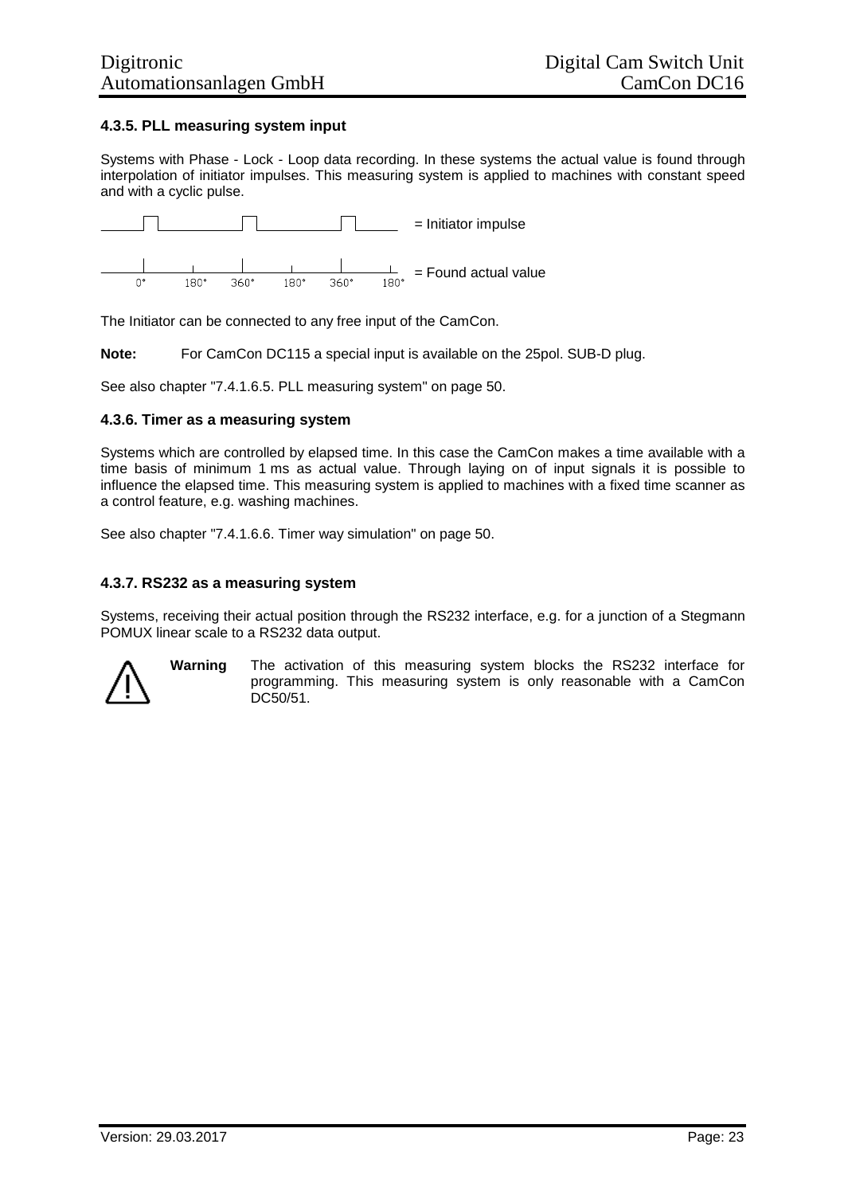### 4.3.5. PLL measuring system input

Systems with Phase - Lock - Loop data recording. In these systems the actual value is found through interpolation of initiator impulses. This measuring system is applied to machines with constant speed and with a cyclic pulse.

= Initiator impulse

0° 180° 360° 180° 360° 180° = Found actual value

The Initiator can be connected to any free input of the CamCon.

**Note:** For CamCon DC115 a special input is available on the 25pol. SUB-D plug.

See also chapter "7.4.1.6.5. PLL measuring system" on page 50.

### 4.3.6. Timer as a measuring system

Systems which are controlled by elapsed time. In this case the CamCon makes a time available with a time basis of minimum 1 ms as actual value. Through laying on of input signals it is possible to influence the elapsed time. This measuring system is applied to machines with a fixed time scanner as a control feature, e.g. washing machines.

See also chapter "7.4.1.6.6. Timer way simulation" on page 50.

### 4.3.7. RS232 as a measuring system

Systems, receiving their actual position through the RS232 interface, e.g. for a junction of a Stegmann POMUX linear scale to a RS232 data output.

**Warning** The activation of this measuring system blocks the RS232 interface for programming. This measuring system is only reasonable with a CamCon DC50/51.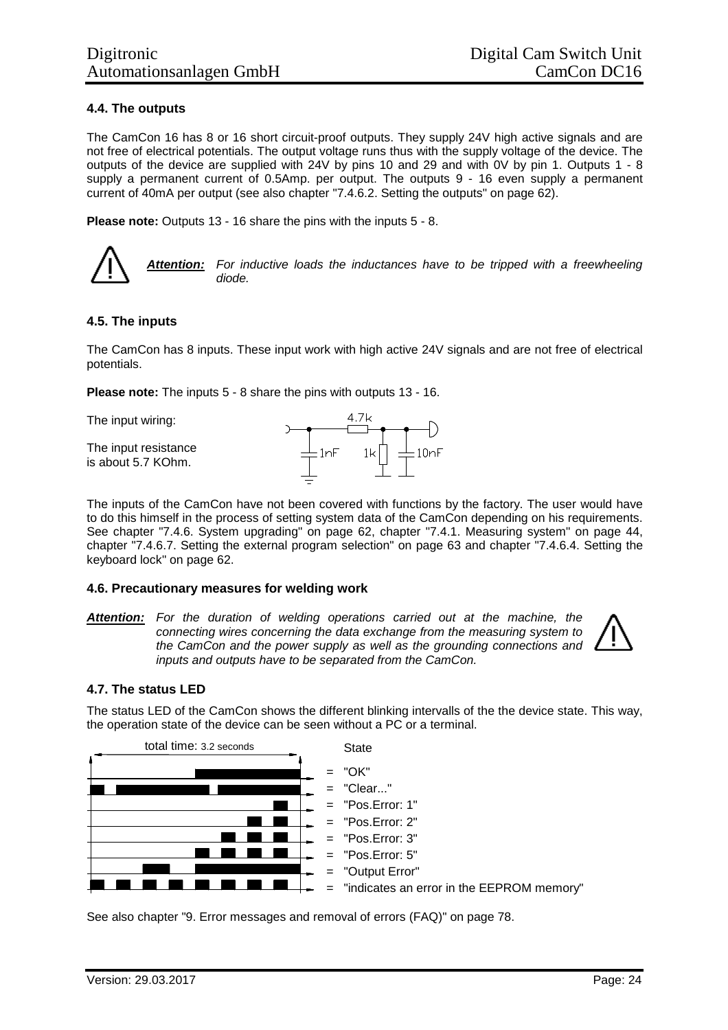## 4.4. The outputs

The CamCon 16 has 8 or 16 short circuit-proof outputs. They supply 24V high active signals and are not free of electrical potentials. The output voltage runs thus with the supply voltage of the device. The outputs of the device are supplied with 24V by pins 10 and 29 and with 0V by pin 1. Outputs 1 - 8 supply a permanent current of 0.5Amp. per output. The outputs 9 - 16 even supply a permanent current of 40mA per output (see also chapter "7.4.6.2. Setting the outputs" on page 62).

**Please note:** Outputs 13 - 16 share the pins with the inputs 5 - 8.

***Attention:*** *For inductive loads the inductances have to be tripped with a freewheeling diode.*

## 4.5. The inputs

The CamCon has 8 inputs. These input work with high active 24V signals and are not free of electrical potentials.

**Please note:** The inputs 5 - 8 share the pins with outputs 13 - 16.

The input wiring:

The input resistance is about 5.7 KOhm.

4.7k 1nF 1k 10nF

The inputs of the CamCon have not been covered with functions by the factory. The user would have to do this himself in the process of setting system data of the CamCon depending on his requirements. See chapter "7.4.6. System upgrading" on page 62, chapter "7.4.1. Measuring system" on page 44, chapter "7.4.6.7. Setting the external program selection" on page 63 and chapter "7.4.6.4. Setting the keyboard lock" on page 62.

## 4.6. Precautionary measures for welding work

***Attention:*** *For the duration of welding operations carried out at the machine, the connecting wires concerning the data exchange from the measuring system to the CamCon and the power supply as well as the grounding connections and inputs and outputs have to be separated from the CamCon.*

## 4.7. The status LED

The status LED of the CamCon shows the different blinking intervalls of the the device state. This way, the operation state of the device can be seen without a PC or a terminal.

total time: 3.2 seconds

State

= "OK"
= "Clear..."
= "Pos.Error: 1"
= "Pos.Error: 2"
= "Pos.Error: 3"
= "Pos.Error: 5"
= "Output Error"
= "indicates an error in the EEPROM memory"

See also chapter "9. Error messages and removal of errors (FAQ)" on page 78.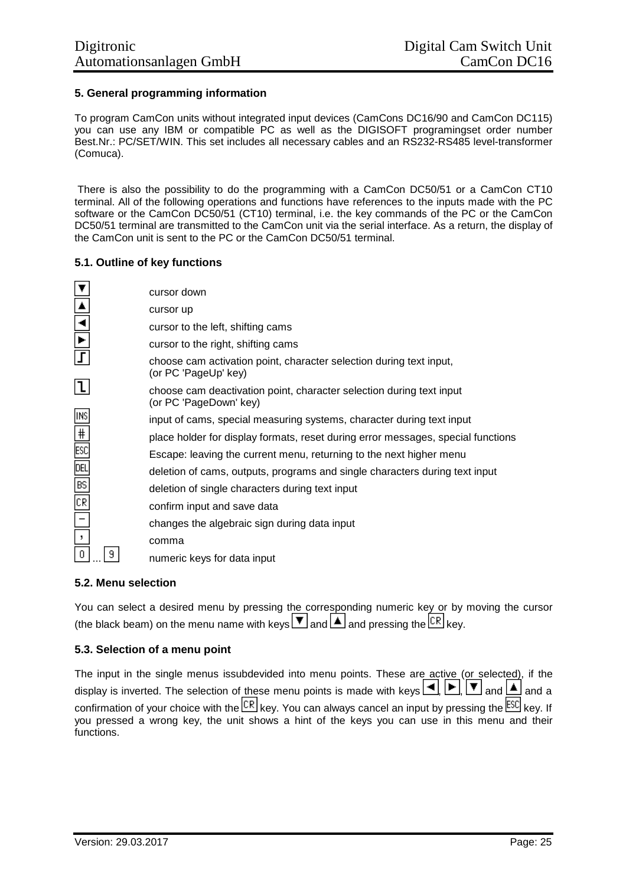## 5. General programming information

To program CamCon units without integrated input devices (CamCons DC16/90 and CamCon DC115) you can use any IBM or compatible PC as well as the DIGISOFT programingset order number Best.Nr.: PC/SET/WIN. This set includes all necessary cables and an RS232-RS485 level-transformer (Comuca).

There is also the possibility to do the programming with a CamCon DC50/51 or a CamCon CT10 terminal. All of the following operations and functions have references to the inputs made with the PC software or the CamCon DC50/51 (CT10) terminal, i.e. the key commands of the PC or the CamCon DC50/51 terminal are transmitted to the CamCon unit via the serial interface. As a return, the display of the CamCon unit is sent to the PC or the CamCon DC50/51 terminal.

### 5.1. Outline of key functions

| Key | Function |
|---|---|
| ▼ | cursor down |
| ▲ | cursor up |
| ◄ | cursor to the left, shifting cams |
| ► | cursor to the right, shifting cams |
| ⎍ | choose cam activation point, character selection during text input, (or PC 'PageUp' key) |
| ⎍ | choose cam deactivation point, character selection during text input (or PC 'PageDown' key) |
| INS | input of cams, special measuring systems, character during text input |
| # | place holder for display formats, reset during error messages, special functions |
| ESC | Escape: leaving the current menu, returning to the next higher menu |
| DEL | deletion of cams, outputs, programs and single characters during text input |
| BS | deletion of single characters during text input |
| CR | confirm input and save data |
| – | changes the algebraic sign during data input |
| , | comma |
| 0 ... 9 | numeric keys for data input |

### 5.2. Menu selection

You can select a desired menu by pressing the corresponding numeric key or by moving the cursor (the black beam) on the menu name with keys ▼ and ▲ and pressing the CR key.

### 5.3. Selection of a menu point

The input in the single menus issubdevided into menu points. These are active (or selected), if the display is inverted. The selection of these menu points is made with keys ◄, ►, ▼ and ▲ and a confirmation of your choice with the CR key. You can always cancel an input by pressing the ESC key. If you pressed a wrong key, the unit shows a hint of the keys you can use in this menu and their functions.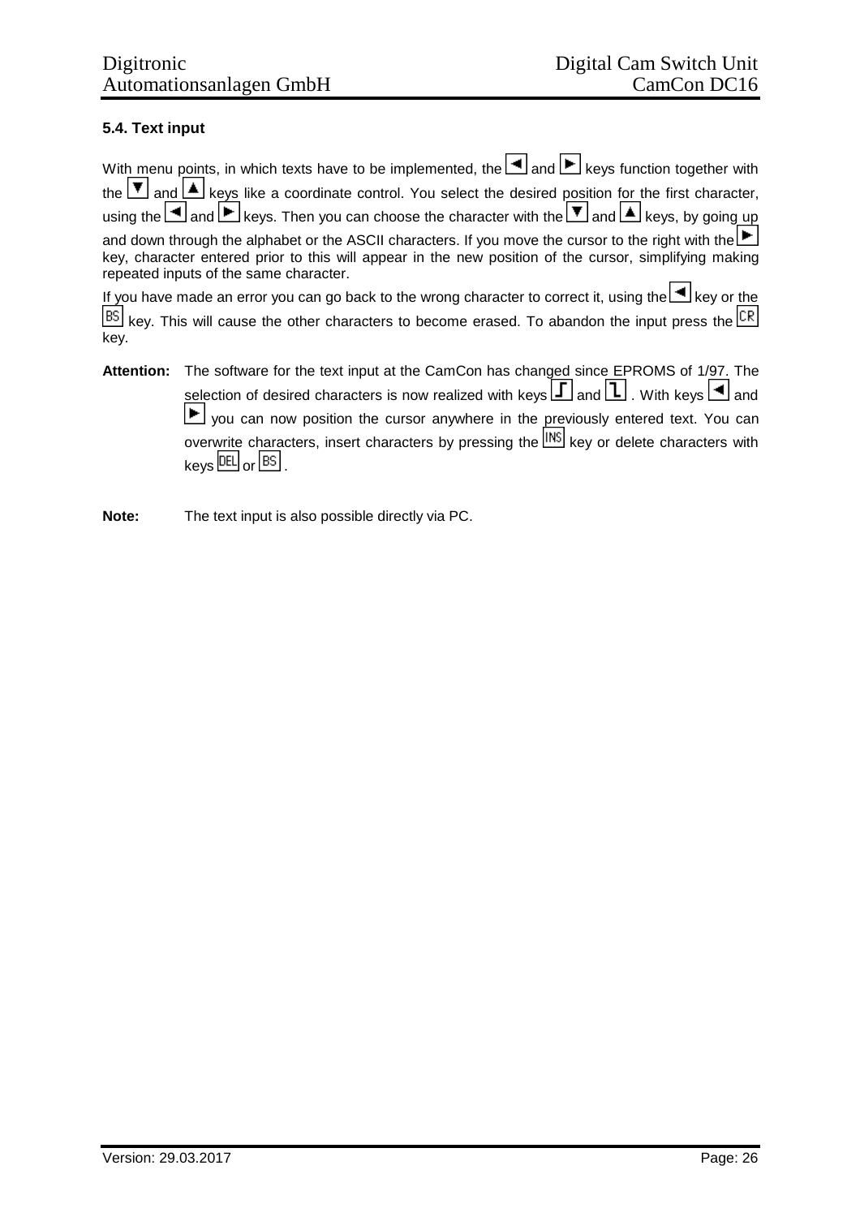## 5.4. Text input

With menu points, in which texts have to be implemented, the ◄ and ► keys function together with the ▼ and ▲ keys like a coordinate control. You select the desired position for the first character, using the ◄ and ► keys. Then you can choose the character with the ▼ and ▲ keys, by going up and down through the alphabet or the ASCII characters. If you move the cursor to the right with the ► key, character entered prior to this will appear in the new position of the cursor, simplifying making repeated inputs of the same character.

If you have made an error you can go back to the wrong character to correct it, using the ◄ key or the BS key. This will cause the other characters to become erased. To abandon the input press the CR key.

**Attention:** The software for the text input at the CamCon has changed since EPROMS of 1/97. The selection of desired characters is now realized with keys ⌠ and ⌡. With keys ◄ and ► you can now position the cursor anywhere in the previously entered text. You can overwrite characters, insert characters by pressing the INS key or delete characters with keys DEL or BS.

**Note:** The text input is also possible directly via PC.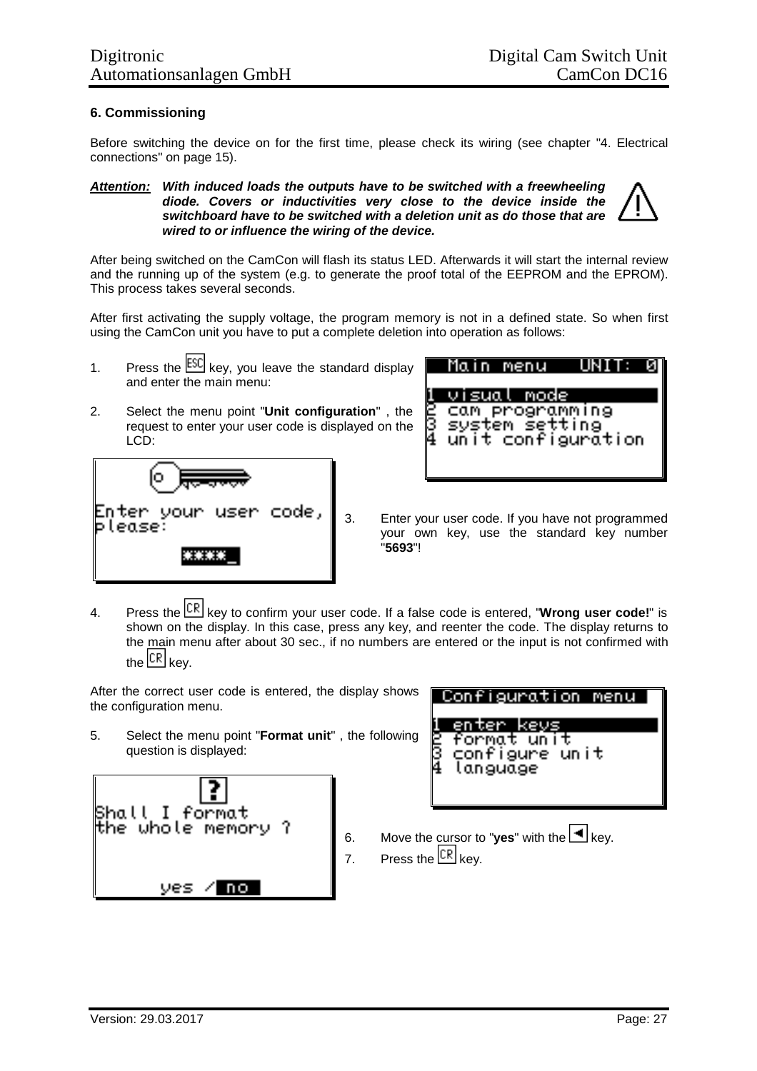### 6. Commissioning

Before switching the device on for the first time, please check its wiring (see chapter "4. Electrical connections" on page 15).

***Attention:*** ***With induced loads the outputs have to be switched with a freewheeling diode. Covers or inductivities very close to the device inside the switchboard have to be switched with a deletion unit as do those that are wired to or influence the wiring of the device.***

After being switched on the CamCon will flash its status LED. Afterwards it will start the internal review and the running up of the system (e.g. to generate the proof total of the EEPROM and the EPROM). This process takes several seconds.

After first activating the supply voltage, the program memory is not in a defined state. So when first using the CamCon unit you have to put a complete deletion into operation as follows:

1. Press the ESC key, you leave the standard display and enter the main menu:

```
Main menu    UNIT: 0

1 visual mode
2 cam programming
3 system setting
4 unit configuration
```

2. Select the menu point "**Unit configuration**" , the request to enter your user code is displayed on the LCD:

```
Enter your user code,
please:

        ****_
```

3. Enter your user code. If you have not programmed your own key, use the standard key number "**5693**"!

4. Press the CR key to confirm your user code. If a false code is entered, "**Wrong user code!**" is shown on the display. In this case, press any key, and reenter the code. The display returns to the main menu after about 30 sec., if no numbers are entered or the input is not confirmed with the CR key.

After the correct user code is entered, the display shows the configuration menu.

```
Configuration menu

1 enter keys
2 format unit
3 configure unit
4 language
```

5. Select the menu point "**Format unit**" , the following question is displayed:

```
        ?
Shall I format
the whole memory ?


      yes / no
```

6. Move the cursor to "**yes**" with the ◄ key.
7. Press the CR key.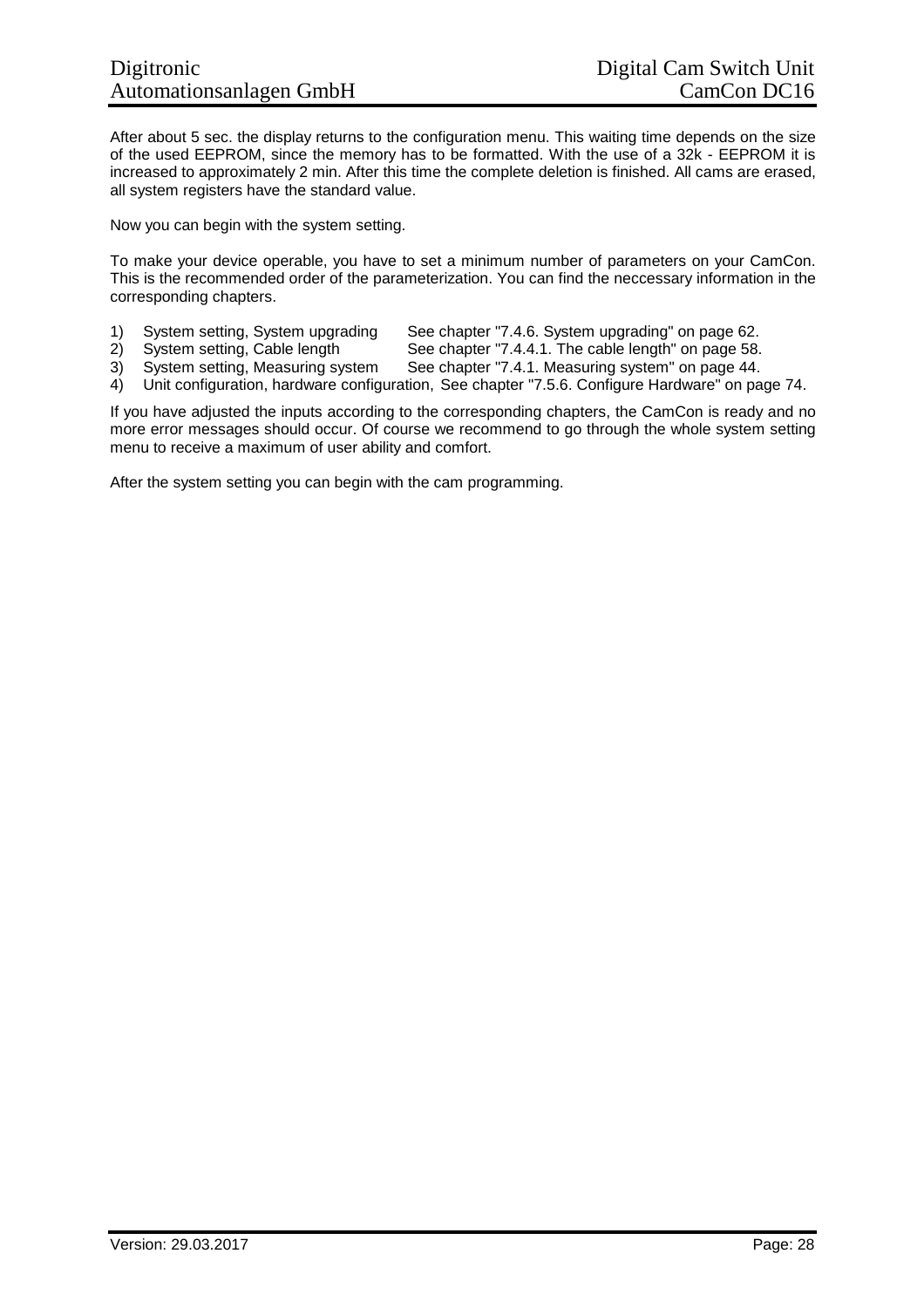After about 5 sec. the display returns to the configuration menu. This waiting time depends on the size of the used EEPROM, since the memory has to be formatted. With the use of a 32k - EEPROM it is increased to approximately 2 min. After this time the complete deletion is finished. All cams are erased, all system registers have the standard value.

Now you can begin with the system setting.

To make your device operable, you have to set a minimum number of parameters on your CamCon. This is the recommended order of the parameterization. You can find the neccessary information in the corresponding chapters.

1) System setting, System upgrading See chapter "7.4.6. System upgrading" on page 62.
2) System setting, Cable length See chapter "7.4.4.1. The cable length" on page 58.
3) System setting, Measuring system See chapter "7.4.1. Measuring system" on page 44.
4) Unit configuration, hardware configuration, See chapter "7.5.6. Configure Hardware" on page 74.

If you have adjusted the inputs according to the corresponding chapters, the CamCon is ready and no more error messages should occur. Of course we recommend to go through the whole system setting menu to receive a maximum of user ability and comfort.

After the system setting you can begin with the cam programming.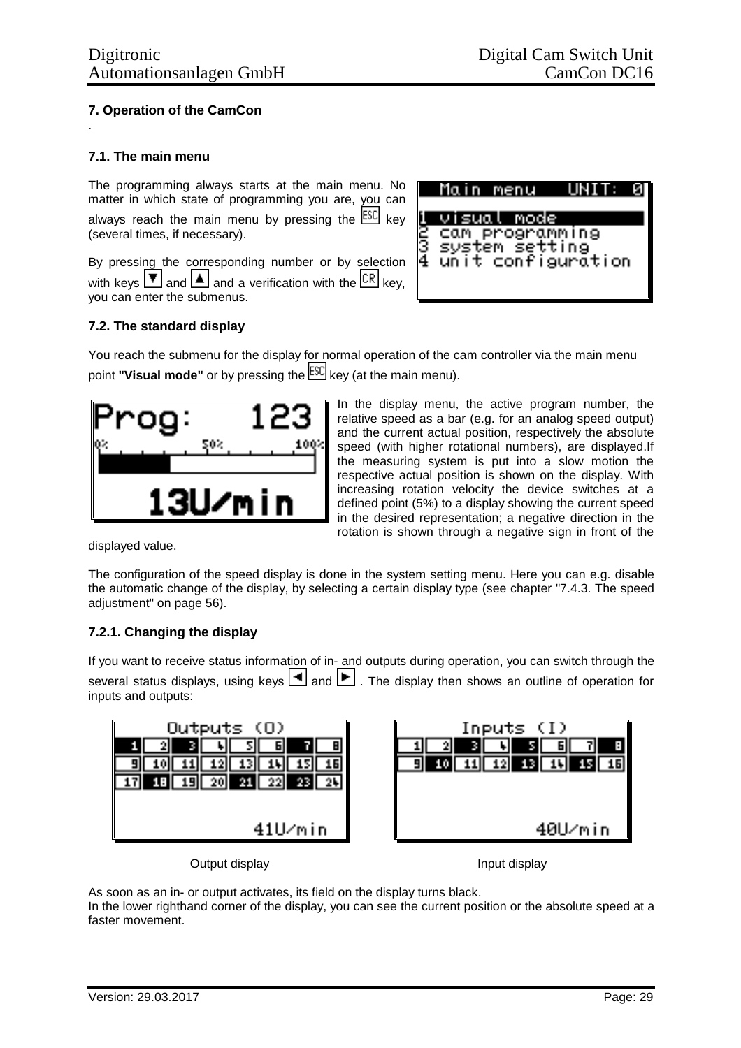# 7. Operation of the CamCon

.

## 7.1. The main menu

The programming always starts at the main menu. No matter in which state of programming you are, you can always reach the main menu by pressing the ESC key (several times, if necessary).

By pressing the corresponding number or by selection with keys ▼ and ▲ and a verification with the CR key, you can enter the submenus.

```
Main menu   UNIT: 0
1 visual mode
2 cam programming
3 system setting
4 unit configuration
```

## 7.2. The standard display

You reach the submenu for the display for normal operation of the cam controller via the main menu point **"Visual mode"** or by pressing the ESC key (at the main menu).

```
Prog:     123
0%    50%    100%
13U/min
```

In the display menu, the active program number, the relative speed as a bar (e.g. for an analog speed output) and the current actual position, respectively the absolute speed (with higher rotational numbers), are displayed.If the measuring system is put into a slow motion the respective actual position is shown on the display. With increasing rotation velocity the device switches at a defined point (5%) to a display showing the current speed in the desired representation; a negative direction in the rotation is shown through a negative sign in front of the displayed value.

The configuration of the speed display is done in the system setting menu. Here you can e.g. disable the automatic change of the display, by selecting a certain display type (see chapter "7.4.3. The speed adjustment" on page 56).

### 7.2.1. Changing the display

If you want to receive status information of in- and outputs during operation, you can switch through the several status displays, using keys ◄ and ► . The display then shows an outline of operation for inputs and outputs:

```
Outputs (O)
 1  2  3  4  5  6  7  8
 9 10 11 12 13 14 15 16
17 18 19 20 21 22 23 24

                41U/min
```

Output display

```
Inputs (I)
 1  2  3  4  5  6  7  8
 9 10 11 12 13 14 15 16

                40U/min
```

Input display

As soon as an in- or output activates, its field on the display turns black.
In the lower righthand corner of the display, you can see the current position or the absolute speed at a faster movement.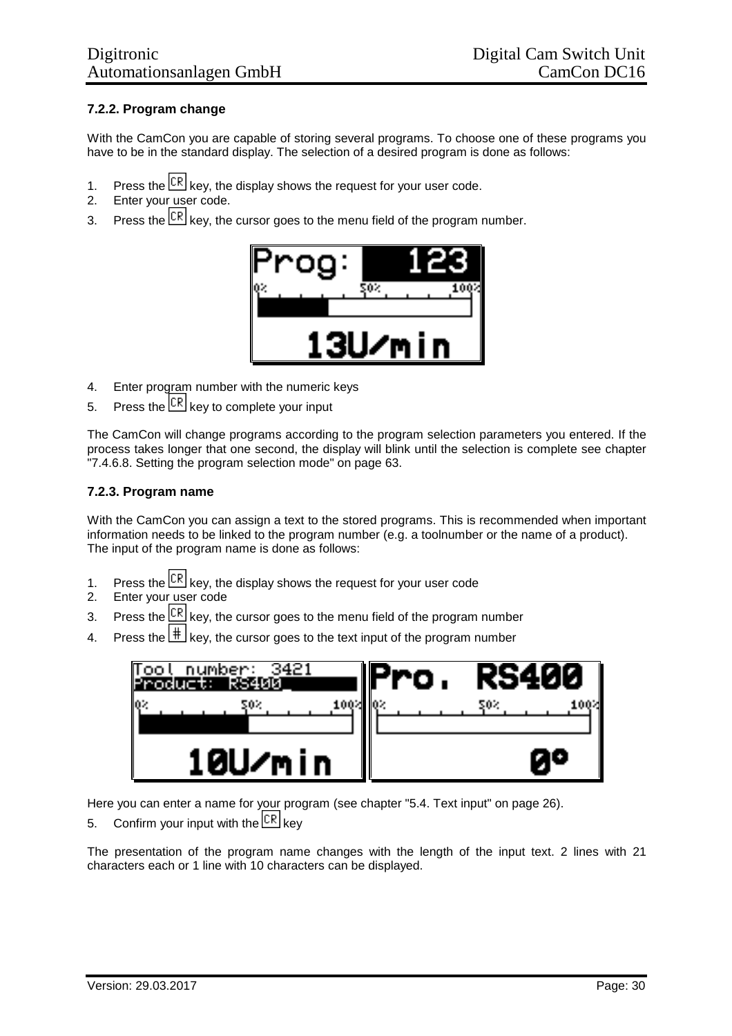### 7.2.2. Program change

With the CamCon you are capable of storing several programs. To choose one of these programs you have to be in the standard display. The selection of a desired program is done as follows:

1. Press the CR key, the display shows the request for your user code.
2. Enter your user code.
3. Press the CR key, the cursor goes to the menu field of the program number.

4. Enter program number with the numeric keys
5. Press the CR key to complete your input

The CamCon will change programs according to the program selection parameters you entered. If the process takes longer that one second, the display will blink until the selection is complete see chapter "7.4.6.8. Setting the program selection mode" on page 63.

### 7.2.3. Program name

With the CamCon you can assign a text to the stored programs. This is recommended when important information needs to be linked to the program number (e.g. a toolnumber or the name of a product). The input of the program name is done as follows:

1. Press the CR key, the display shows the request for your user code
2. Enter your user code
3. Press the CR key, the cursor goes to the menu field of the program number
4. Press the # key, the cursor goes to the text input of the program number

Here you can enter a name for your program (see chapter "5.4. Text input" on page 26).

5. Confirm your input with the CR key

The presentation of the program name changes with the length of the input text. 2 lines with 21 characters each or 1 line with 10 characters can be displayed.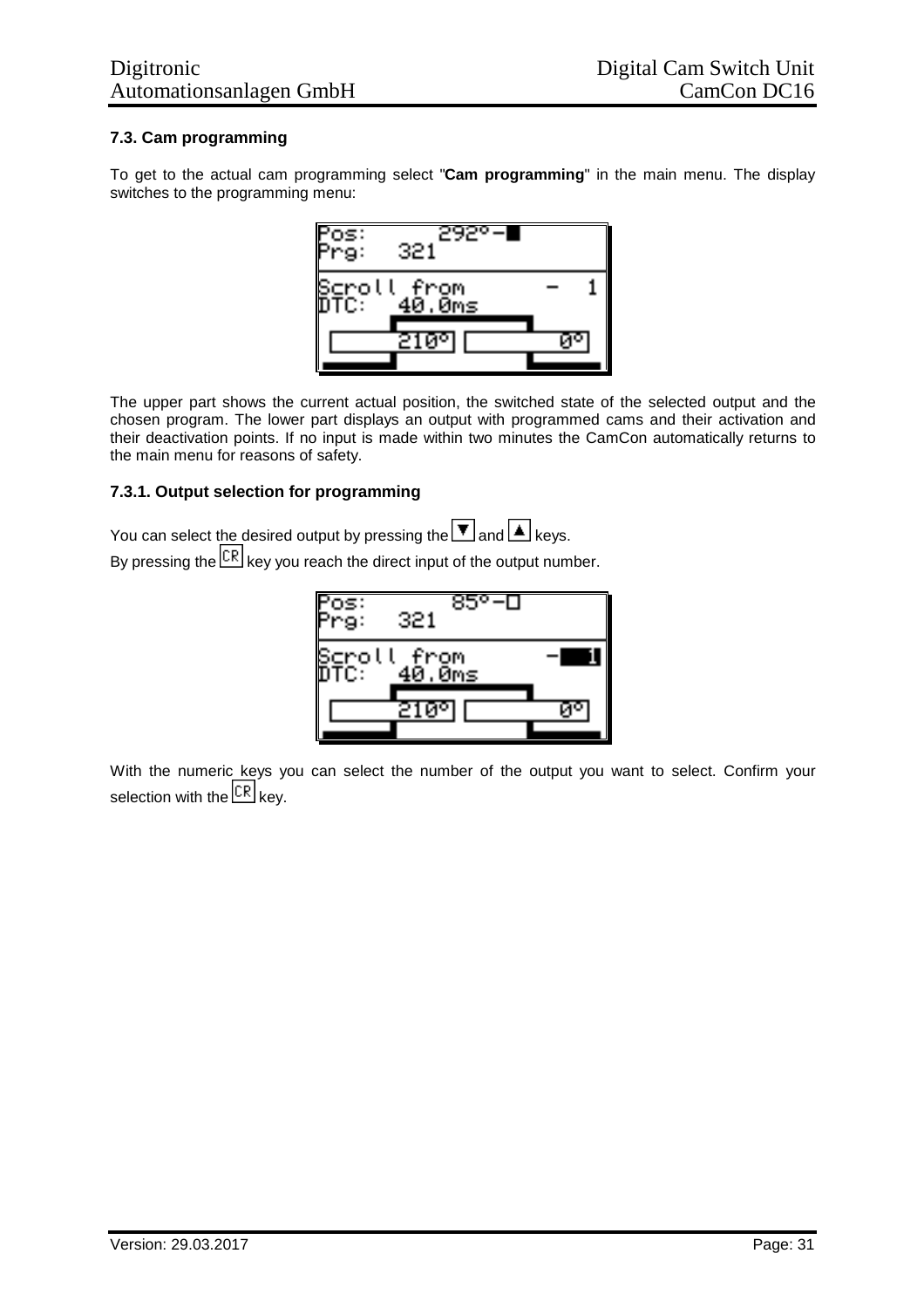### 7.3. Cam programming

To get to the actual cam programming select "**Cam programming**" in the main menu. The display switches to the programming menu:

```
Pos:       292°-■
Prg:   321
Scroll from      -  1
DTC:   40.0ms
      210°        0°
```

The upper part shows the current actual position, the switched state of the selected output and the chosen program. The lower part displays an output with programmed cams and their activation and their deactivation points. If no input is made within two minutes the CamCon automatically returns to the main menu for reasons of safety.

#### 7.3.1. Output selection for programming

You can select the desired output by pressing the ▼ and ▲ keys.
By pressing the CR key you reach the direct input of the output number.

```
Pos:        85°-□
Prg:   321
Scroll from      - 1
DTC:   40.0ms
      210°        0°
```

With the numeric keys you can select the number of the output you want to select. Confirm your selection with the CR key.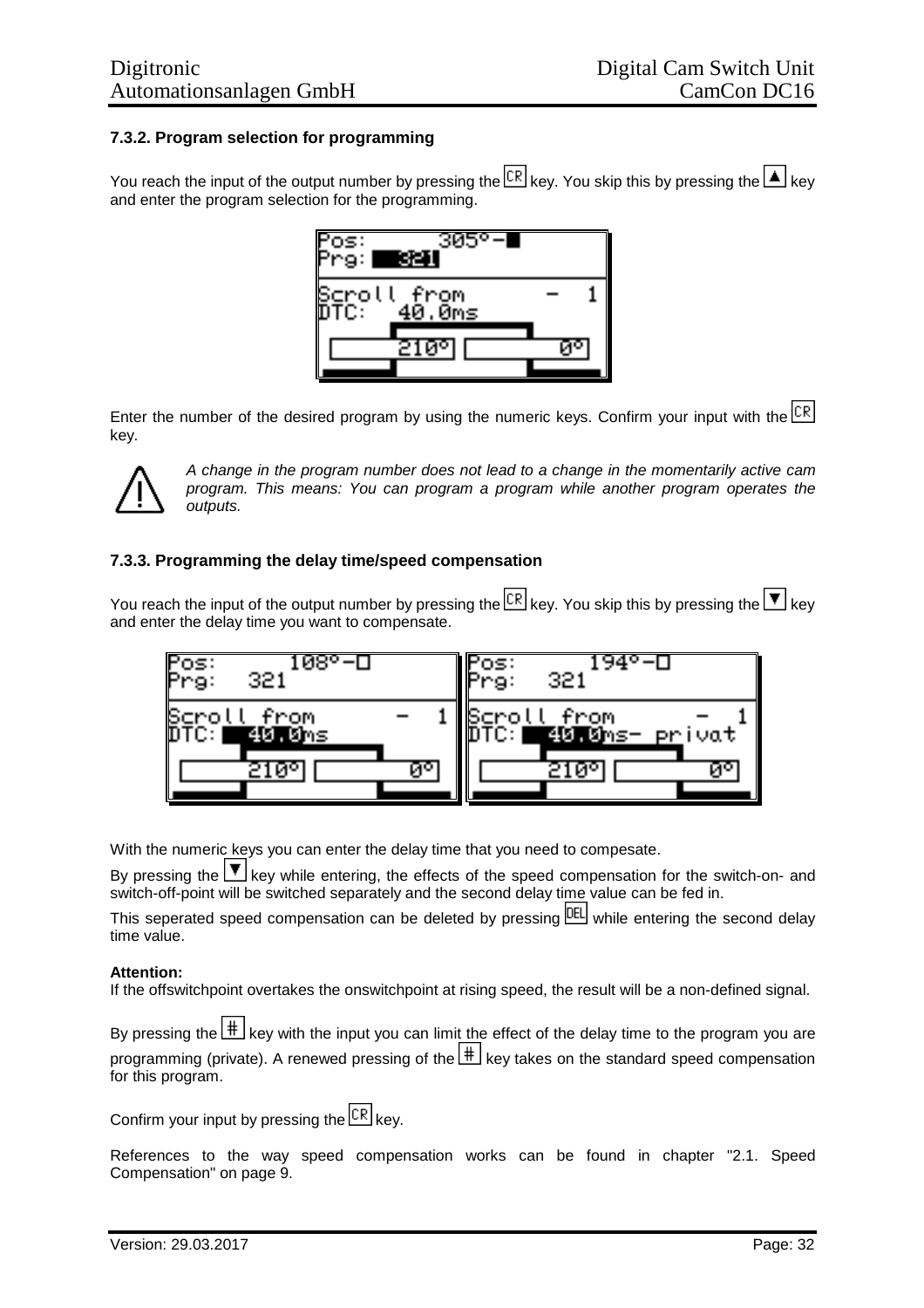### 7.3.2. Program selection for programming

You reach the input of the output number by pressing the CR key. You skip this by pressing the ▲ key and enter the program selection for the programming.

Enter the number of the desired program by using the numeric keys. Confirm your input with the CR key.

*A change in the program number does not lead to a change in the momentarily active cam program. This means: You can program a program while another program operates the outputs.*

### 7.3.3. Programming the delay time/speed compensation

You reach the input of the output number by pressing the CR key. You skip this by pressing the ▼ key and enter the delay time you want to compensate.

With the numeric keys you can enter the delay time that you need to compesate.

By pressing the ▼ key while entering, the effects of the speed compensation for the switch-on- and switch-off-point will be switched separately and the second delay time value can be fed in.

This seperated speed compensation can be deleted by pressing DEL while entering the second delay time value.

**Attention:**
If the offswitchpoint overtakes the onswitchpoint at rising speed, the result will be a non-defined signal.

By pressing the # key with the input you can limit the effect of the delay time to the program you are programming (private). A renewed pressing of the # key takes on the standard speed compensation for this program.

Confirm your input by pressing the CR key.

References to the way speed compensation works can be found in chapter "2.1. Speed Compensation" on page 9.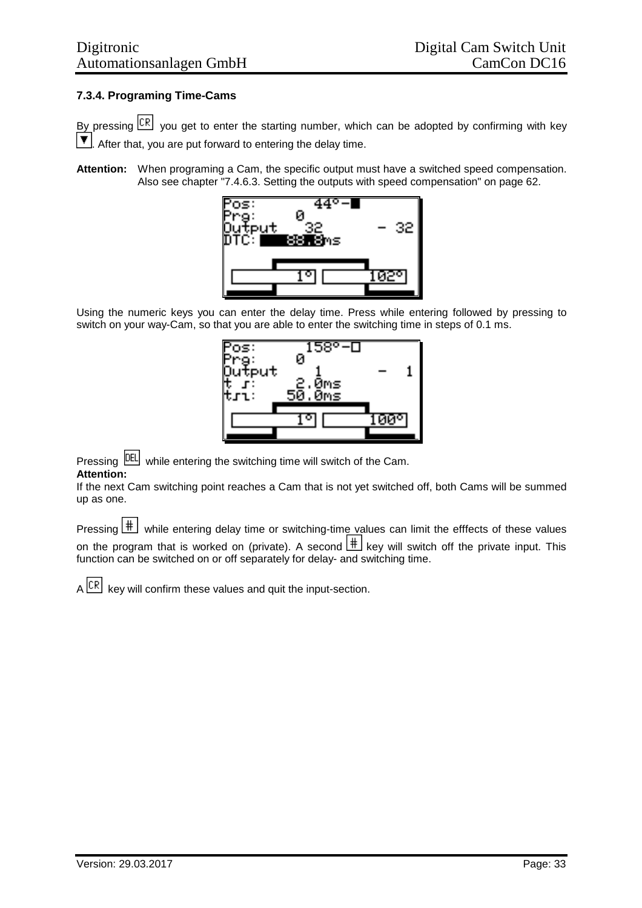### 7.3.4. Programing Time-Cams

By pressing [CR] you get to enter the starting number, which can be adopted by confirming with key [▼]. After that, you are put forward to entering the delay time.

**Attention:** When programing a Cam, the specific output must have a switched speed compensation. Also see chapter "7.4.6.3. Setting the outputs with speed compensation" on page 62.

Using the numeric keys you can enter the delay time. Press while entering followed by pressing to switch on your way-Cam, so that you are able to enter the switching time in steps of 0.1 ms.

Pressing [DEL] while entering the switching time will switch of the Cam.

**Attention:**

If the next Cam switching point reaches a Cam that is not yet switched off, both Cams will be summed up as one.

Pressing [#] while entering delay time or switching-time values can limit the efffects of these values on the program that is worked on (private). A second [#] key will switch off the private input. This function can be switched on or off separately for delay- and switching time.

A [CR] key will confirm these values and quit the input-section.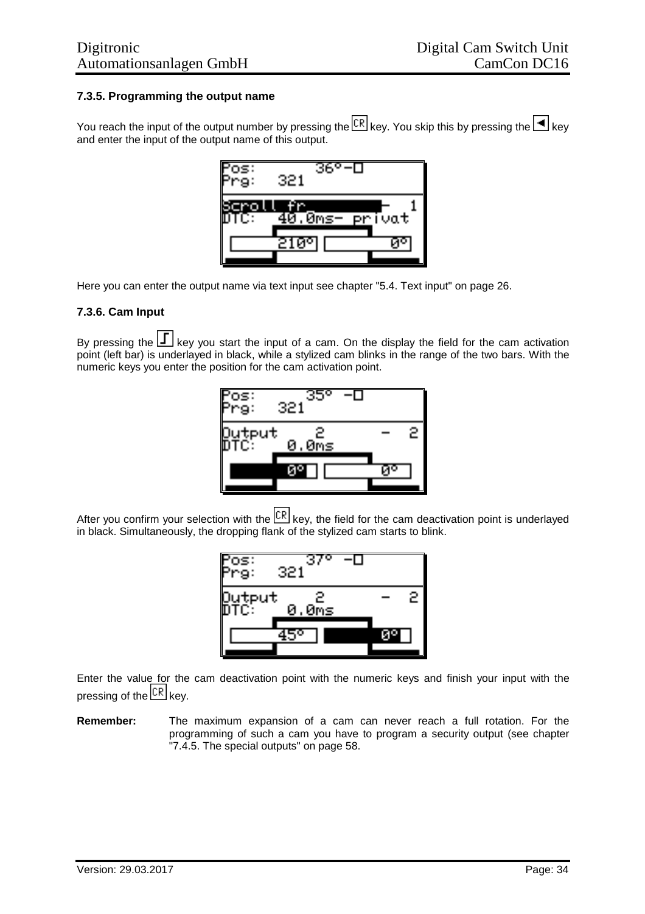### 7.3.5. Programming the output name

You reach the input of the output number by pressing the CR key. You skip this by pressing the ◄ key and enter the input of the output name of this output.

Here you can enter the output name via text input see chapter "5.4. Text input" on page 26.

### 7.3.6. Cam Input

By pressing the ⎍ key you start the input of a cam. On the display the field for the cam activation point (left bar) is underlayed in black, while a stylized cam blinks in the range of the two bars. With the numeric keys you enter the position for the cam activation point.

After you confirm your selection with the CR key, the field for the cam deactivation point is underlayed in black. Simultaneously, the dropping flank of the stylized cam starts to blink.

Enter the value for the cam deactivation point with the numeric keys and finish your input with the pressing of the CR key.

**Remember:** The maximum expansion of a cam can never reach a full rotation. For the programming of such a cam you have to program a security output (see chapter "7.4.5. The special outputs" on page 58.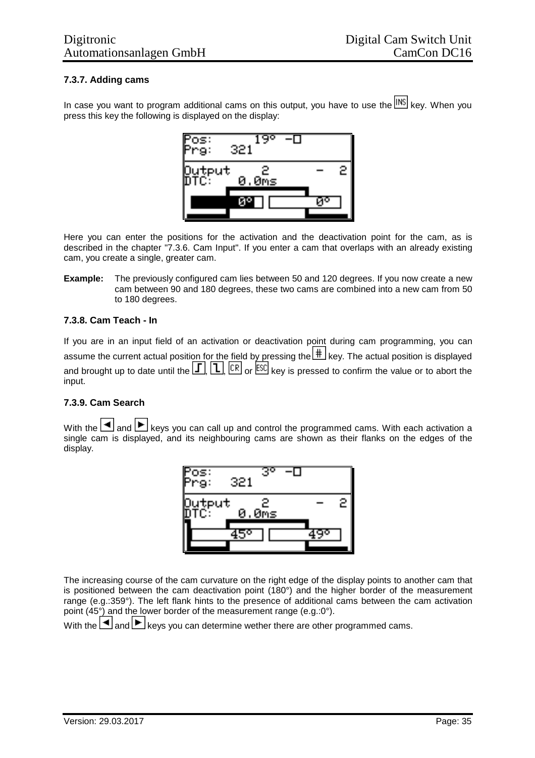### 7.3.7. Adding cams

In case you want to program additional cams on this output, you have to use the INS key. When you press this key the following is displayed on the display:

Here you can enter the positions for the activation and the deactivation point for the cam, as is described in the chapter "7.3.6. Cam Input". If you enter a cam that overlaps with an already existing cam, you create a single, greater cam.

**Example:** The previously configured cam lies between 50 and 120 degrees. If you now create a new cam between 90 and 180 degrees, these two cams are combined into a new cam from 50 to 180 degrees.

### 7.3.8. Cam Teach - In

If you are in an input field of an activation or deactivation point during cam programming, you can assume the current actual position for the field by pressing the # key. The actual position is displayed and brought up to date until the ⎍, ⎍, CR or ESC key is pressed to confirm the value or to abort the input.

### 7.3.9. Cam Search

With the ◄ and ► keys you can call up and control the programmed cams. With each activation a single cam is displayed, and its neighbouring cams are shown as their flanks on the edges of the display.

The increasing course of the cam curvature on the right edge of the display points to another cam that is positioned between the cam deactivation point (180°) and the higher border of the measurement range (e.g.:359°). The left flank hints to the presence of additional cams between the cam activation point (45°) and the lower border of the measurement range (e.g.:0°).

With the ◄ and ► keys you can determine wether there are other programmed cams.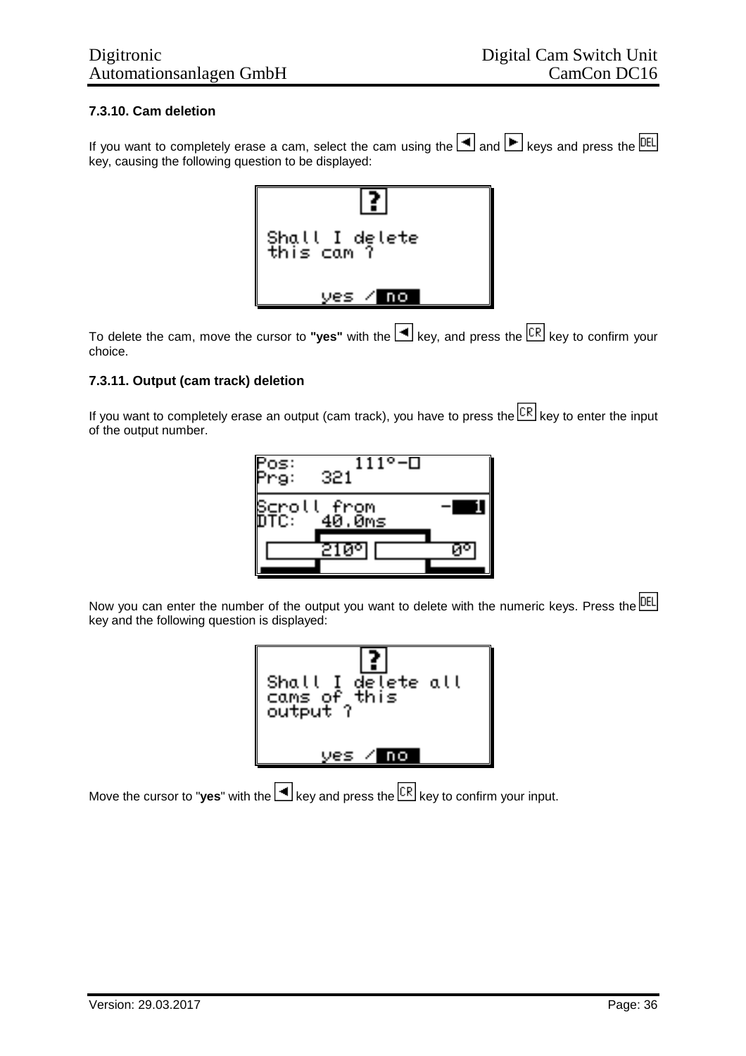### 7.3.10. Cam deletion

If you want to completely erase a cam, select the cam using the ◄ and ► keys and press the DEL key, causing the following question to be displayed:

To delete the cam, move the cursor to **"yes"** with the ◄ key, and press the CR key to confirm your choice.

### 7.3.11. Output (cam track) deletion

If you want to completely erase an output (cam track), you have to press the CR key to enter the input of the output number.

Now you can enter the number of the output you want to delete with the numeric keys. Press the DEL key and the following question is displayed:

Move the cursor to "**yes**" with the ◄ key and press the CR key to confirm your input.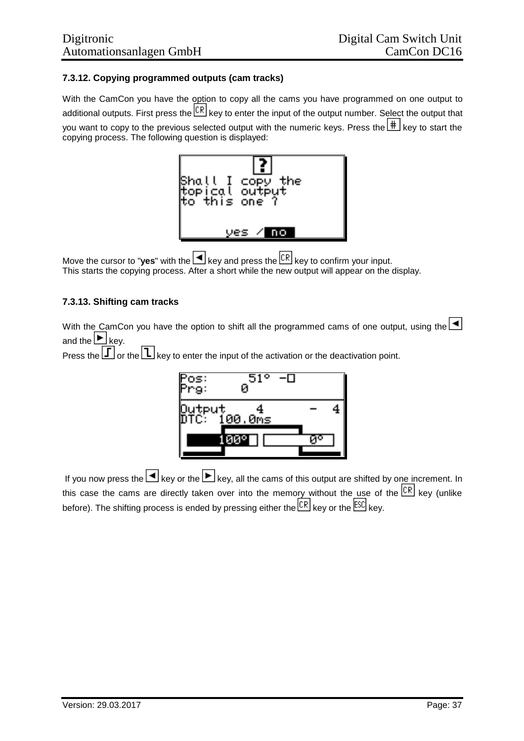### 7.3.12. Copying programmed outputs (cam tracks)

With the CamCon you have the option to copy all the cams you have programmed on one output to additional outputs. First press the CR key to enter the input of the output number. Select the output that you want to copy to the previous selected output with the numeric keys. Press the # key to start the copying process. The following question is displayed:

```
      ?
Shall I copy the
topical output
to this one ?

     yes / no
```

Move the cursor to "**yes**" with the ◄ key and press the CR key to confirm your input.
This starts the copying process. After a short while the new output will appear on the display.

### 7.3.13. Shifting cam tracks

With the CamCon you have the option to shift all the programmed cams of one output, using the ◄ and the ► key.
Press the ⎍ or the ⎍ key to enter the input of the activation or the deactivation point.

```
Pos:      51°  -□
Prg:     0
Output    4         -  4
DTC:  100.0ms
    100°          0°
```

If you now press the ◄ key or the ► key, all the cams of this output are shifted by one increment. In this case the cams are directly taken over into the memory without the use of the CR key (unlike before). The shifting process is ended by pressing either the CR key or the ESC key.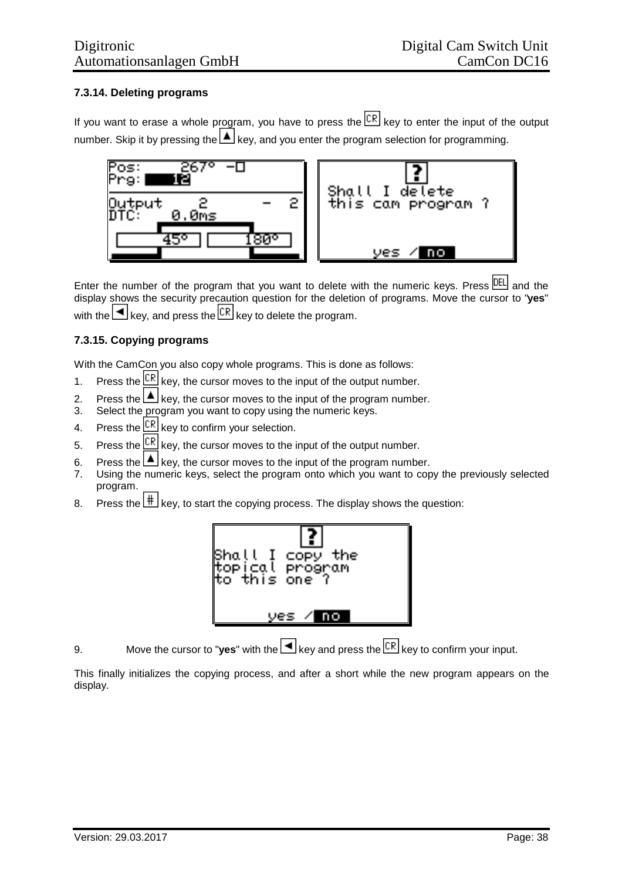### 7.3.14. Deleting programs

If you want to erase a whole program, you have to press the [CR] key to enter the input of the output number. Skip it by pressing the [▲] key, and you enter the program selection for programming.

Enter the number of the program that you want to delete with the numeric keys. Press [DEL] and the display shows the security precaution question for the deletion of programs. Move the cursor to "**yes**" with the [◄] key, and press the [CR] key to delete the program.

### 7.3.15. Copying programs

With the CamCon you also copy whole programs. This is done as follows:

1. Press the [CR] key, the cursor moves to the input of the output number.
2. Press the [▲] key, the cursor moves to the input of the program number.
3. Select the program you want to copy using the numeric keys.
4. Press the [CR] key to confirm your selection.
5. Press the [CR] key, the cursor moves to the input of the output number.
6. Press the [▲] key, the cursor moves to the input of the program number.
7. Using the numeric keys, select the program onto which you want to copy the previously selected program.
8. Press the [#] key, to start the copying process. The display shows the question:

9. Move the cursor to "**yes**" with the [◄] key and press the [CR] key to confirm your input.

This finally initializes the copying process, and after a short while the new program appears on the display.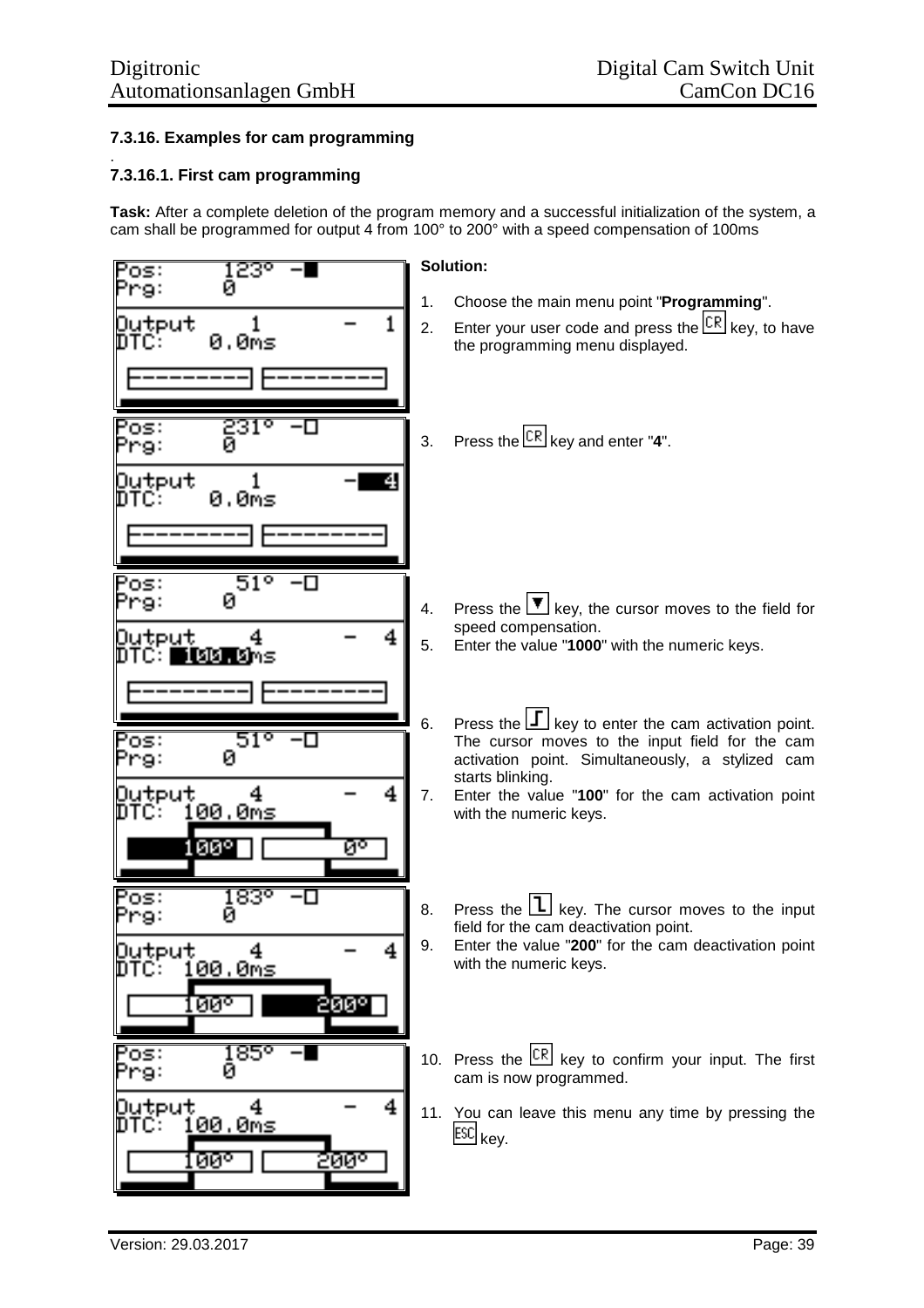### 7.3.16. Examples for cam programming

.

### 7.3.16.1. First cam programming

**Task:** After a complete deletion of the program memory and a successful initialization of the system, a cam shall be programmed for output 4 from 100° to 200° with a speed compensation of 100ms

**Solution:**

1. Choose the main menu point "**Programming**".
2. Enter your user code and press the CR key, to have the programming menu displayed.
3. Press the CR key and enter "**4**".
4. Press the ▼ key, the cursor moves to the field for speed compensation.
5. Enter the value "**1000**" with the numeric keys.
6. Press the ⎍ key to enter the cam activation point. The cursor moves to the input field for the cam activation point. Simultaneously, a stylized cam starts blinking.
7. Enter the value "**100**" for the cam activation point with the numeric keys.
8. Press the ⎍ key. The cursor moves to the input field for the cam deactivation point.
9. Enter the value "**200**" for the cam deactivation point with the numeric keys.
10. Press the CR key to confirm your input. The first cam is now programmed.
11. You can leave this menu any time by pressing the ESC key.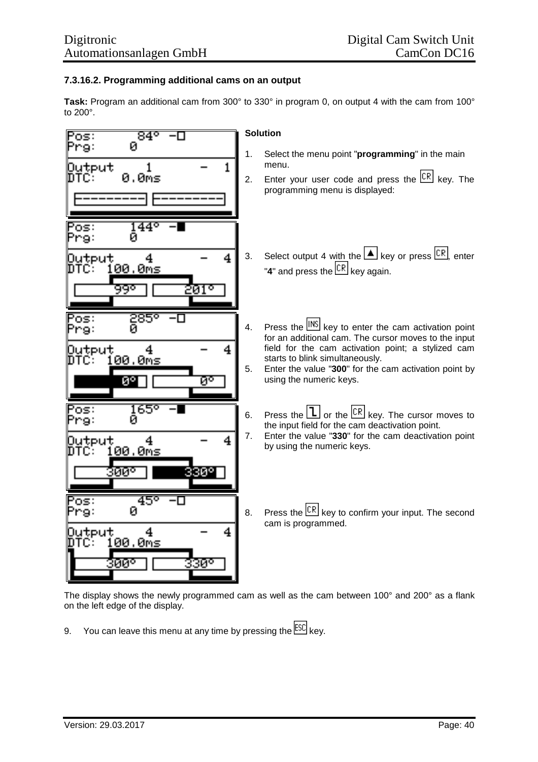### 7.3.16.2. Programming additional cams on an output

**Task:** Program an additional cam from 300° to 330° in program 0, on output 4 with the cam from 100° to 200°.

**Solution**

1. Select the menu point "**programming**" in the main menu.
2. Enter your user code and press the CR key. The programming menu is displayed:
3. Select output 4 with the ▲ key or press CR, enter "**4**" and press the CR key again.
4. Press the INS key to enter the cam activation point for an additional cam. The cursor moves to the input field for the cam activation point; a stylized cam starts to blink simultaneously.
5. Enter the value "**300**" for the cam activation point by using the numeric keys.
6. Press the ↲ or the CR key. The cursor moves to the input field for the cam deactivation point.
7. Enter the value "**330**" for the cam deactivation point by using the numeric keys.
8. Press the CR key to confirm your input. The second cam is programmed.

The display shows the newly programmed cam as well as the cam between 100° and 200° as a flank on the left edge of the display.

9. You can leave this menu at any time by pressing the ESC key.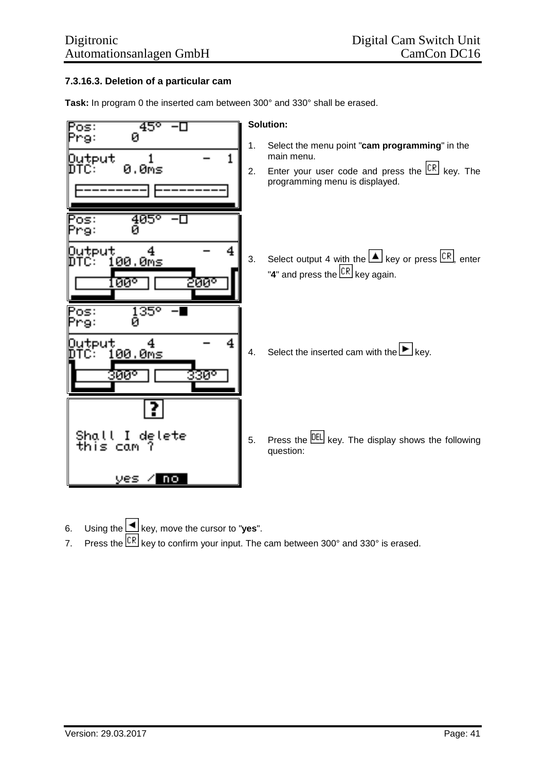### 7.3.16.3. Deletion of a particular cam

**Task:** In program 0 the inserted cam between 300° and 330° shall be erased.

**Solution:**

1. Select the menu point "**cam programming**" in the main menu.
2. Enter your user code and press the CR key. The programming menu is displayed.
3. Select output 4 with the ▲ key or press CR, enter "**4**" and press the CR key again.
4. Select the inserted cam with the ► key.
5. Press the DEL key. The display shows the following question:
6. Using the ◄ key, move the cursor to "**yes**".
7. Press the CR key to confirm your input. The cam between 300° and 330° is erased.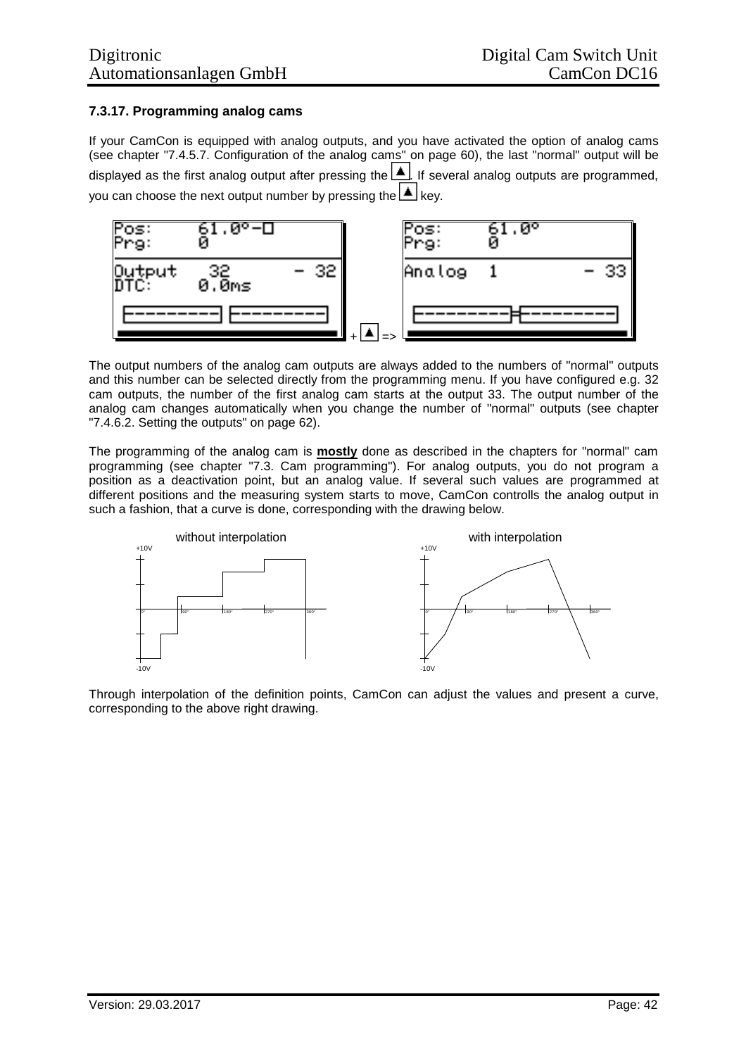### 7.3.17. Programming analog cams

If your CamCon is equipped with analog outputs, and you have activated the option of analog cams (see chapter "7.4.5.7. Configuration of the analog cams" on page 60), the last "normal" output will be displayed as the first analog output after pressing the ▲. If several analog outputs are programmed, you can choose the next output number by pressing the ▲ key.

The output numbers of the analog cam outputs are always added to the numbers of "normal" outputs and this number can be selected directly from the programming menu. If you have configured e.g. 32 cam outputs, the number of the first analog cam starts at the output 33. The output number of the analog cam changes automatically when you change the number of "normal" outputs (see chapter "7.4.6.2. Setting the outputs" on page 62).

The programming of the analog cam is **mostly** done as described in the chapters for "normal" cam programming (see chapter "7.3. Cam programming"). For analog outputs, you do not program a position as a deactivation point, but an analog value. If several such values are programmed at different positions and the measuring system starts to move, CamCon controlls the analog output in such a fashion, that a curve is done, corresponding with the drawing below.

Through interpolation of the definition points, CamCon can adjust the values and present a curve, corresponding to the above right drawing.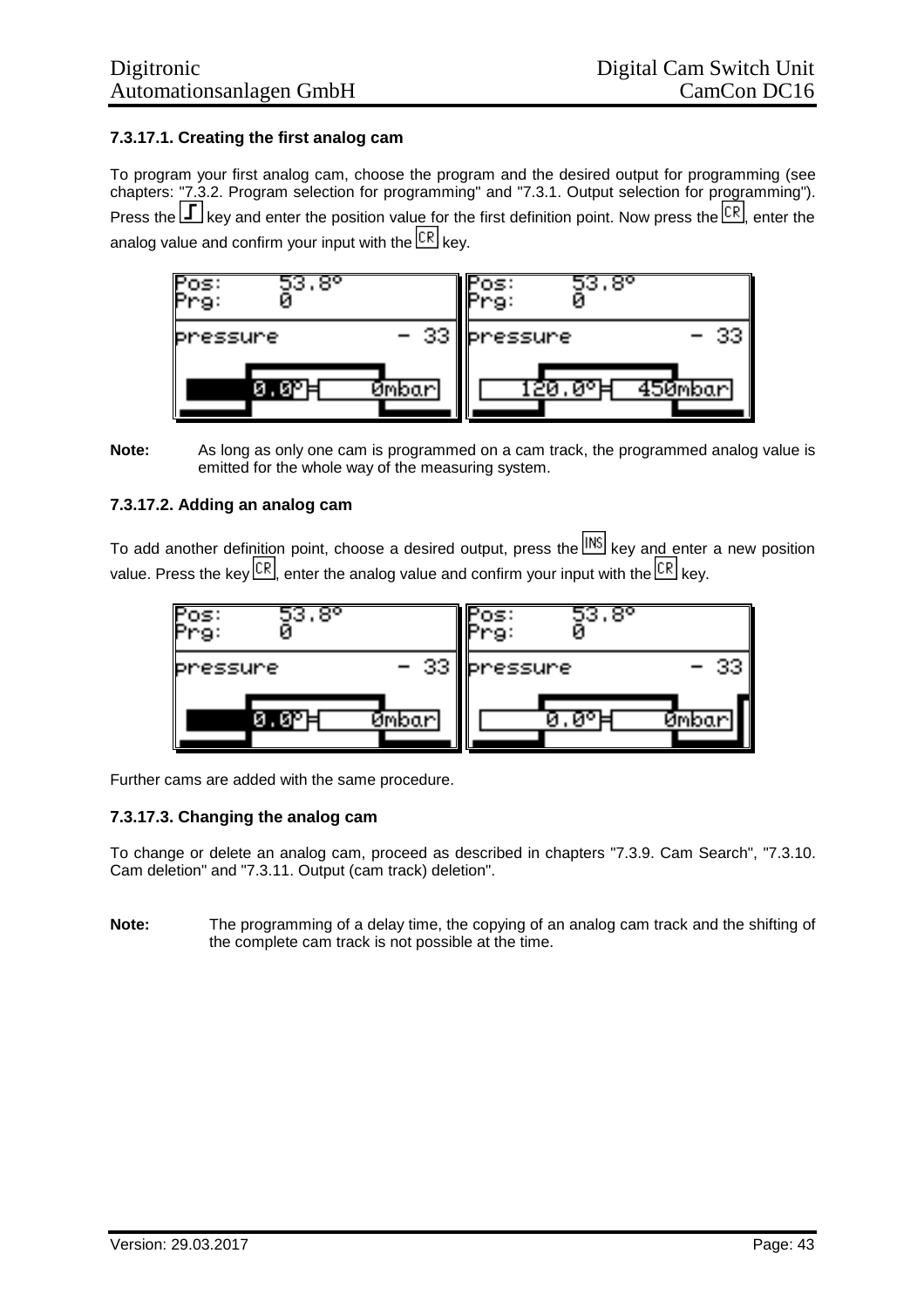### 7.3.17.1. Creating the first analog cam

To program your first analog cam, choose the program and the desired output for programming (see chapters: "7.3.2. Program selection for programming" and "7.3.1. Output selection for programming"). Press the [⎍] key and enter the position value for the first definition point. Now press the [CR], enter the analog value and confirm your input with the [CR] key.

**Note:** As long as only one cam is programmed on a cam track, the programmed analog value is emitted for the whole way of the measuring system.

### 7.3.17.2. Adding an analog cam

To add another definition point, choose a desired output, press the [INS] key and enter a new position value. Press the key [CR], enter the analog value and confirm your input with the [CR] key.

Further cams are added with the same procedure.

### 7.3.17.3. Changing the analog cam

To change or delete an analog cam, proceed as described in chapters "7.3.9. Cam Search", "7.3.10. Cam deletion" and "7.3.11. Output (cam track) deletion".

**Note:** The programming of a delay time, the copying of an analog cam track and the shifting of the complete cam track is not possible at the time.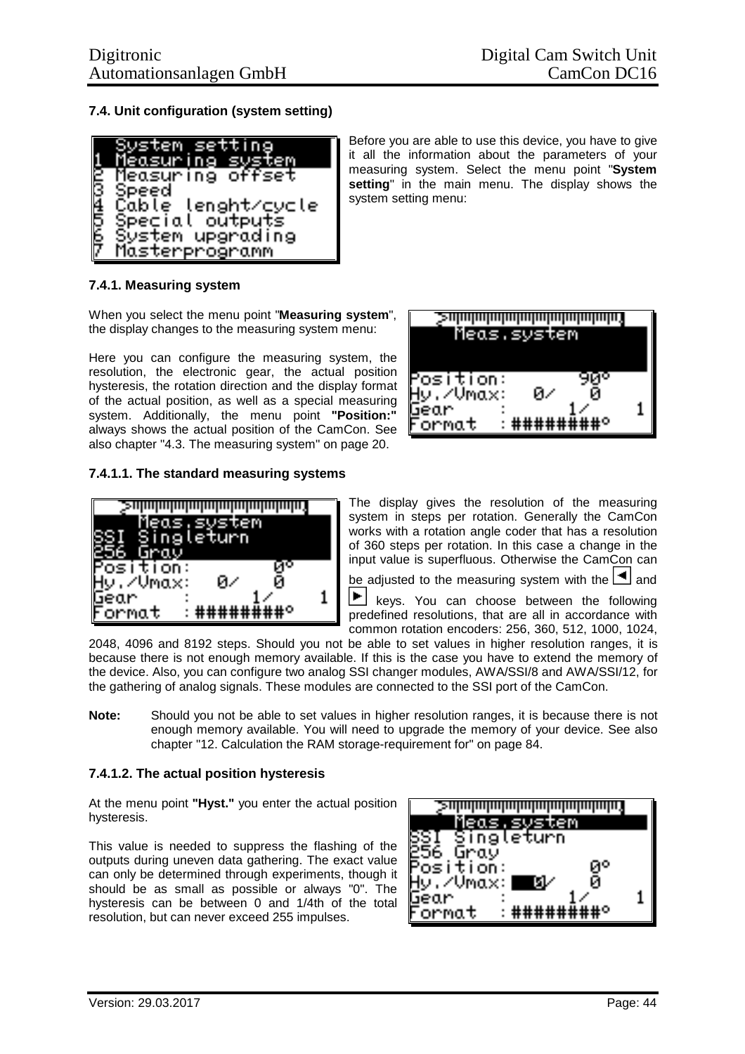## 7.4. Unit configuration (system setting)

Before you are able to use this device, you have to give it all the information about the parameters of your measuring system. Select the menu point "**System setting**" in the main menu. The display shows the system setting menu:

### 7.4.1. Measuring system

When you select the menu point "**Measuring system**", the display changes to the measuring system menu:

Here you can configure the measuring system, the resolution, the electronic gear, the actual position hysteresis, the rotation direction and the display format of the actual position, as well as a special measuring system. Additionally, the menu point **"Position:"** always shows the actual position of the CamCon. See also chapter "4.3. The measuring system" on page 20.

#### 7.4.1.1. The standard measuring systems

The display gives the resolution of the measuring system in steps per rotation. Generally the CamCon works with a rotation angle coder that has a resolution of 360 steps per rotation. In this case a change in the input value is superfluous. Otherwise the CamCon can be adjusted to the measuring system with the ◄ and ► keys. You can choose between the following predefined resolutions, that are all in accordance with common rotation encoders: 256, 360, 512, 1000, 1024, 2048, 4096 and 8192 steps. Should you not be able to set values in higher resolution ranges, it is because there is not enough memory available. If this is the case you have to extend the memory of the device. Also, you can configure two analog SSI changer modules, AWA/SSI/8 and AWA/SSI/12, for the gathering of analog signals. These modules are connected to the SSI port of the CamCon.

**Note:** Should you not be able to set values in higher resolution ranges, it is because there is not enough memory available. You will need to upgrade the memory of your device. See also chapter "12. Calculation the RAM storage-requirement for" on page 84.

#### 7.4.1.2. The actual position hysteresis

At the menu point **"Hyst."** you enter the actual position hysteresis.

This value is needed to suppress the flashing of the outputs during uneven data gathering. The exact value can only be determined through experiments, though it should be as small as possible or always "0". The hysteresis can be between 0 and 1/4th of the total resolution, but can never exceed 255 impulses.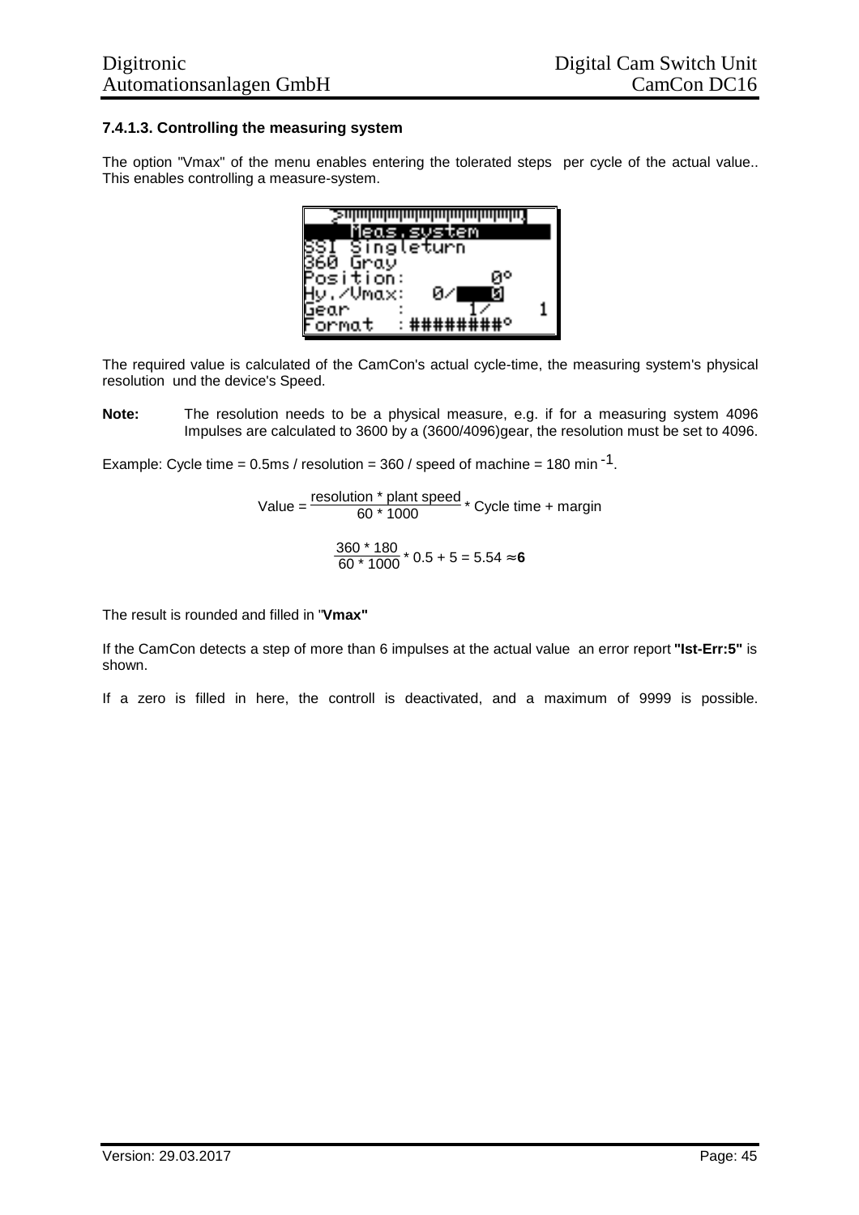### 7.4.1.3. Controlling the measuring system

The option "Vmax" of the menu enables entering the tolerated steps per cycle of the actual value.. This enables controlling a measure-system.

```
 Meas.system
SSI Singleturn
360 Gray
Position:        0°
Hy./Vmax:   0/   0
Gear    :    1/      1
Format  :########°
```

The required value is calculated of the CamCon's actual cycle-time, the measuring system's physical resolution und the device's Speed.

**Note:** The resolution needs to be a physical measure, e.g. if for a measuring system 4096 Impulses are calculated to 3600 by a (3600/4096)gear, the resolution must be set to 4096.

Example: Cycle time = 0.5ms / resolution = 360 / speed of machine = 180 min$^{-1}$.

$$\text{Value} = \frac{\text{resolution * plant speed}}{60 * 1000} * \text{Cycle time + margin}$$

$$\frac{360 * 180}{60 * 1000} * 0.5 + 5 = 5.54 \approx \mathbf{6}$$

The result is rounded and filled in "**Vmax"**

If the CamCon detects a step of more than 6 impulses at the actual value an error report **"Ist-Err:5"** is shown.

If a zero is filled in here, the controll is deactivated, and a maximum of 9999 is possible.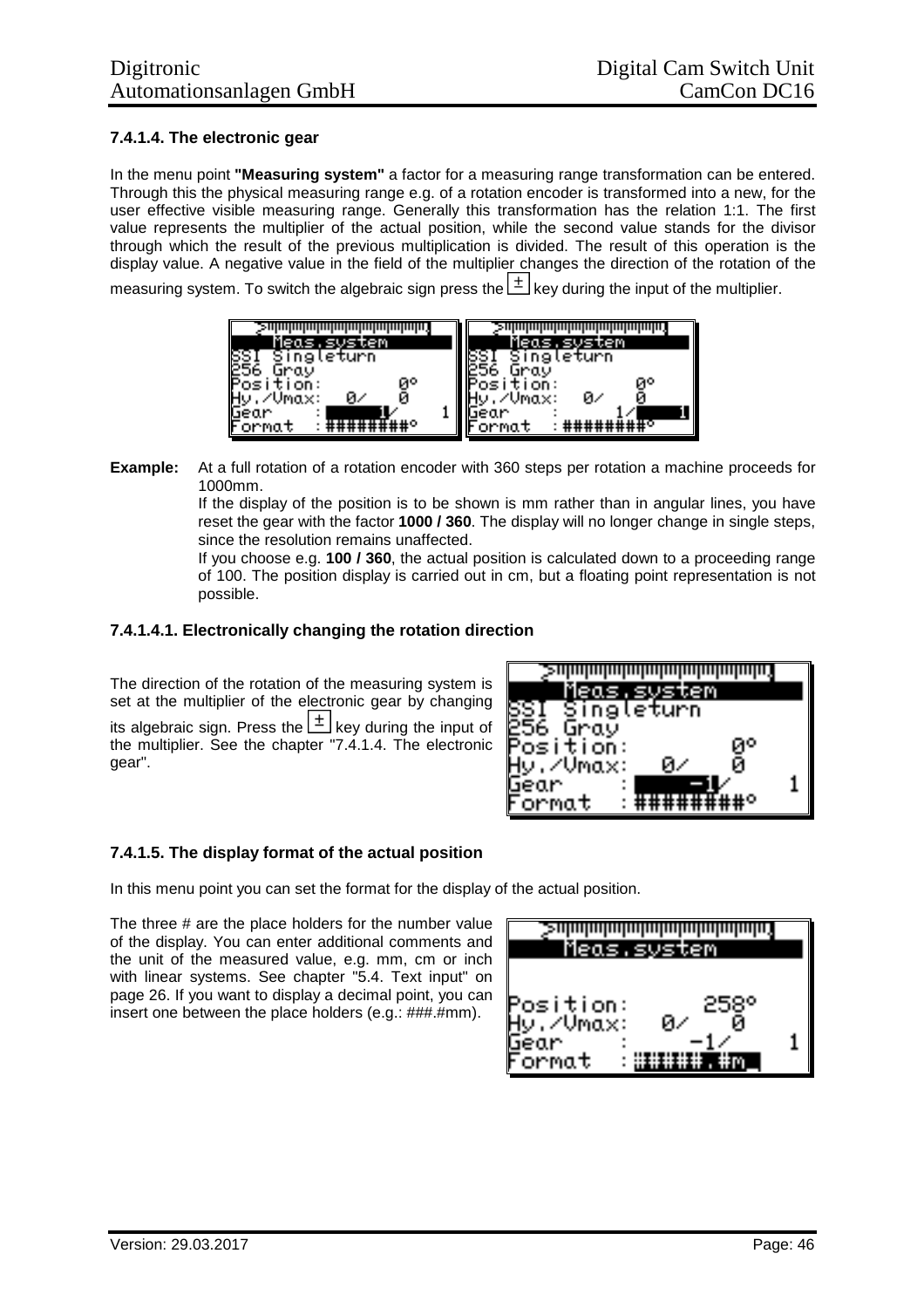### 7.4.1.4. The electronic gear

In the menu point **"Measuring system"** a factor for a measuring range transformation can be entered. Through this the physical measuring range e.g. of a rotation encoder is transformed into a new, for the user effective visible measuring range. Generally this transformation has the relation 1:1. The first value represents the multiplier of the actual position, while the second value stands for the divisor through which the result of the previous multiplication is divided. The result of this operation is the display value. A negative value in the field of the multiplier changes the direction of the rotation of the measuring system. To switch the algebraic sign press the ± key during the input of the multiplier.

**Example:** At a full rotation of a rotation encoder with 360 steps per rotation a machine proceeds for 1000mm.
If the display of the position is to be shown is mm rather than in angular lines, you have reset the gear with the factor **1000 / 360**. The display will no longer change in single steps, since the resolution remains unaffected.
If you choose e.g. **100 / 360**, the actual position is calculated down to a proceeding range of 100. The position display is carried out in cm, but a floating point representation is not possible.

#### 7.4.1.4.1. Electronically changing the rotation direction

The direction of the rotation of the measuring system is set at the multiplier of the electronic gear by changing its algebraic sign. Press the ± key during the input of the multiplier. See the chapter "7.4.1.4. The electronic gear".

### 7.4.1.5. The display format of the actual position

In this menu point you can set the format for the display of the actual position.

The three # are the place holders for the number value of the display. You can enter additional comments and the unit of the measured value, e.g. mm, cm or inch with linear systems. See chapter "5.4. Text input" on page 26. If you want to display a decimal point, you can insert one between the place holders (e.g.: ###.#mm).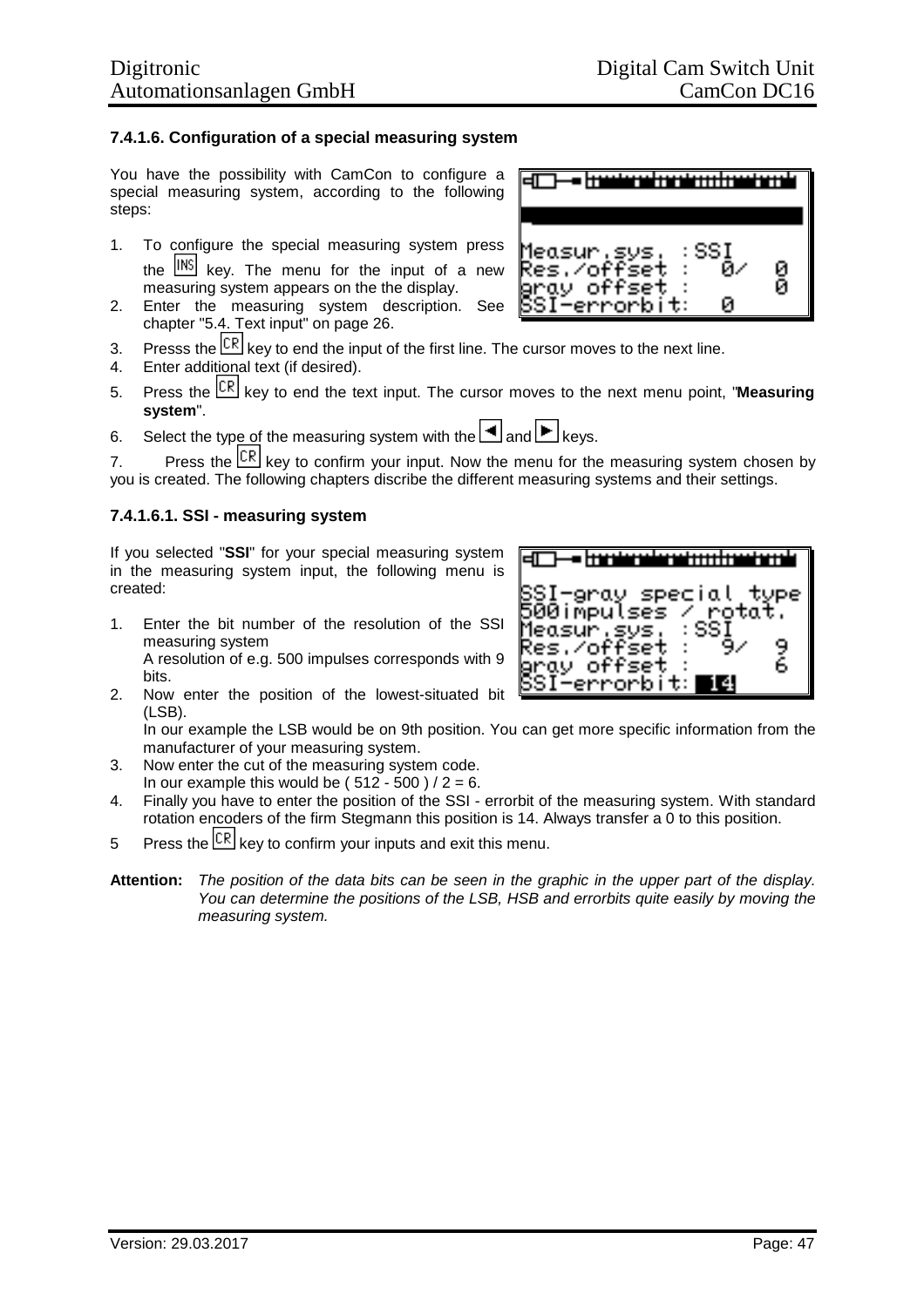### 7.4.1.6. Configuration of a special measuring system

You have the possibility with CamCon to configure a special measuring system, according to the following steps:

1. To configure the special measuring system press the [INS] key. The menu for the input of a new measuring system appears on the the display.
2. Enter the measuring system description. See chapter "5.4. Text input" on page 26.
3. Presss the [CR] key to end the input of the first line. The cursor moves to the next line.
4. Enter additional text (if desired).
5. Press the [CR] key to end the text input. The cursor moves to the next menu point, "**Measuring system**".
6. Select the type of the measuring system with the [◄] and [►] keys.
7. Press the [CR] key to confirm your input. Now the menu for the measuring system chosen by you is created. The following chapters discribe the different measuring systems and their settings.

#### 7.4.1.6.1. SSI - measuring system

If you selected "**SSI**" for your special measuring system in the measuring system input, the following menu is created:

1. Enter the bit number of the resolution of the SSI measuring system
   A resolution of e.g. 500 impulses corresponds with 9 bits.
2. Now enter the position of the lowest-situated bit (LSB).
   In our example the LSB would be on 9th position. You can get more specific information from the manufacturer of your measuring system.
3. Now enter the cut of the measuring system code.
   In our example this would be ( 512 - 500 ) / 2 = 6.
4. Finally you have to enter the position of the SSI - errorbit of the measuring system. With standard rotation encoders of the firm Stegmann this position is 14. Always transfer a 0 to this position.
5. Press the [CR] key to confirm your inputs and exit this menu.

**Attention:** *The position of the data bits can be seen in the graphic in the upper part of the display. You can determine the positions of the LSB, HSB and errorbits quite easily by moving the measuring system.*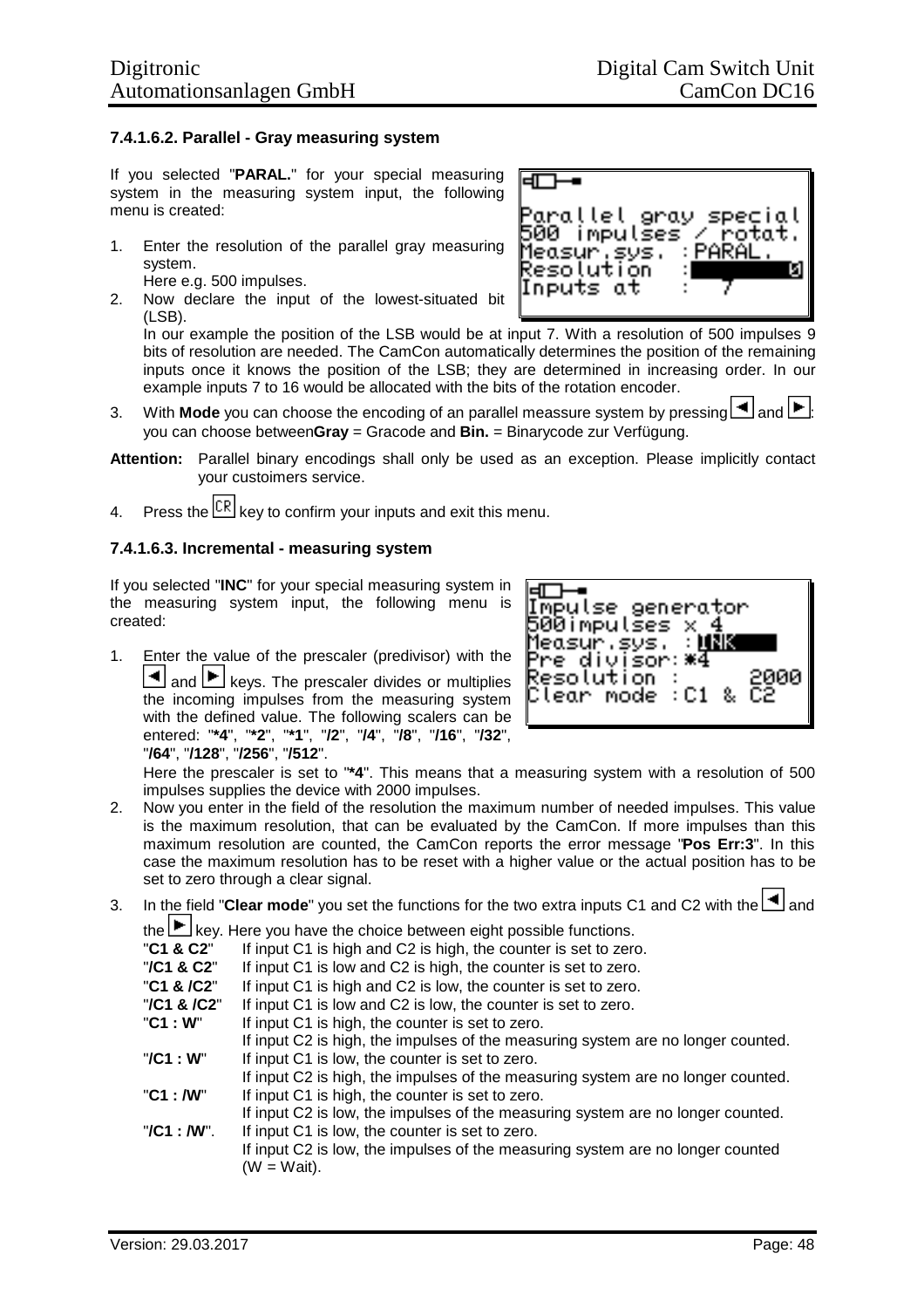### 7.4.1.6.2. Parallel - Gray measuring system

If you selected "**PARAL.**" for your special measuring system in the measuring system input, the following menu is created:

```
Parallel gray special
500 impulses / rotat.
Measur.sys.  : PARAL.
Resolution   :       0
Inputs at    :   7
```

1. Enter the resolution of the parallel gray measuring system.
   Here e.g. 500 impulses.
2. Now declare the input of the lowest-situated bit (LSB).
   In our example the position of the LSB would be at input 7. With a resolution of 500 impulses 9 bits of resolution are needed. The CamCon automatically determines the position of the remaining inputs once it knows the position of the LSB; they are determined in increasing order. In our example inputs 7 to 16 would be allocated with the bits of the rotation encoder.
3. With **Mode** you can choose the encoding of an parallel meassure system by pressing ◄ and ►: you can choose between**Gray** = Gracode and **Bin.** = Binarycode zur Verfügung.

**Attention:** Parallel binary encodings shall only be used as an exception. Please implicitly contact your custoimers service.

4. Press the CR key to confirm your inputs and exit this menu.

### 7.4.1.6.3. Incremental - measuring system

If you selected "**INC**" for your special measuring system in the measuring system input, the following menu is created:

```
Impulse generator
500impulses x 4
Measur.sys.  : INK
Pre divisor: *4
Resolution  :      2000
Clear mode  : C1 & C2
```

1. Enter the value of the prescaler (predivisor) with the ◄ and ► keys. The prescaler divides or multiplies the incoming impulses from the measuring system with the defined value. The following scalers can be entered: "**\*4**", "**\*2**", "**\*1**", "**/2**", "**/4**", "**/8**", "**/16**", "**/32**", "**/64**", "**/128**", "**/256**", "**/512**".
   Here the prescaler is set to "**\*4**". This means that a measuring system with a resolution of 500 impulses supplies the device with 2000 impulses.
2. Now you enter in the field of the resolution the maximum number of needed impulses. This value is the maximum resolution, that can be evaluated by the CamCon. If more impulses than this maximum resolution are counted, the CamCon reports the error message "**Pos Err:3**". In this case the maximum resolution has to be reset with a higher value or the actual position has to be set to zero through a clear signal.
3. In the field "**Clear mode**" you set the functions for the two extra inputs C1 and C2 with the ◄ and the ► key. Here you have the choice between eight possible functions.

   "**C1 & C2**" If input C1 is high and C2 is high, the counter is set to zero.
   "**/C1 & C2**" If input C1 is low and C2 is high, the counter is set to zero.
   "**C1 & /C2**" If input C1 is high and C2 is low, the counter is set to zero.
   "**/C1 & /C2**" If input C1 is low and C2 is low, the counter is set to zero.
   "**C1 : W**" If input C1 is high, the counter is set to zero.
   If input C2 is high, the impulses of the measuring system are no longer counted.
   "**/C1 : W**" If input C1 is low, the counter is set to zero.
   If input C2 is high, the impulses of the measuring system are no longer counted.
   "**C1 : /W**" If input C1 is high, the counter is set to zero.
   If input C2 is low, the impulses of the measuring system are no longer counted.
   "**/C1 : /W**". If input C1 is low, the counter is set to zero.
   If input C2 is low, the impulses of the measuring system are no longer counted (W = Wait).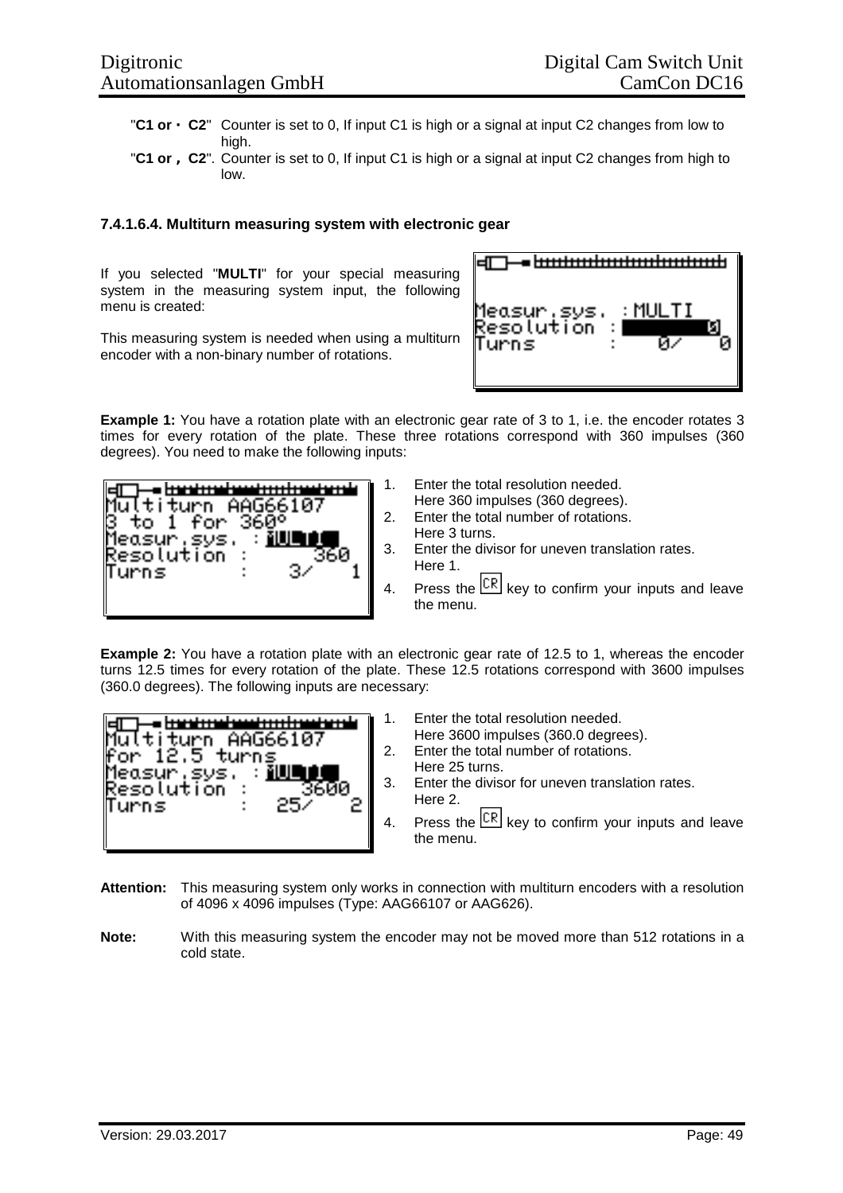"**C1 or ↑ C2**" Counter is set to 0, If input C1 is high or a signal at input C2 changes from low to high.

"**C1 or ↓ C2**". Counter is set to 0, If input C1 is high or a signal at input C2 changes from high to low.

#### 7.4.1.6.4. Multiturn measuring system with electronic gear

If you selected "**MULTI**" for your special measuring system in the measuring system input, the following menu is created:

This measuring system is needed when using a multiturn encoder with a non-binary number of rotations.

```
Measur.sys.  :MULTI
Resolution  :        0
Turns        :    0/    0
```

**Example 1:** You have a rotation plate with an electronic gear rate of 3 to 1, i.e. the encoder rotates 3 times for every rotation of the plate. These three rotations correspond with 360 impulses (360 degrees). You need to make the following inputs:

```
Multiturn AAG66107
3 to 1 for 360°
Measur.sys. :MULTI
Resolution :     360
Turns      :   3/    1
```

1. Enter the total resolution needed.
   Here 360 impulses (360 degrees).
2. Enter the total number of rotations.
   Here 3 turns.
3. Enter the divisor for uneven translation rates.
   Here 1.
4. Press the CR key to confirm your inputs and leave the menu.

**Example 2:** You have a rotation plate with an electronic gear rate of 12.5 to 1, whereas the encoder turns 12.5 times for every rotation of the plate. These 12.5 rotations correspond with 3600 impulses (360.0 degrees). The following inputs are necessary:

```
Multiturn AAG66107
for 12.5 turns
Measur.sys. :MULTI
Resolution :    3600
Turns      :  25/    2
```

1. Enter the total resolution needed.
   Here 3600 impulses (360.0 degrees).
2. Enter the total number of rotations.
   Here 25 turns.
3. Enter the divisor for uneven translation rates.
   Here 2.
4. Press the CR key to confirm your inputs and leave the menu.

**Attention:** This measuring system only works in connection with multiturn encoders with a resolution of 4096 x 4096 impulses (Type: AAG66107 or AAG626).

**Note:** With this measuring system the encoder may not be moved more than 512 rotations in a cold state.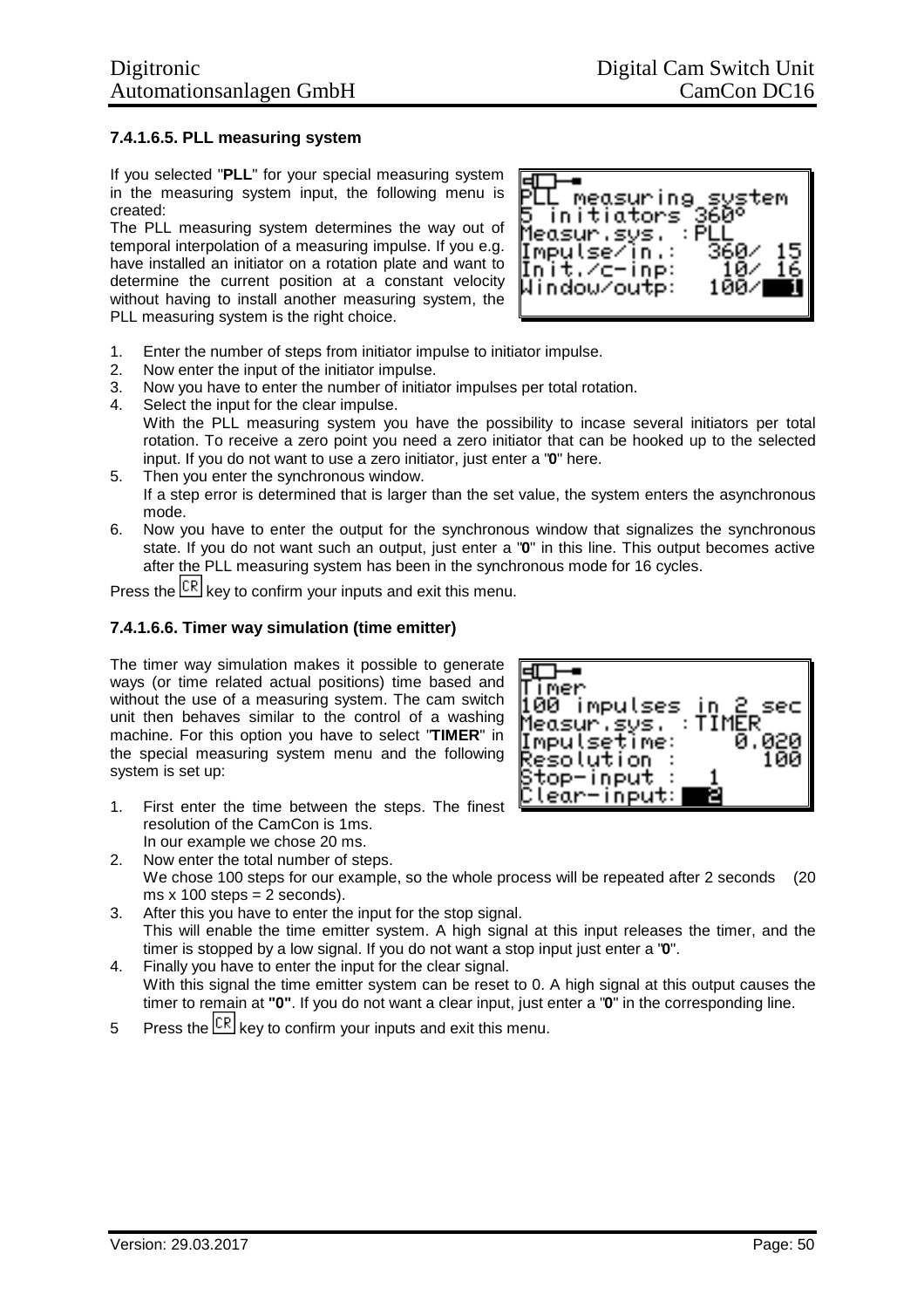### 7.4.1.6.5. PLL measuring system

If you selected "**PLL**" for your special measuring system in the measuring system input, the following menu is created:

The PLL measuring system determines the way out of temporal interpolation of a measuring impulse. If you e.g. have installed an initiator on a rotation plate and want to determine the current position at a constant velocity without having to install another measuring system, the PLL measuring system is the right choice.

```
PLL measuring system
5 initiators 360°
Measur.sys. :PLL
Impulse/in.:  360/ 15
Init./c-inp:   10/ 16
Window/outp:  100/  1
```

1. Enter the number of steps from initiator impulse to initiator impulse.
2. Now enter the input of the initiator impulse.
3. Now you have to enter the number of initiator impulses per total rotation.
4. Select the input for the clear impulse.
   With the PLL measuring system you have the possibility to incase several initiators per total rotation. To receive a zero point you need a zero initiator that can be hooked up to the selected input. If you do not want to use a zero initiator, just enter a "**0**" here.
5. Then you enter the synchronous window.
   If a step error is determined that is larger than the set value, the system enters the asynchronous mode.
6. Now you have to enter the output for the synchronous window that signalizes the synchronous state. If you do not want such an output, just enter a "**0**" in this line. This output becomes active after the PLL measuring system has been in the synchronous mode for 16 cycles.

Press the CR key to confirm your inputs and exit this menu.

### 7.4.1.6.6. Timer way simulation (time emitter)

The timer way simulation makes it possible to generate ways (or time related actual positions) time based and without the use of a measuring system. The cam switch unit then behaves similar to the control of a washing machine. For this option you have to select "**TIMER**" in the special measuring system menu and the following system is set up:

```
Timer
100 impulses in 2 sec
Measur.sys. :TIMER
Impulsetime:     0.020
Resolution :       100
Stop-input :   1
Clear-input:   2
```

1. First enter the time between the steps. The finest resolution of the CamCon is 1ms.
   In our example we chose 20 ms.
2. Now enter the total number of steps.
   We chose 100 steps for our example, so the whole process will be repeated after 2 seconds (20 ms x 100 steps = 2 seconds).
3. After this you have to enter the input for the stop signal.
   This will enable the time emitter system. A high signal at this input releases the timer, and the timer is stopped by a low signal. If you do not want a stop input just enter a "**0**".
4. Finally you have to enter the input for the clear signal.
   With this signal the time emitter system can be reset to 0. A high signal at this output causes the timer to remain at **"0"**. If you do not want a clear input, just enter a "**0**" in the corresponding line.
5. Press the CR key to confirm your inputs and exit this menu.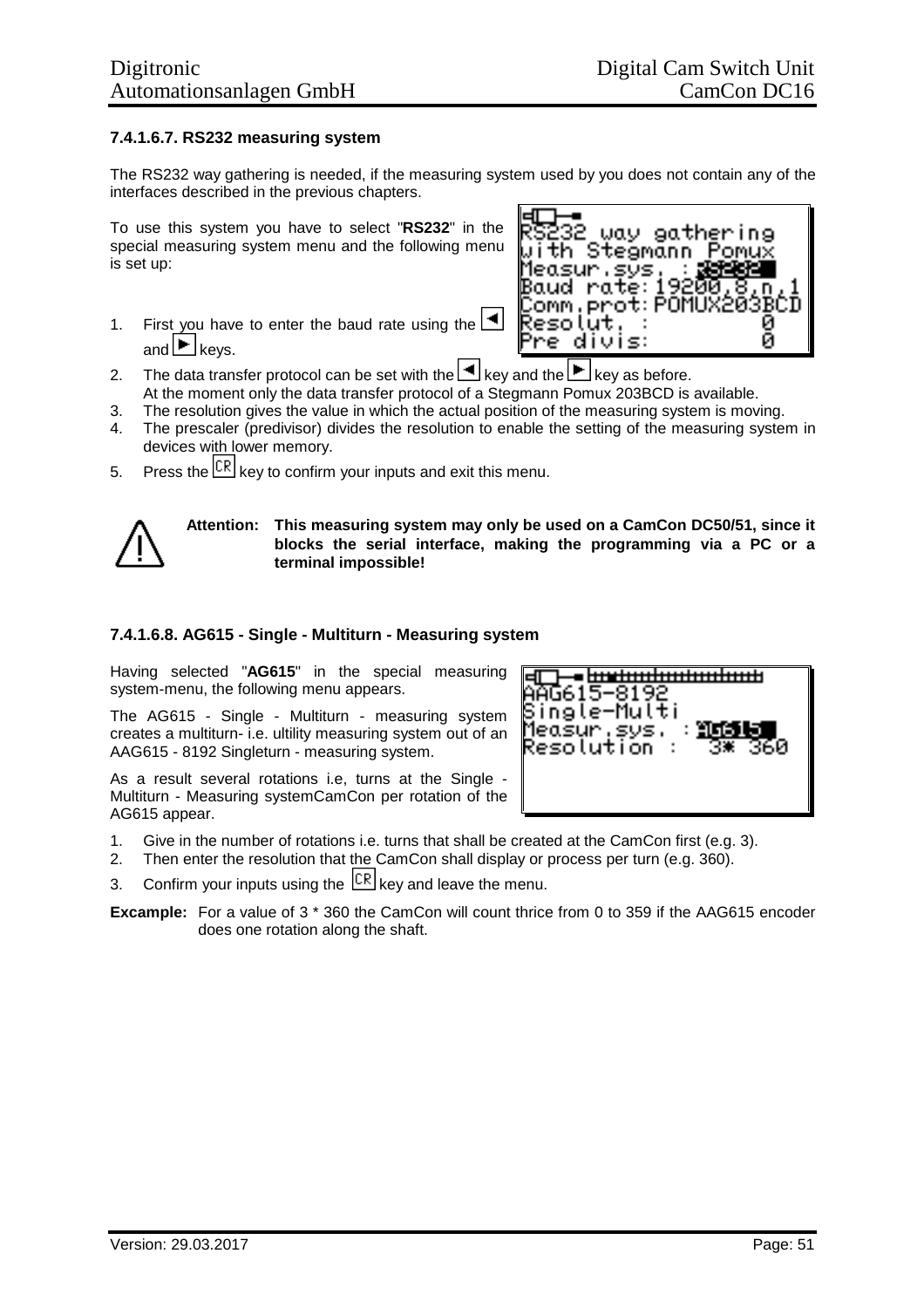### 7.4.1.6.7. RS232 measuring system

The RS232 way gathering is needed, if the measuring system used by you does not contain any of the interfaces described in the previous chapters.

To use this system you have to select "**RS232**" in the special measuring system menu and the following menu is set up:

```
RS232 way gathering
with Stegmann Pomux
Measur.sys. : RS232
Baud rate: 19200,8,n,1
Comm.prot: POMUX203BCD
Resolut. :          0
Pre divis:          0
```

1. First you have to enter the baud rate using the ◄ and ► keys.
2. The data transfer protocol can be set with the ◄ key and the ► key as before. At the moment only the data transfer protocol of a Stegmann Pomux 203BCD is available.
3. The resolution gives the value in which the actual position of the measuring system is moving.
4. The prescaler (predivisor) divides the resolution to enable the setting of the measuring system in devices with lower memory.
5. Press the CR key to confirm your inputs and exit this menu.

**Attention: This measuring system may only be used on a CamCon DC50/51, since it blocks the serial interface, making the programming via a PC or a terminal impossible!**

### 7.4.1.6.8. AG615 - Single - Multiturn - Measuring system

Having selected "**AG615**" in the special measuring system-menu, the following menu appears.

The AG615 - Single - Multiturn - measuring system creates a multiturn- i.e. ultility measuring system out of an AAG615 - 8192 Singleturn - measuring system.

As a result several rotations i.e, turns at the Single - Multiturn - Measuring systemCamCon per rotation of the AG615 appear.

```
AAG615-8192
Single-Multi
Measur.sys. : AG615
Resolution :   3* 360
```

1. Give in the number of rotations i.e. turns that shall be created at the CamCon first (e.g. 3).
2. Then enter the resolution that the CamCon shall display or process per turn (e.g. 360).
3. Confirm your inputs using the CR key and leave the menu.

**Excample:** For a value of 3 * 360 the CamCon will count thrice from 0 to 359 if the AAG615 encoder does one rotation along the shaft.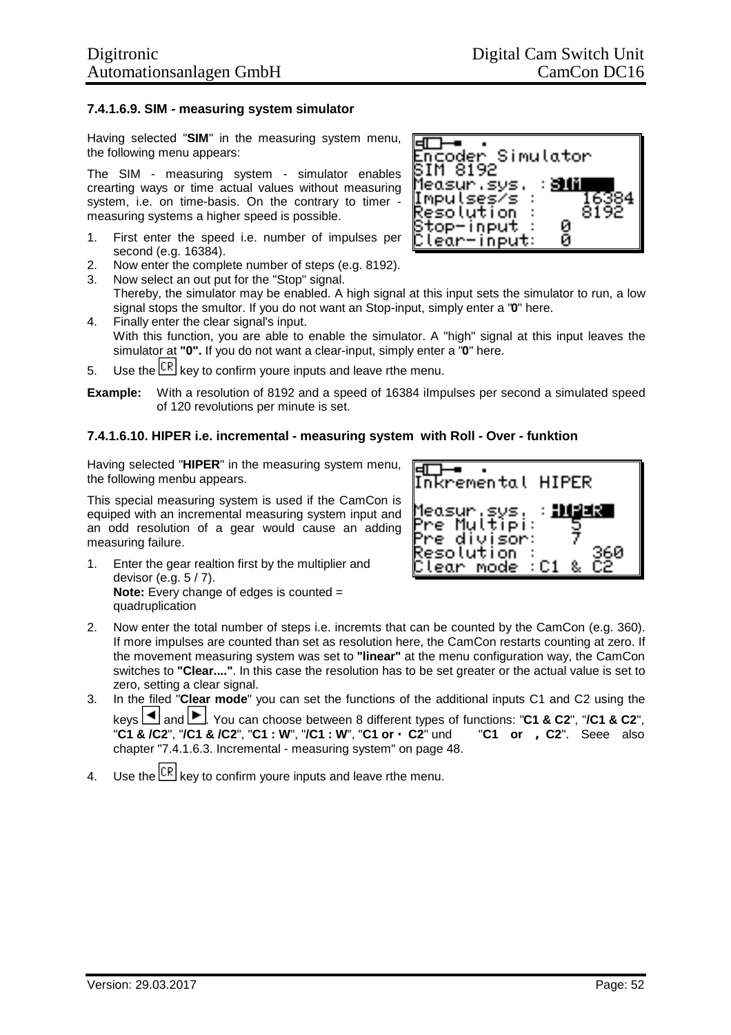### 7.4.1.6.9. SIM - measuring system simulator

Having selected "**SIM**" in the measuring system menu, the following menu appears:

```
Encoder Simulator
SIM 8192
Measur.sys. : SIM
Impulses/s  :   16384
Resolution  :    8192
Stop-input  :  0
Clear-input:   0
```

The SIM - measuring system - simulator enables crearting ways or time actual values without measuring system, i.e. on time-basis. On the contrary to timer - measuring systems a higher speed is possible.

1. First enter the speed i.e. number of impulses per second (e.g. 16384).
2. Now enter the complete number of steps (e.g. 8192).
3. Now select an out put for the "Stop" signal.
   Thereby, the simulator may be enabled. A high signal at this input sets the simulator to run, a low signal stops the smultor. If you do not want an Stop-input, simply enter a "**0**" here.
4. Finally enter the clear signal's input.
   With this function, you are able to enable the simulator. A "high" signal at this input leaves the simulator at **"0".** If you do not want a clear-input, simply enter a "**0**" here.
5. Use the [CR] key to confirm youre inputs and leave rthe menu.

**Example:** With a resolution of 8192 and a speed of 16384 iImpulses per second a simulated speed of 120 revolutions per minute is set.

### 7.4.1.6.10. HIPER i.e. incremental - measuring system with Roll - Over - funktion

Having selected "**HIPER**" in the measuring system menu, the following menbu appears.

```
Inkremental HIPER

Measur.sys. : HIPER
Pre Multipi:    5
Pre divisor:    7
Resolution  :     360
Clear mode  :C1 & C2
```

This special measuring system is used if the CamCon is equiped with an incremental measuring system input and an odd resolution of a gear would cause an adding measuring failure.

1. Enter the gear realtion first by the multiplier and devisor (e.g. 5 / 7).
   **Note:** Every change of edges is counted = quadruplication
2. Now enter the total number of steps i.e. incremts that can be counted by the CamCon (e.g. 360). If more impulses are counted than set as resolution here, the CamCon restarts counting at zero. If the movement measuring system was set to **"linear"** at the menu configuration way, the CamCon switches to **"Clear...."**. In this case the resolution has to be set greater or the actual value is set to zero, setting a clear signal.
3. In the filed "**Clear mode**" you can set the functions of the additional inputs C1 and C2 using the keys [◄] and [►]. You can choose between 8 different types of functions: "**C1 & C2**", "**/C1 & C2**", "**C1 & /C2**", "**/C1 & /C2**", "**C1 : W**", "**/C1 : W**", "**C1 or · C2**" und "**C1 or , C2**". Seee also chapter "7.4.1.6.3. Incremental - measuring system" on page 48.
4. Use the [CR] key to confirm youre inputs and leave rthe menu.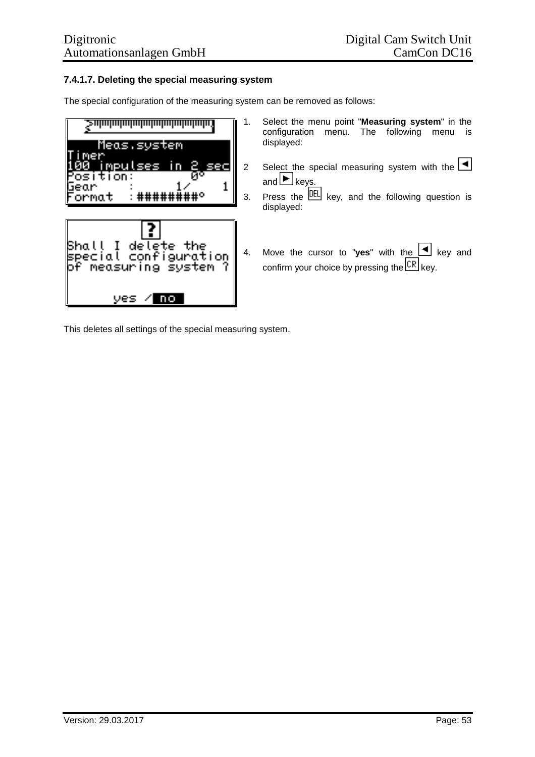### 7.4.1.7. Deleting the special measuring system

The special configuration of the measuring system can be removed as follows:

```
Meas.system
Timer
100 impulses in 2 sec
Position:          0°
Gear    :       1/    1
Format  :########°
```

1. Select the menu point "**Measuring system**" in the configuration menu. The following menu is displayed:
2. Select the special measuring system with the ◄ and ► keys.
3. Press the DEL key, and the following question is displayed:

```
?
Shall I delete the
special configuration
of measuring system ?

yes / no
```

4. Move the cursor to "**yes**" with the ◄ key and confirm your choice by pressing the CR key.

This deletes all settings of the special measuring system.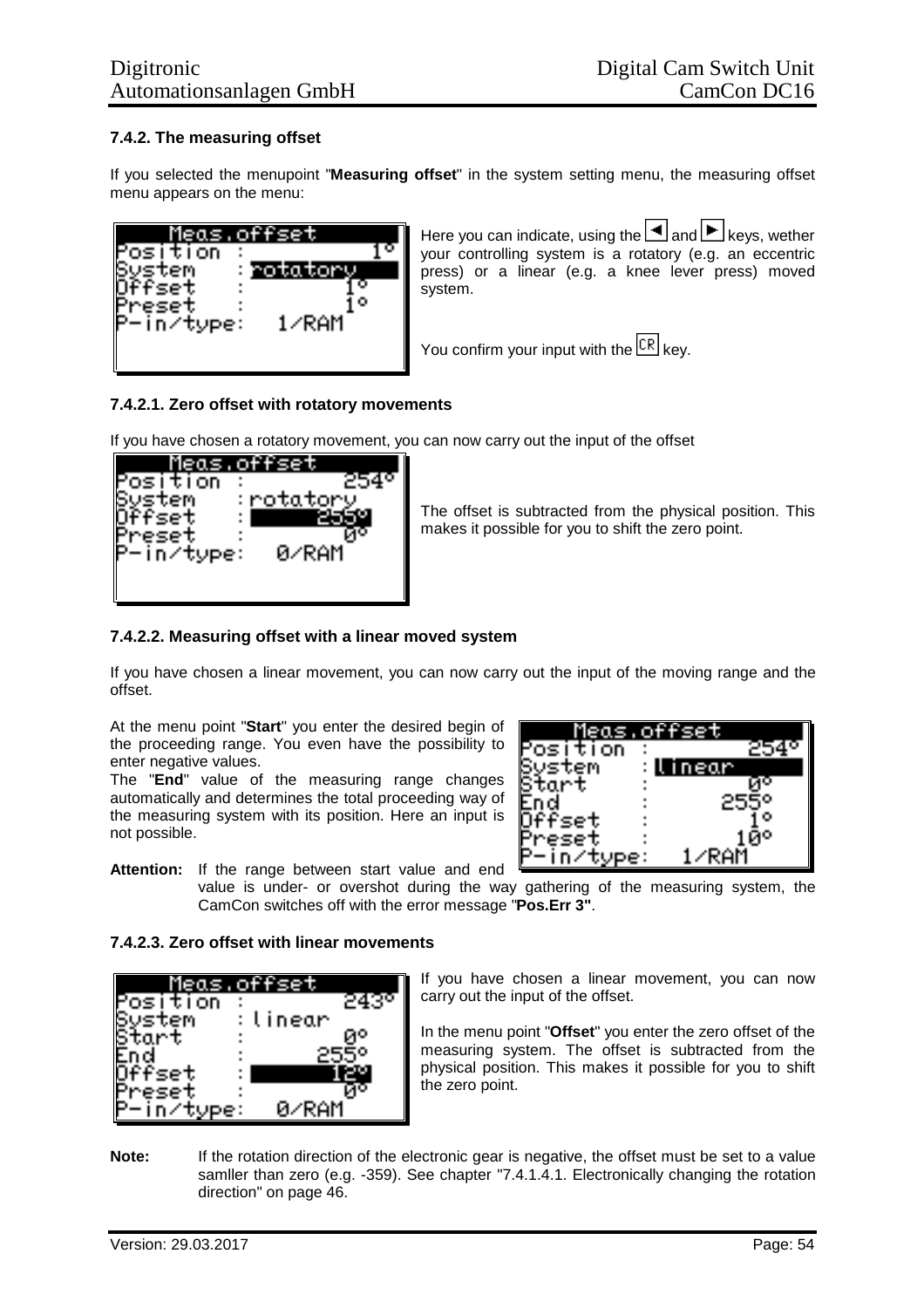### 7.4.2. The measuring offset

If you selected the menupoint "**Measuring offset**" in the system setting menu, the measuring offset menu appears on the menu:

```
Meas.offset
Position  :         1°
System    : rotatory
Offset    :         1°
Preset    :         1°
P-in/type:    1/RAM
```

Here you can indicate, using the ◄ and ► keys, wether your controlling system is a rotatory (e.g. an eccentric press) or a linear (e.g. a knee lever press) moved system.

You confirm your input with the CR key.

#### 7.4.2.1. Zero offset with rotatory movements

If you have chosen a rotatory movement, you can now carry out the input of the offset

```
Meas.offset
Position  :       254°
System    :rotatory
Offset    :       255°
Preset    :         0°
P-in/type:    0/RAM
```

The offset is subtracted from the physical position. This makes it possible for you to shift the zero point.

#### 7.4.2.2. Measuring offset with a linear moved system

If you have chosen a linear movement, you can now carry out the input of the moving range and the offset.

At the menu point "**Start**" you enter the desired begin of the proceeding range. You even have the possibility to enter negative values.

The "**End**" value of the measuring range changes automatically and determines the total proceeding way of the measuring system with its position. Here an input is not possible.

```
Meas.offset
Position  :       254°
System    : linear
Start     :         0°
End       :       255°
Offset    :         1°
Preset    :        10°
P-in/type:    1/RAM
```

**Attention:** If the range between start value and end value is under- or overshot during the way gathering of the measuring system, the CamCon switches off with the error message "**Pos.Err 3"**.

#### 7.4.2.3. Zero offset with linear movements

```
Meas.offset
Position  :       243°
System    : linear
Start     :         0°
End       :       255°
Offset    :        12°
Preset    :         0°
P-in/type:    0/RAM
```

If you have chosen a linear movement, you can now carry out the input of the offset.

In the menu point "**Offset**" you enter the zero offset of the measuring system. The offset is subtracted from the physical position. This makes it possible for you to shift the zero point.

**Note:** If the rotation direction of the electronic gear is negative, the offset must be set to a value samller than zero (e.g. -359). See chapter "7.4.1.4.1. Electronically changing the rotation direction" on page 46.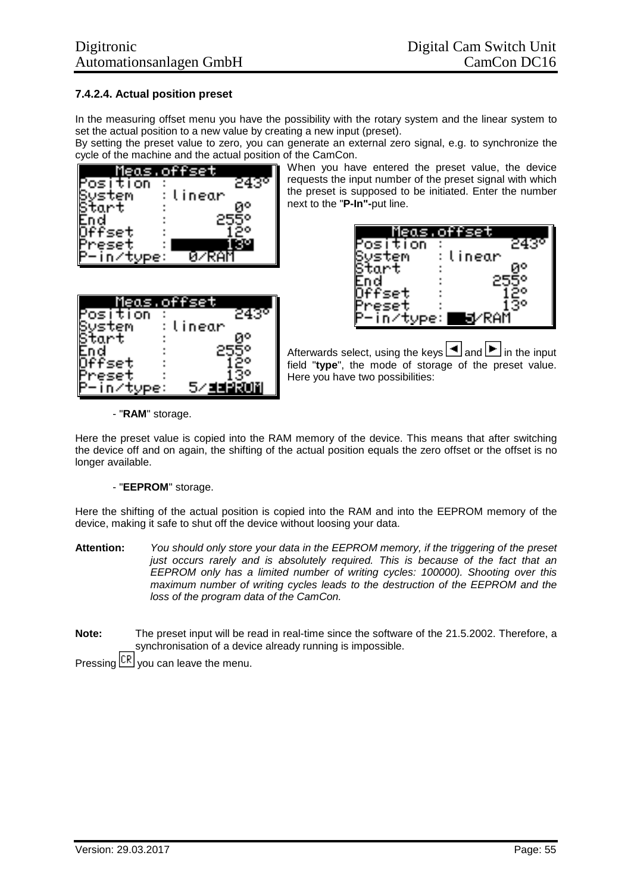### 7.4.2.4. Actual position preset

In the measuring offset menu you have the possibility with the rotary system and the linear system to set the actual position to a new value by creating a new input (preset).

By setting the preset value to zero, you can generate an external zero signal, e.g. to synchronize the cycle of the machine and the actual position of the CamCon.

```
   Meas.offset
Position  :   243°
System    : linear
Start     :     0°
End       :   255°
Offset    :    12°
Preset    :    13°
P-in/type:   0/RAM
```

When you have entered the preset value, the device requests the input number of the preset signal with which the preset is supposed to be initiated. Enter the number next to the "**P-In"-**put line.

```
   Meas.offset
Position  :   243°
System    : linear
Start     :     0°
End       :   255°
Offset    :    12°
Preset    :    13°
P-in/type:   5/RAM
```

```
   Meas.offset
Position  :   243°
System    : linear
Start     :     0°
End       :   255°
Offset    :    12°
Preset    :    13°
P-in/type: 5/EEPROM
```

Afterwards select, using the keys ◄ and ► in the input field "**type**", the mode of storage of the preset value. Here you have two possibilities:

- "**RAM**" storage.

Here the preset value is copied into the RAM memory of the device. This means that after switching the device off and on again, the shifting of the actual position equals the zero offset or the offset is no longer available.

- "**EEPROM**" storage.

Here the shifting of the actual position is copied into the RAM and into the EEPROM memory of the device, making it safe to shut off the device without loosing your data.

**Attention:** *You should only store your data in the EEPROM memory, if the triggering of the preset just occurs rarely and is absolutely required. This is because of the fact that an EEPROM only has a limited number of writing cycles: 100000). Shooting over this maximum number of writing cycles leads to the destruction of the EEPROM and the loss of the program data of the CamCon.*

**Note:** The preset input will be read in real-time since the software of the 21.5.2002. Therefore, a synchronisation of a device already running is impossible.

Pressing CR you can leave the menu.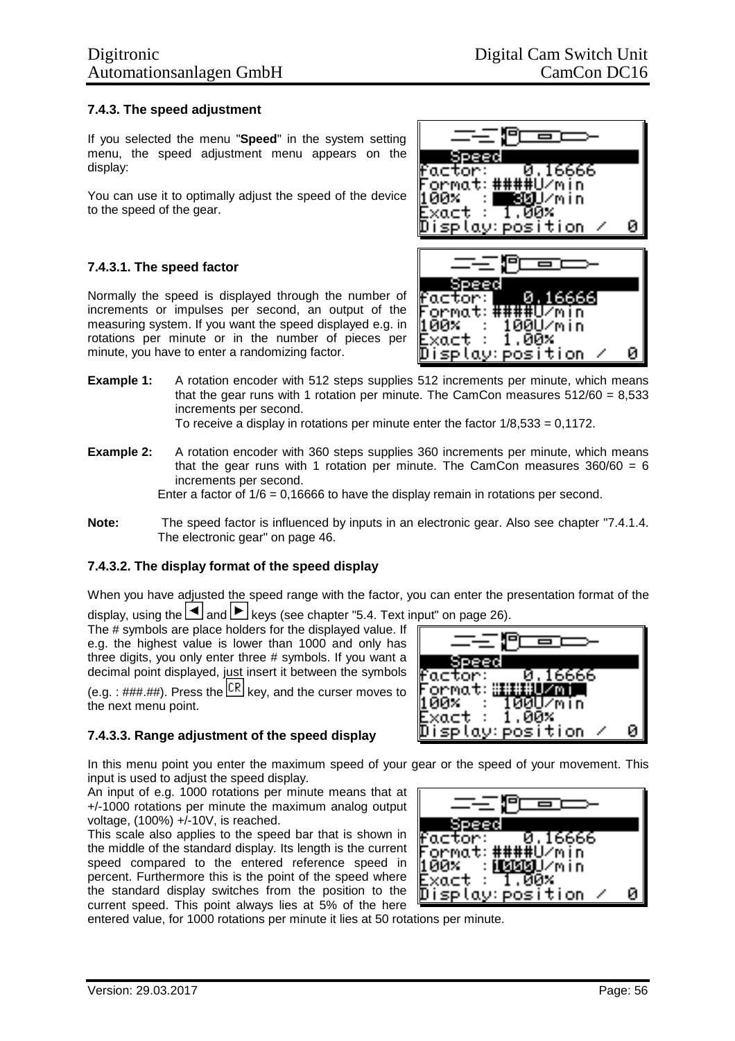### 7.4.3. The speed adjustment

If you selected the menu "**Speed**" in the system setting menu, the speed adjustment menu appears on the display:

You can use it to optimally adjust the speed of the device to the speed of the gear.

#### 7.4.3.1. The speed factor

Normally the speed is displayed through the number of increments or impulses per second, an output of the measuring system. If you want the speed displayed e.g. in rotations per minute or in the number of pieces per minute, you have to enter a randomizing factor.

**Example 1:** A rotation encoder with 512 steps supplies 512 increments per minute, which means that the gear runs with 1 rotation per minute. The CamCon measures 512/60 = 8,533 increments per second.
To receive a display in rotations per minute enter the factor 1/8,533 = 0,1172.

**Example 2:** A rotation encoder with 360 steps supplies 360 increments per minute, which means that the gear runs with 1 rotation per minute. The CamCon measures 360/60 = 6 increments per second.
Enter a factor of 1/6 = 0,16666 to have the display remain in rotations per second.

**Note:** The speed factor is influenced by inputs in an electronic gear. Also see chapter "7.4.1.4. The electronic gear" on page 46.

#### 7.4.3.2. The display format of the speed display

When you have adjusted the speed range with the factor, you can enter the presentation format of the display, using the ◄ and ► keys (see chapter "5.4. Text input" on page 26).

The # symbols are place holders for the displayed value. If e.g. the highest value is lower than 1000 and only has three digits, you only enter three # symbols. If you want a decimal point displayed, just insert it between the symbols (e.g. : ###.##). Press the CR key, and the curser moves to the next menu point.

#### 7.4.3.3. Range adjustment of the speed display

In this menu point you enter the maximum speed of your gear or the speed of your movement. This input is used to adjust the speed display.

An input of e.g. 1000 rotations per minute means that at +/-1000 rotations per minute the maximum analog output voltage, (100%) +/-10V, is reached.

This scale also applies to the speed bar that is shown in the middle of the standard display. Its length is the current speed compared to the entered reference speed in percent. Furthermore this is the point of the speed where the standard display switches from the position to the current speed. This point always lies at 5% of the here entered value, for 1000 rotations per minute it lies at 50 rotations per minute.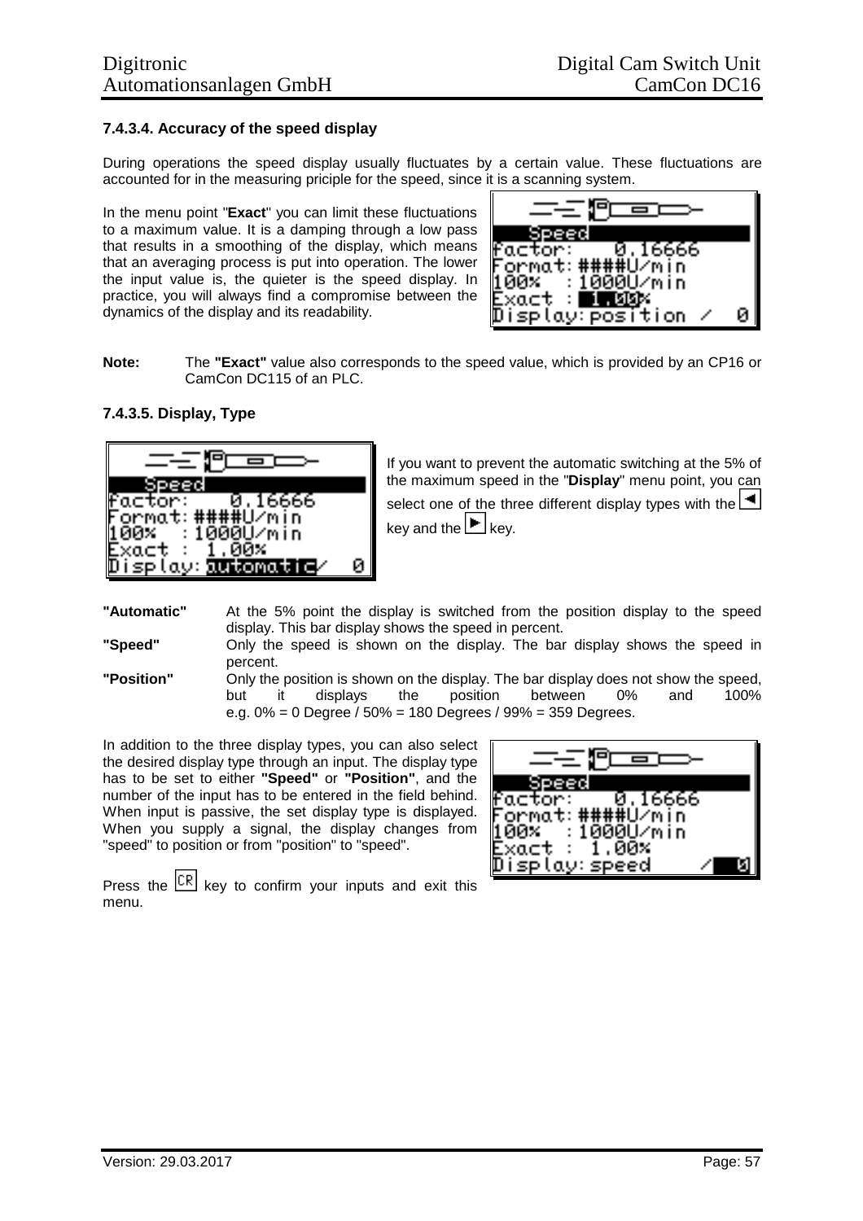### 7.4.3.4. Accuracy of the speed display

During operations the speed display usually fluctuates by a certain value. These fluctuations are accounted for in the measuring priciple for the speed, since it is a scanning system.

In the menu point "**Exact**" you can limit these fluctuations to a maximum value. It is a damping through a low pass that results in a smoothing of the display, which means that an averaging process is put into operation. The lower the input value is, the quieter is the speed display. In practice, you will always find a compromise between the dynamics of the display and its readability.

```
 Speed
factor:    0.16666
Format: ####U/min
100%  : 1000U/min
Exact : 1.00%
Display: position /  0
```

**Note:** The **"Exact"** value also corresponds to the speed value, which is provided by an CP16 or CamCon DC115 of an PLC.

### 7.4.3.5. Display, Type

```
 Speed
factor:    0.16666
Format: ####U/min
100%  : 1000U/min
Exact : 1.00%
Display: automatic /  0
```

If you want to prevent the automatic switching at the 5% of the maximum speed in the "**Display**" menu point, you can select one of the three different display types with the ◄ key and the ► key.

**"Automatic"** At the 5% point the display is switched from the position display to the speed display. This bar display shows the speed in percent.

**"Speed"** Only the speed is shown on the display. The bar display shows the speed in percent.

**"Position"** Only the position is shown on the display. The bar display does not show the speed, but it displays the position between 0% and 100% e.g. 0% = 0 Degree / 50% = 180 Degrees / 99% = 359 Degrees.

In addition to the three display types, you can also select the desired display type through an input. The display type has to be set to either **"Speed"** or **"Position"**, and the number of the input has to be entered in the field behind. When input is passive, the set display type is displayed. When you supply a signal, the display changes from "speed" to position or from "position" to "speed".

```
 Speed
factor:    0.16666
Format: ####U/min
100%  : 1000U/min
Exact : 1.00%
Display: speed     /  0
```

Press the CR key to confirm your inputs and exit this menu.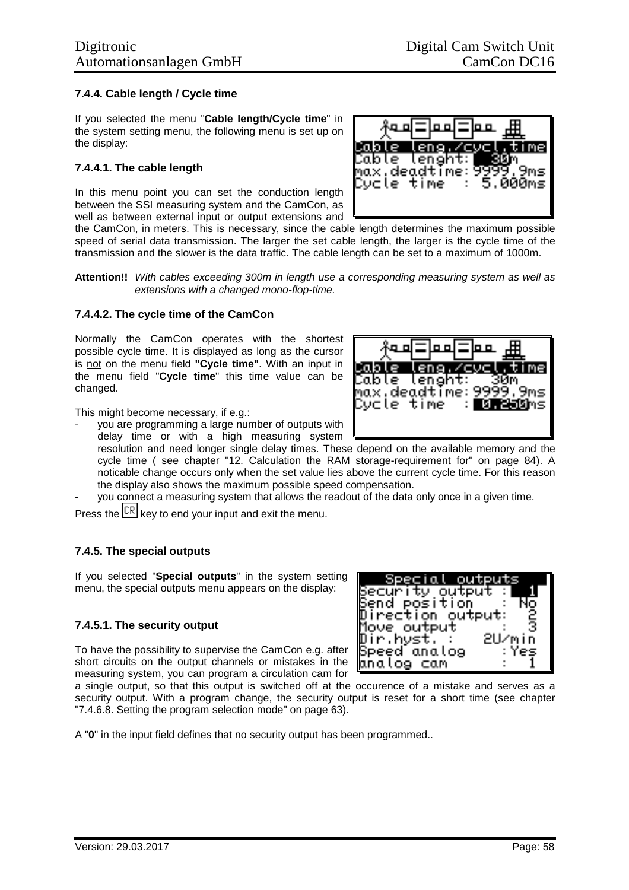### 7.4.4. Cable length / Cycle time

If you selected the menu "**Cable length/Cycle time**" in the system setting menu, the following menu is set up on the display:

#### 7.4.4.1. The cable length

In this menu point you can set the conduction length between the SSI measuring system and the CamCon, as well as between external input or output extensions and the CamCon, in meters. This is necessary, since the cable length determines the maximum possible speed of serial data transmission. The larger the set cable length, the larger is the cycle time of the transmission and the slower is the data traffic. The cable length can be set to a maximum of 1000m.

**Attention!!** *With cables exceeding 300m in length use a corresponding measuring system as well as extensions with a changed mono-flop-time.*

#### 7.4.4.2. The cycle time of the CamCon

Normally the CamCon operates with the shortest possible cycle time. It is displayed as long as the cursor is not on the menu field **"Cycle time"**. With an input in the menu field "**Cycle time**" this time value can be changed.

This might become necessary, if e.g.:

- you are programming a large number of outputs with delay time or with a high measuring system resolution and need longer single delay times. These depend on the available memory and the cycle time ( see chapter "12. Calculation the RAM storage-requirement for" on page 84). A noticable change occurs only when the set value lies above the current cycle time. For this reason the display also shows the maximum possible speed compensation.
- you connect a measuring system that allows the readout of the data only once in a given time.

Press the CR key to end your input and exit the menu.

### 7.4.5. The special outputs

If you selected "**Special outputs**" in the system setting menu, the special outputs menu appears on the display:

#### 7.4.5.1. The security output

To have the possibility to supervise the CamCon e.g. after short circuits on the output channels or mistakes in the measuring system, you can program a circulation cam for a single output, so that this output is switched off at the occurence of a mistake and serves as a security output. With a program change, the security output is reset for a short time (see chapter "7.4.6.8. Setting the program selection mode" on page 63).

A "**0**" in the input field defines that no security output has been programmed..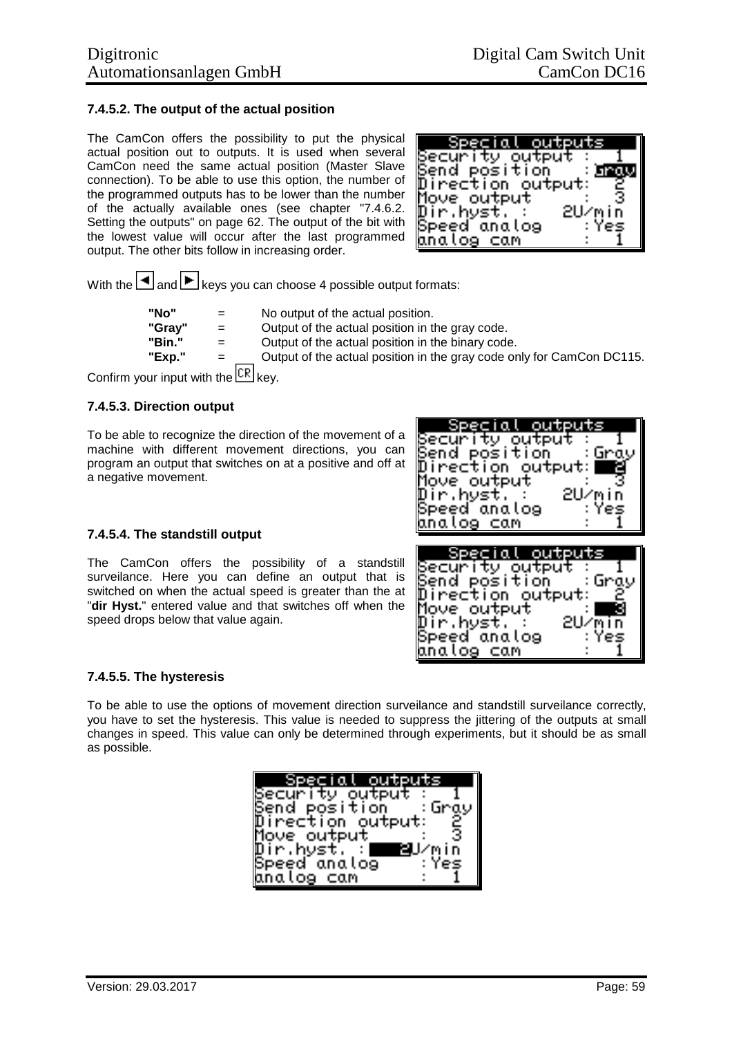### 7.4.5.2. The output of the actual position

The CamCon offers the possibility to put the physical actual position out to outputs. It is used when several CamCon need the same actual position (Master Slave connection). To be able to use this option, the number of the programmed outputs has to be lower than the number of the actually available ones (see chapter "7.4.6.2. Setting the outputs" on page 62. The output of the bit with the lowest value will occur after the last programmed output. The other bits follow in increasing order.

```
Special outputs
Security output :   1
Send position   :Gray
Direction output:   2
Move output     :   3
Dir.hyst. :   2U/min
Speed analog    : Yes
analog cam      :   1
```

With the ◄ and ► keys you can choose 4 possible output formats:

| | | |
|---|---|---|
| **"No"** | = | No output of the actual position. |
| **"Gray"** | = | Output of the actual position in the gray code. |
| **"Bin."** | = | Output of the actual position in the binary code. |
| **"Exp."** | = | Output of the actual position in the gray code only for CamCon DC115. |

Confirm your input with the CR key.

### 7.4.5.3. Direction output

To be able to recognize the direction of the movement of a machine with different movement directions, you can program an output that switches on at a positive and off at a negative movement.

```
Special outputs
Security output :   1
Send position   :Gray
Direction output:   2
Move output     :   3
Dir.hyst. :   2U/min
Speed analog    : Yes
analog cam      :   1
```

### 7.4.5.4. The standstill output

The CamCon offers the possibility of a standstill surveilance. Here you can define an output that is switched on when the actual speed is greater than the at "**dir Hyst.**" entered value and that switches off when the speed drops below that value again.

```
Special outputs
Security output :   1
Send position   :Gray
Direction output:   2
Move output     :   3
Dir.hyst. :   2U/min
Speed analog    : Yes
analog cam      :   1
```

### 7.4.5.5. The hysteresis

To be able to use the options of movement direction surveilance and standstill surveilance correctly, you have to set the hysteresis. This value is needed to suppress the jittering of the outputs at small changes in speed. This value can only be determined through experiments, but it should be as small as possible.

```
Special outputs
Security output :   1
Send position   :Gray
Direction output:   2
Move output     :   3
Dir.hyst. :   2U/min
Speed analog    : Yes
analog cam      :   1
```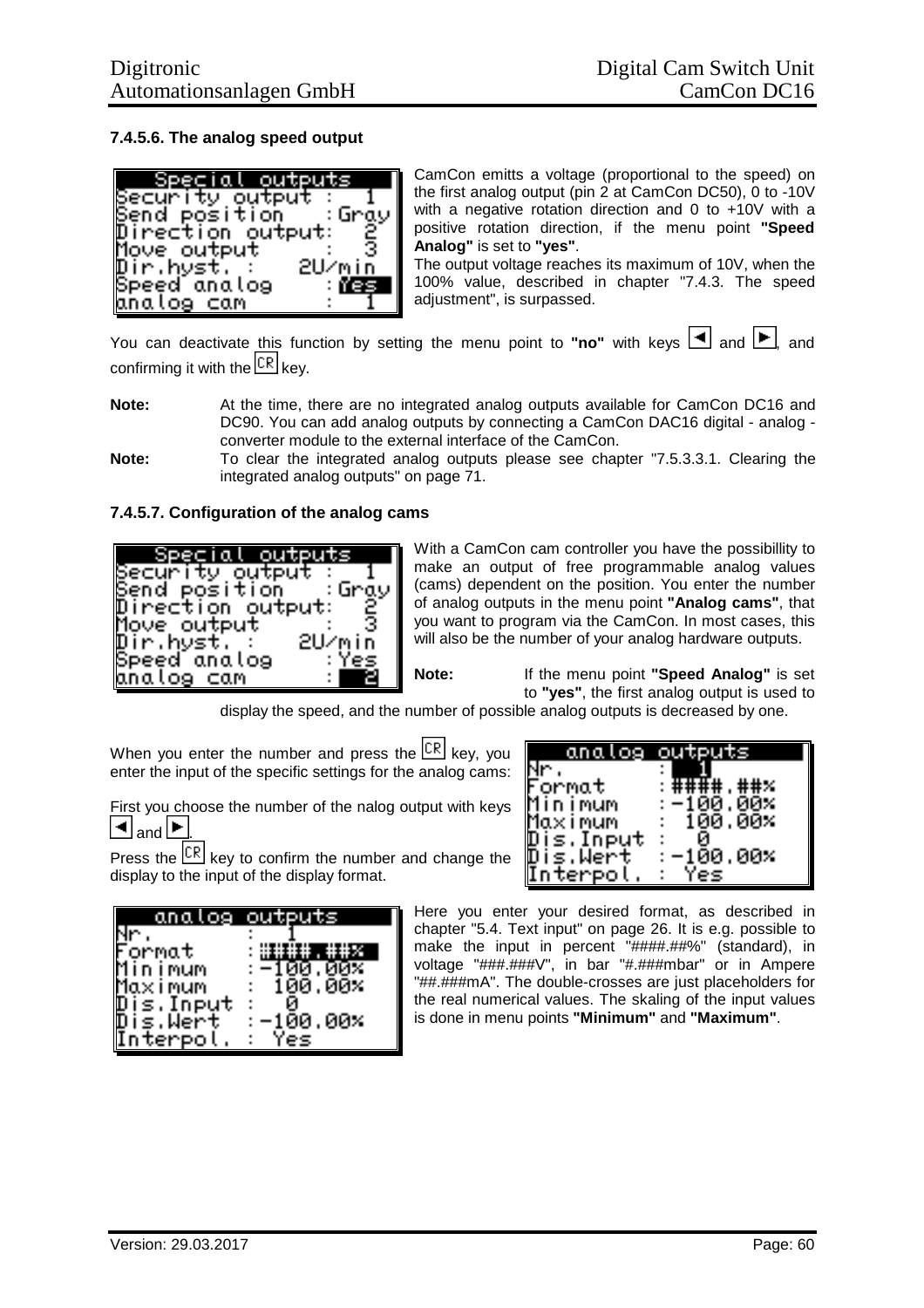### 7.4.5.6. The analog speed output

```
Special outputs
Security output :   1
Send position   :Gray
Direction output:   2
Move output     :   3
Dir.hyst. :    2U/min
Speed analog    : Yes
analog cam      :   1
```

CamCon emitts a voltage (proportional to the speed) on the first analog output (pin 2 at CamCon DC50), 0 to -10V with a negative rotation direction and 0 to +10V with a positive rotation direction, if the menu point **"Speed Analog"** is set to **"yes"**.

The output voltage reaches its maximum of 10V, when the 100% value, described in chapter "7.4.3. The speed adjustment", is surpassed.

You can deactivate this function by setting the menu point to **"no"** with keys ◄ and ►, and confirming it with the CR key.

**Note:** At the time, there are no integrated analog outputs available for CamCon DC16 and DC90. You can add analog outputs by connecting a CamCon DAC16 digital - analog - converter module to the external interface of the CamCon.

**Note:** To clear the integrated analog outputs please see chapter "7.5.3.3.1. Clearing the integrated analog outputs" on page 71.

### 7.4.5.7. Configuration of the analog cams

```
Special outputs
Security output :   1
Send position   :Gray
Direction output:   2
Move output     :   3
Dir.hyst. :    2U/min
Speed analog    : Yes
analog cam      :   2
```

With a CamCon cam controller you have the possibillity to make an output of free programmable analog values (cams) dependent on the position. You enter the number of analog outputs in the menu point **"Analog cams"**, that you want to program via the CamCon. In most cases, this will also be the number of your analog hardware outputs.

**Note:** If the menu point **"Speed Analog"** is set to **"yes"**, the first analog output is used to display the speed, and the number of possible analog outputs is decreased by one.

When you enter the number and press the CR key, you enter the input of the specific settings for the analog cams:

```
analog outputs
Nr.       :   1
Format    :####.##%
Minimum   :-100.00%
Maximum   : 100.00%
Dis.Input :  0
Dis.Wert  :-100.00%
Interpol. : Yes
```

First you choose the number of the nalog output with keys ◄ and ►.

Press the CR key to confirm the number and change the display to the input of the display format.

```
analog outputs
Nr.       :   1
Format    :####.##%
Minimum   :-100.00%
Maximum   : 100.00%
Dis.Input :  0
Dis.Wert  :-100.00%
Interpol. : Yes
```

Here you enter your desired format, as described in chapter "5.4. Text input" on page 26. It is e.g. possible to make the input in percent "####.##%" (standard), in voltage "###.###V", in bar "#.###mbar" or in Ampere "##.###mA". The double-crosses are just placeholders for the real numerical values. The skaling of the input values is done in menu points **"Minimum"** and **"Maximum"**.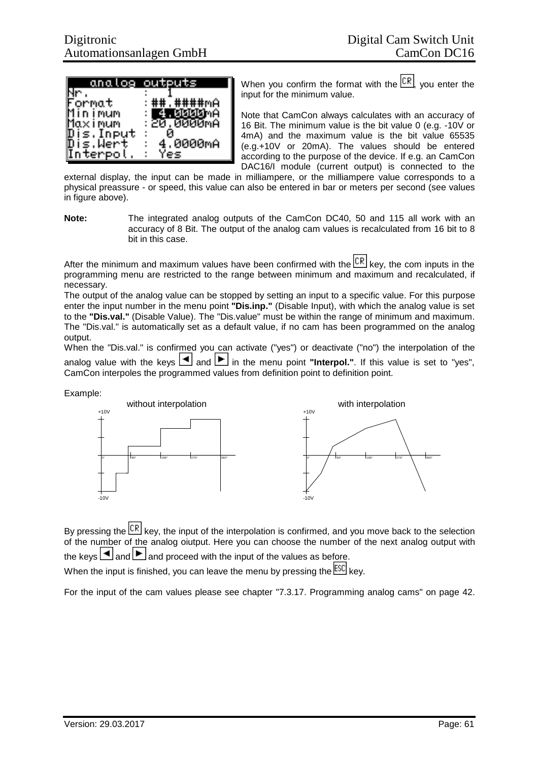```
 analog outputs
Nr.        :  1
Format     : ##.####mA
Minimum    :  4.0000mA
Maximum    : 20.0000mA
Dis.Input  :  0
Dis.Wert   :  4.0000mA
Interpol.  :  Yes
```

When you confirm the format with the [CR], you enter the input for the minimum value.

Note that CamCon always calculates with an accuracy of 16 Bit. The minimum value is the bit value 0 (e.g. -10V or 4mA) and the maximum value is the bit value 65535 (e.g.+10V or 20mA). The values should be entered according to the purpose of the device. If e.g. an CamCon DAC16/I module (current output) is connected to the external display, the input can be made in milliampere, or the milliampere value corresponds to a physical preassure - or speed, this value can also be entered in bar or meters per second (see values in figure above).

**Note:** The integrated analog outputs of the CamCon DC40, 50 and 115 all work with an accuracy of 8 Bit. The output of the analog cam values is recalculated from 16 bit to 8 bit in this case.

After the minimum and maximum values have been confirmed with the [CR] key, the com inputs in the programming menu are restricted to the range between minimum and maximum and recalculated, if necessary.

The output of the analog value can be stopped by setting an input to a specific value. For this purpose enter the input number in the menu point **"Dis.inp."** (Disable Input), with which the analog value is set to the **"Dis.val."** (Disable Value). The "Dis.value" must be within the range of minimum and maximum. The "Dis.val." is automatically set as a default value, if no cam has been programmed on the analog output.

When the "Dis.val." is confirmed you can activate ("yes") or deactivate ("no") the interpolation of the analog value with the keys [◄] and [►] in the menu point **"Interpol."**. If this value is set to "yes", CamCon interpoles the programmed values from definition point to definition point.

Example:

without interpolation | with interpolation

+10V, -10V, 0°, 90°, 180°, 270°, 360°

By pressing the [CR] key, the input of the interpolation is confirmed, and you move back to the selection of the number of the analog oiutput. Here you can choose the number of the next analog output with the keys [◄] and [►] and proceed with the input of the values as before.

When the input is finished, you can leave the menu by pressing the [ESC] key.

For the input of the cam values please see chapter "7.3.17. Programming analog cams" on page 42.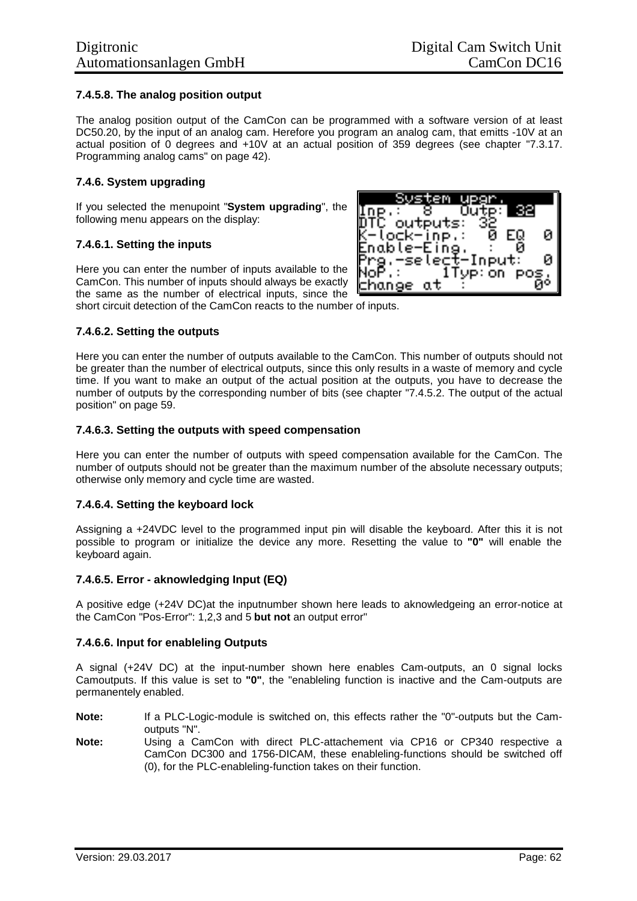### 7.4.5.8. The analog position output

The analog position output of the CamCon can be programmed with a software version of at least DC50.20, by the input of an analog cam. Herefore you program an analog cam, that emitts -10V at an actual position of 0 degrees and +10V at an actual position of 359 degrees (see chapter "7.3.17. Programming analog cams" on page 42).

### 7.4.6. System upgrading

If you selected the menupoint "**System upgrading**", the following menu appears on the display:

```
    System upgr.
Inp.:  8    Outp: 32
DTC outputs: 32
K-lock-inp.:  0 EQ   0
Enable-Eing.  :  0
Prg.-select-Input:   0
NoP.:     1Typ: on pos.
change at   :        0°
```

### 7.4.6.1. Setting the inputs

Here you can enter the number of inputs available to the CamCon. This number of inputs should always be exactly the same as the number of electrical inputs, since the short circuit detection of the CamCon reacts to the number of inputs.

### 7.4.6.2. Setting the outputs

Here you can enter the number of outputs available to the CamCon. This number of outputs should not be greater than the number of electrical outputs, since this only results in a waste of memory and cycle time. If you want to make an output of the actual position at the outputs, you have to decrease the number of outputs by the corresponding number of bits (see chapter "7.4.5.2. The output of the actual position" on page 59.

### 7.4.6.3. Setting the outputs with speed compensation

Here you can enter the number of outputs with speed compensation available for the CamCon. The number of outputs should not be greater than the maximum number of the absolute necessary outputs; otherwise only memory and cycle time are wasted.

### 7.4.6.4. Setting the keyboard lock

Assigning a +24VDC level to the programmed input pin will disable the keyboard. After this it is not possible to program or initialize the device any more. Resetting the value to **"0"** will enable the keyboard again.

### 7.4.6.5. Error - aknowledging Input (EQ)

A positive edge (+24V DC)at the inputnumber shown here leads to aknowledgeing an error-notice at the CamCon "Pos-Error": 1,2,3 and 5 **but not** an output error"

### 7.4.6.6. Input for enableling Outputs

A signal (+24V DC) at the input-number shown here enables Cam-outputs, an 0 signal locks Camoutputs. If this value is set to **"0"**, the "enableling function is inactive and the Cam-outputs are permanentely enabled.

**Note:** If a PLC-Logic-module is switched on, this effects rather the "0"-outputs but the Cam-outputs "N".

**Note:** Using a CamCon with direct PLC-attachement via CP16 or CP340 respective a CamCon DC300 and 1756-DICAM, these enableling-functions should be switched off (0), for the PLC-enableling-function takes on their function.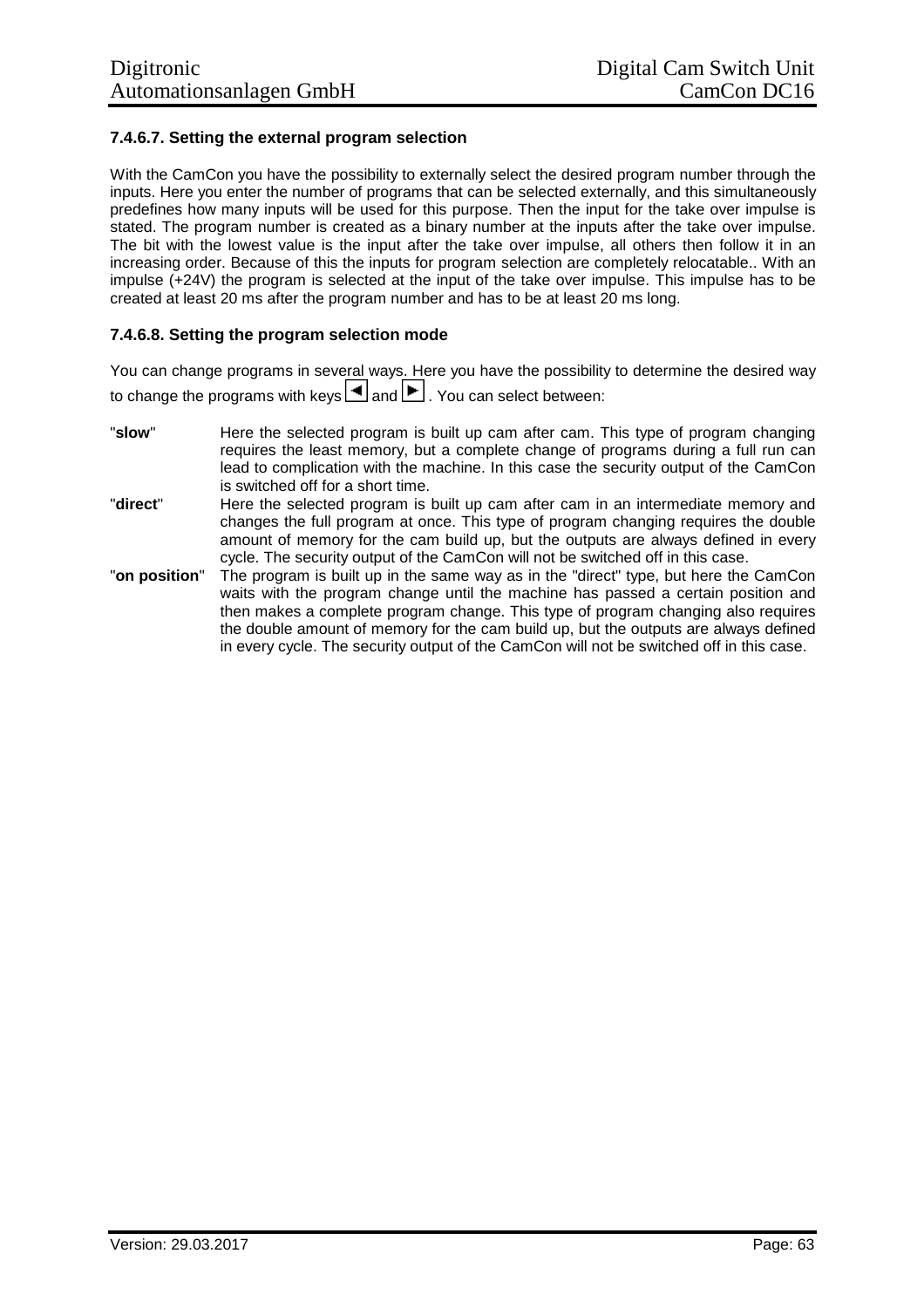### 7.4.6.7. Setting the external program selection

With the CamCon you have the possibility to externally select the desired program number through the inputs. Here you enter the number of programs that can be selected externally, and this simultaneously predefines how many inputs will be used for this purpose. Then the input for the take over impulse is stated. The program number is created as a binary number at the inputs after the take over impulse. The bit with the lowest value is the input after the take over impulse, all others then follow it in an increasing order. Because of this the inputs for program selection are completely relocatable.. With an impulse (+24V) the program is selected at the input of the take over impulse. This impulse has to be created at least 20 ms after the program number and has to be at least 20 ms long.

### 7.4.6.8. Setting the program selection mode

You can change programs in several ways. Here you have the possibility to determine the desired way to change the programs with keys ◄ and ►. You can select between:

"**slow**" Here the selected program is built up cam after cam. This type of program changing requires the least memory, but a complete change of programs during a full run can lead to complication with the machine. In this case the security output of the CamCon is switched off for a short time.

"**direct**" Here the selected program is built up cam after cam in an intermediate memory and changes the full program at once. This type of program changing requires the double amount of memory for the cam build up, but the outputs are always defined in every cycle. The security output of the CamCon will not be switched off in this case.

"**on position**" The program is built up in the same way as in the "direct" type, but here the CamCon waits with the program change until the machine has passed a certain position and then makes a complete program change. This type of program changing also requires the double amount of memory for the cam build up, but the outputs are always defined in every cycle. The security output of the CamCon will not be switched off in this case.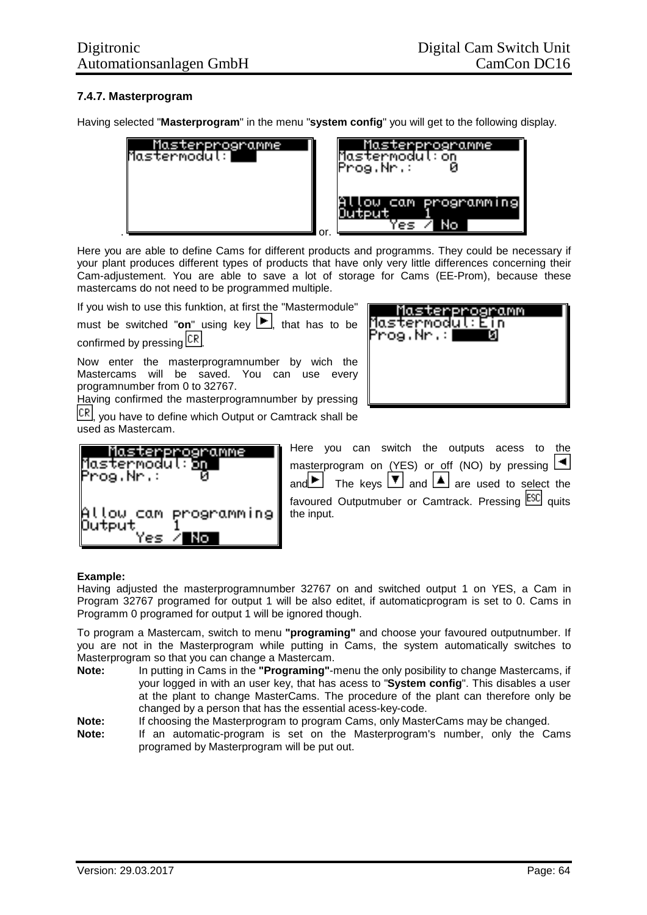### 7.4.7. Masterprogram

Having selected "**Masterprogram**" in the menu "**system config**" you will get to the following display.

```
 Masterprogramme
Mastermodul:
```

or.

```
 Masterprogramme
Mastermodul:on
Prog.Nr.:     0

Allow cam programming
Output      1
      Yes / No
```

Here you are able to define Cams for different products and programms. They could be necessary if your plant produces different types of products that have only very little differences concerning their Cam-adjustement. You are able to save a lot of storage for Cams (EE-Prom), because these mastercams do not need to be programmed multiple.

If you wish to use this funktion, at first the "Mastermodule" must be switched "**on**" using key ►, that has to be confirmed by pressing CR.

```
 Masterprogramm
Mastermodul:Ein
Prog.Nr.:      0
```

Now enter the masterprogramnumber by wich the Mastercams will be saved. You can use every programnumber from 0 to 32767.

Having confirmed the masterprogramnumber by pressing CR, you have to define which Output or Camtrack shall be used as Mastercam.

```
 Masterprogramme
Mastermodul:on
Prog.Nr.:     0

Allow cam programming
Output      1
      Yes / No
```

Here you can switch the outputs acess to the masterprogram on (YES) or off (NO) by pressing ◄ and ►. The keys ▼ and ▲ are used to select the favoured Outputmuber or Camtrack. Pressing ESC quits the input.

**Example:**

Having adjusted the masterprogramnumber 32767 on and switched output 1 on YES, a Cam in Program 32767 programed for output 1 will be also editet, if automaticprogram is set to 0. Cams in Programm 0 programed for output 1 will be ignored though.

To program a Mastercam, switch to menu **"programing"** and choose your favoured outputnumber. If you are not in the Masterprogram while putting in Cams, the system automatically switches to Masterprogram so that you can change a Mastercam.

**Note:** In putting in Cams in the **"Programing"**-menu the only posibility to change Mastercams, if your logged in with an user key, that has acess to "**System config**". This disables a user at the plant to change MasterCams. The procedure of the plant can therefore only be changed by a person that has the essential acess-key-code.

**Note:** If choosing the Masterprogram to program Cams, only MasterCams may be changed.

**Note:** If an automatic-program is set on the Masterprogram's number, only the Cams programed by Masterprogram will be put out.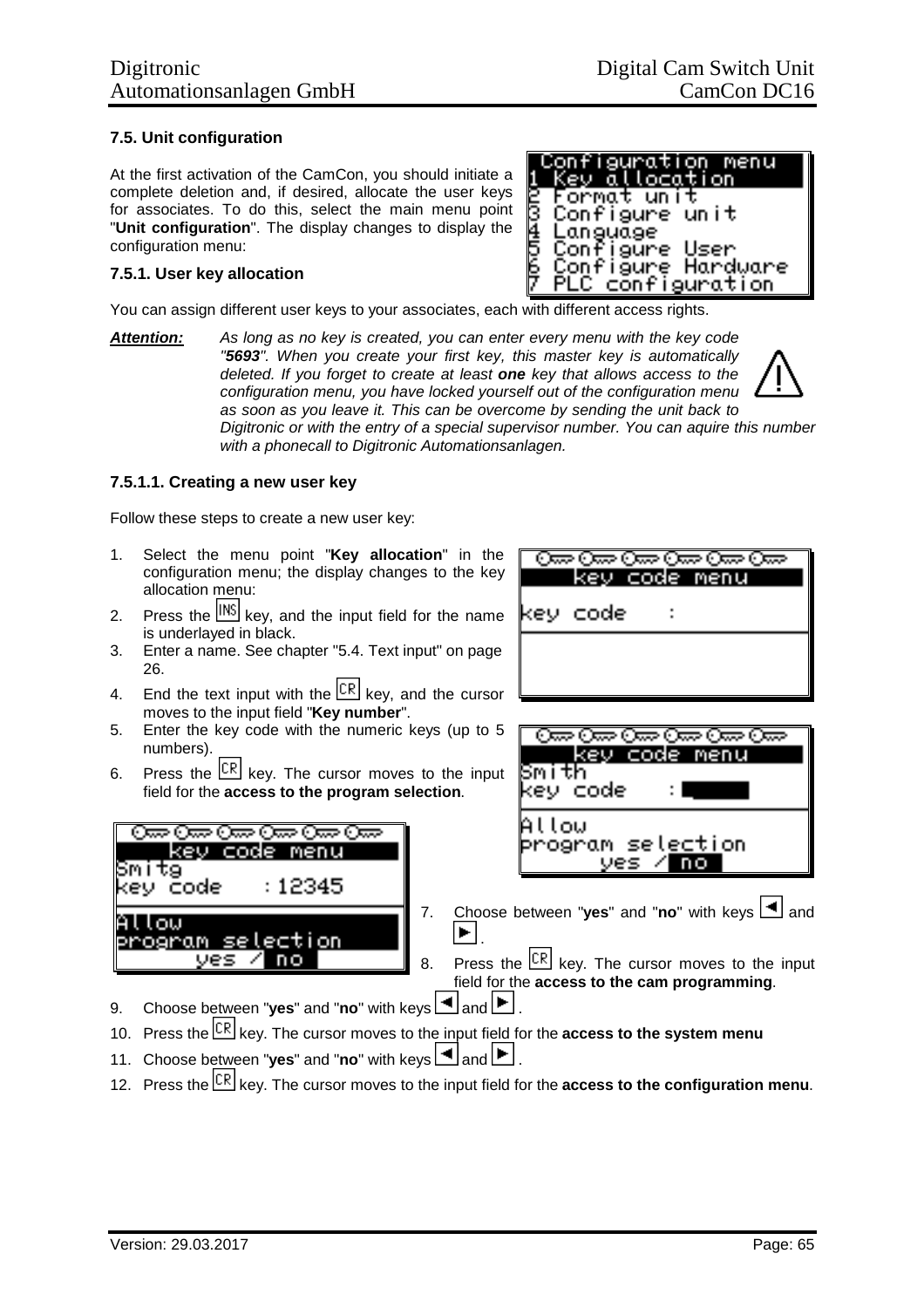### 7.5. Unit configuration

At the first activation of the CamCon, you should initiate a complete deletion and, if desired, allocate the user keys for associates. To do this, select the main menu point "**Unit configuration**". The display changes to display the configuration menu:

```
Configuration menu
1 Key allocation
2 Format unit
3 Configure unit
4 Language
5 Configure User
6 Configure Hardware
7 PLC configuration
```

#### 7.5.1. User key allocation

You can assign different user keys to your associates, each with different access rights.

***Attention:*** *As long as no key is created, you can enter every menu with the key code "**5693**". When you create your first key, this master key is automatically deleted. If you forget to create at least **one** key that allows access to the configuration menu, you have locked yourself out of the configuration menu as soon as you leave it. This can be overcome by sending the unit back to Digitronic or with the entry of a special supervisor number. You can aquire this number with a phonecall to Digitronic Automationsanlagen.*

##### 7.5.1.1. Creating a new user key

Follow these steps to create a new user key:

1. Select the menu point "**Key allocation**" in the configuration menu; the display changes to the key allocation menu:

```
key code menu

key code    :
```

2. Press the INS key, and the input field for the name is underlayed in black.
3. Enter a name. See chapter "5.4. Text input" on page 26.
4. End the text input with the CR key, and the cursor moves to the input field "**Key number**".
5. Enter the key code with the numeric keys (up to 5 numbers).
6. Press the CR key. The cursor moves to the input field for the **access to the program selection**.

```
key code menu
Smith
key code    :
Allow
program selection
     yes / no
```

```
key code menu
Smitg
key code    :12345
Allow
program selection
     yes / no
```

7. Choose between "**yes**" and "**no**" with keys ◄ and ►.
8. Press the CR key. The cursor moves to the input field for the **access to the cam programming**.
9. Choose between "**yes**" and "**no**" with keys ◄ and ►.
10. Press the CR key. The cursor moves to the input field for the **access to the system menu**
11. Choose between "**yes**" and "**no**" with keys ◄ and ►.
12. Press the CR key. The cursor moves to the input field for the **access to the configuration menu**.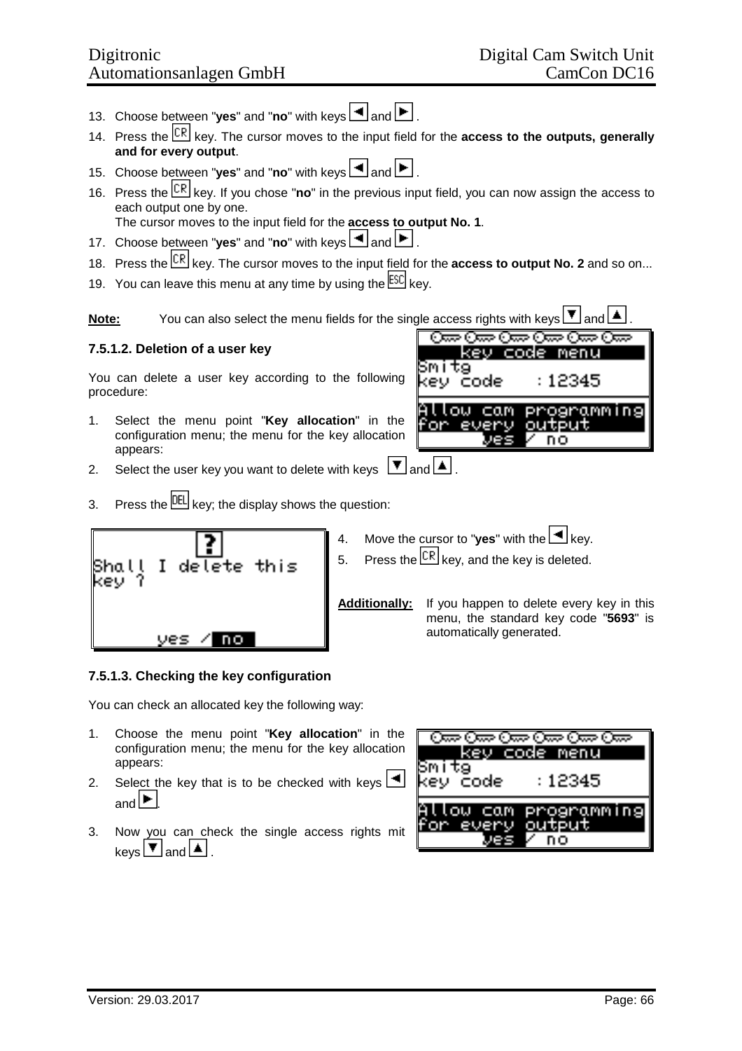13. Choose between "**yes**" and "**no**" with keys ◄ and ►.
14. Press the CR key. The cursor moves to the input field for the **access to the outputs, generally and for every output**.
15. Choose between "**yes**" and "**no**" with keys ◄ and ►.
16. Press the CR key. If you chose "**no**" in the previous input field, you can now assign the access to each output one by one.
    The cursor moves to the input field for the **access to output No. 1**.
17. Choose between "**yes**" and "**no**" with keys ◄ and ►.
18. Press the CR key. The cursor moves to the input field for the **access to output No. 2** and so on...
19. You can leave this menu at any time by using the ESC key.

**Note:** You can also select the menu fields for the single access rights with keys ▼ and ▲.

#### 7.5.1.2. Deletion of a user key

You can delete a user key according to the following procedure:

1. Select the menu point "**Key allocation**" in the configuration menu; the menu for the key allocation appears:
2. Select the user key you want to delete with keys ▼ and ▲.
3. Press the DEL key; the display shows the question:
4. Move the cursor to "**yes**" with the ◄ key.
5. Press the CR key, and the key is deleted.

**Additionally:** If you happen to delete every key in this menu, the standard key code "**5693**" is automatically generated.

#### 7.5.1.3. Checking the key configuration

You can check an allocated key the following way:

1. Choose the menu point "**Key allocation**" in the configuration menu; the menu for the key allocation appears:
2. Select the key that is to be checked with keys ◄ and ►.
3. Now you can check the single access rights mit keys ▼ and ▲.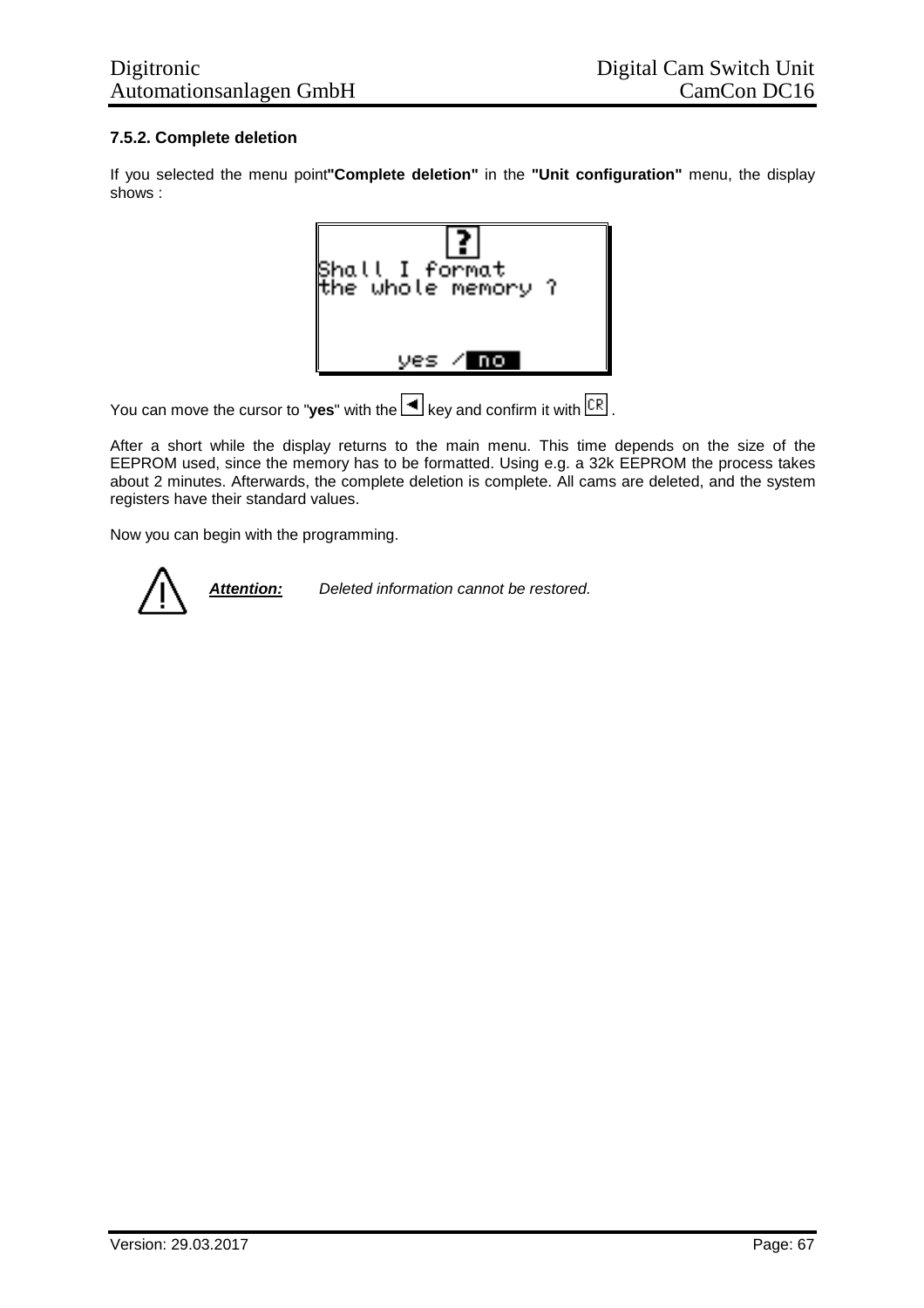### 7.5.2. Complete deletion

If you selected the menu point**"Complete deletion"** in the **"Unit configuration"** menu, the display shows :

Shall I format
the whole memory ?

yes / no

You can move the cursor to "**yes**" with the ◄ key and confirm it with CR .

After a short while the display returns to the main menu. This time depends on the size of the EEPROM used, since the memory has to be formatted. Using e.g. a 32k EEPROM the process takes about 2 minutes. Afterwards, the complete deletion is complete. All cams are deleted, and the system registers have their standard values.

Now you can begin with the programming.

***Attention:*** *Deleted information cannot be restored.*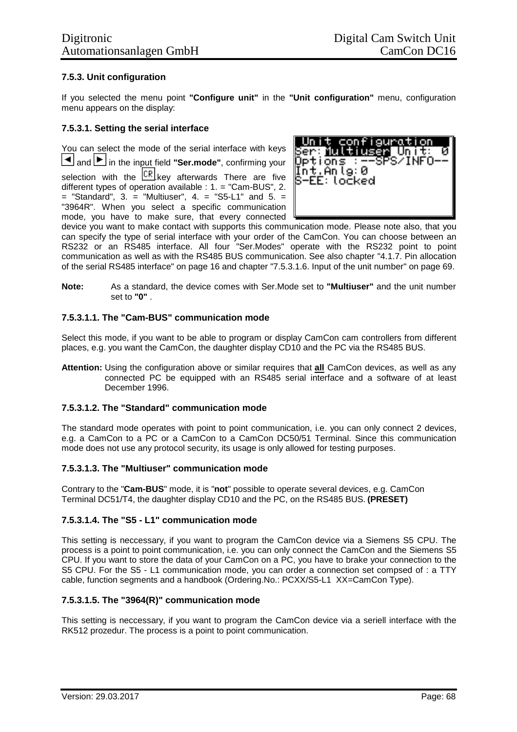### 7.5.3. Unit configuration

If you selected the menu point **"Configure unit"** in the **"Unit configuration"** menu, configuration menu appears on the display:

#### 7.5.3.1. Setting the serial interface

```
Unit configuration
Ser: Multiuser Unit:  0
Options  :--SPS/INFO--
Int.Anlg:0
S-EE: locked
```

You can select the mode of the serial interface with keys ◄ and ► in the input field **"Ser.mode"**, confirming your selection with the CR key afterwards There are five different types of operation available : 1. = "Cam-BUS", 2. = "Standard", 3. = "Multiuser", 4. = "S5-L1" and 5. = "3964R". When you select a specific communication mode, you have to make sure, that every connected device you want to make contact with supports this communication mode. Please note also, that you can specify the type of serial interface with your order of the CamCon. You can choose between an RS232 or an RS485 interface. All four "Ser.Modes" operate with the RS232 point to point communication as well as with the RS485 BUS communication. See also chapter "4.1.7. Pin allocation of the serial RS485 interface" on page 16 and chapter "7.5.3.1.6. Input of the unit number" on page 69.

**Note:** As a standard, the device comes with Ser.Mode set to **"Multiuser"** and the unit number set to **"0"** .

##### 7.5.3.1.1. The "Cam-BUS" communication mode

Select this mode, if you want to be able to program or display CamCon cam controllers from different places, e.g. you want the CamCon, the daughter display CD10 and the PC via the RS485 BUS.

**Attention:** Using the configuration above or similar requires that **all** CamCon devices, as well as any connected PC be equipped with an RS485 serial interface and a software of at least December 1996.

##### 7.5.3.1.2. The "Standard" communication mode

The standard mode operates with point to point communication, i.e. you can only connect 2 devices, e.g. a CamCon to a PC or a CamCon to a CamCon DC50/51 Terminal. Since this communication mode does not use any protocol security, its usage is only allowed for testing purposes.

##### 7.5.3.1.3. The "Multiuser" communication mode

Contrary to the "**Cam-BUS**" mode, it is "**not**" possible to operate several devices, e.g. CamCon Terminal DC51/T4, the daughter display CD10 and the PC, on the RS485 BUS. **(PRESET)**

##### 7.5.3.1.4. The "S5 - L1" communication mode

This setting is neccessary, if you want to program the CamCon device via a Siemens S5 CPU. The process is a point to point communication, i.e. you can only connect the CamCon and the Siemens S5 CPU. If you want to store the data of your CamCon on a PC, you have to brake your connection to the S5 CPU. For the S5 - L1 communication mode, you can order a connection set compsed of : a TTY cable, function segments and a handbook (Ordering.No.: PCXX/S5-L1  XX=CamCon Type).

##### 7.5.3.1.5. The "3964(R)" communication mode

This setting is neccessary, if you want to program the CamCon device via a seriell interface with the RK512 prozedur. The process is a point to point communication.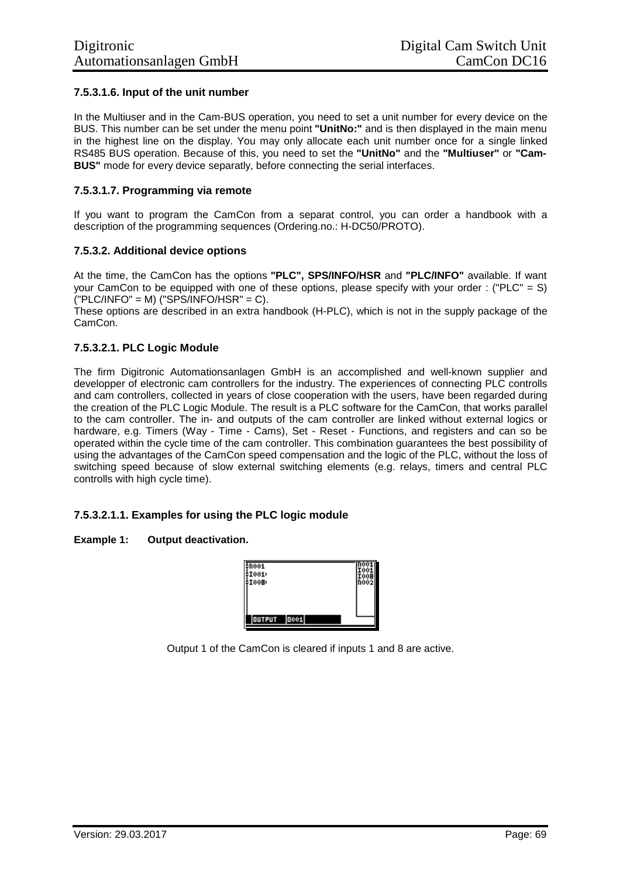#### 7.5.3.1.6. Input of the unit number

In the Multiuser and in the Cam-BUS operation, you need to set a unit number for every device on the BUS. This number can be set under the menu point **"UnitNo:"** and is then displayed in the main menu in the highest line on the display. You may only allocate each unit number once for a single linked RS485 BUS operation. Because of this, you need to set the **"UnitNo"** and the **"Multiuser"** or **"Cam-BUS"** mode for every device separatly, before connecting the serial interfaces.

#### 7.5.3.1.7. Programming via remote

If you want to program the CamCon from a separat control, you can order a handbook with a description of the programming sequences (Ordering.no.: H-DC50/PROTO).

### 7.5.3.2. Additional device options

At the time, the CamCon has the options **"PLC", SPS/INFO/HSR** and **"PLC/INFO"** available. If want your CamCon to be equipped with one of these options, please specify with your order : ("PLC" = S) ("PLC/INFO" = M) ("SPS/INFO/HSR" = C).
These options are described in an extra handbook (H-PLC), which is not in the supply package of the CamCon.

#### 7.5.3.2.1. PLC Logic Module

The firm Digitronic Automationsanlagen GmbH is an accomplished and well-known supplier and developper of electronic cam controllers for the industry. The experiences of connecting PLC controlls and cam controllers, collected in years of close cooperation with the users, have been regarded during the creation of the PLC Logic Module. The result is a PLC software for the CamCon, that works parallel to the cam controller. The in- and outputs of the cam controller are linked without external logics or hardware, e.g. Timers (Way - Time - Cams), Set - Reset - Functions, and registers and can so be operated within the cycle time of the cam controller. This combination guarantees the best possibility of using the advantages of the CamCon speed compensation and the logic of the PLC, without the loss of switching speed because of slow external switching elements (e.g. relays, timers and central PLC controlls with high cycle time).

##### 7.5.3.2.1.1. Examples for using the PLC logic module

**Example 1: Output deactivation.**

```
ñ001                 ñ001
I001                 I001
I008                 I008
                     ñ002

 OUTPUT  O001
```

Output 1 of the CamCon is cleared if inputs 1 and 8 are active.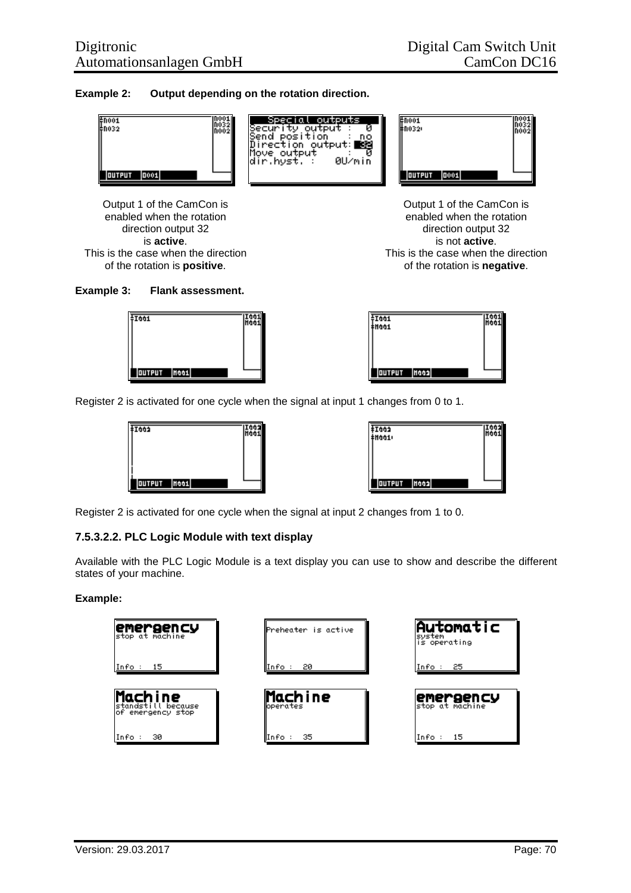**Example 2: Output depending on the rotation direction.**

Output 1 of the CamCon is enabled when the rotation direction output 32 is **active**. This is the case when the direction of the rotation is **positive**.

Output 1 of the CamCon is enabled when the rotation direction output 32 is not **active**. This is the case when the direction of the rotation is **negative**.

**Example 3: Flank assessment.**

Register 2 is activated for one cycle when the signal at input 1 changes from 0 to 1.

Register 2 is activated for one cycle when the signal at input 2 changes from 1 to 0.

### 7.5.3.2.2. PLC Logic Module with text display

Available with the PLC Logic Module is a text display you can use to show and describe the different states of your machine.

**Example:**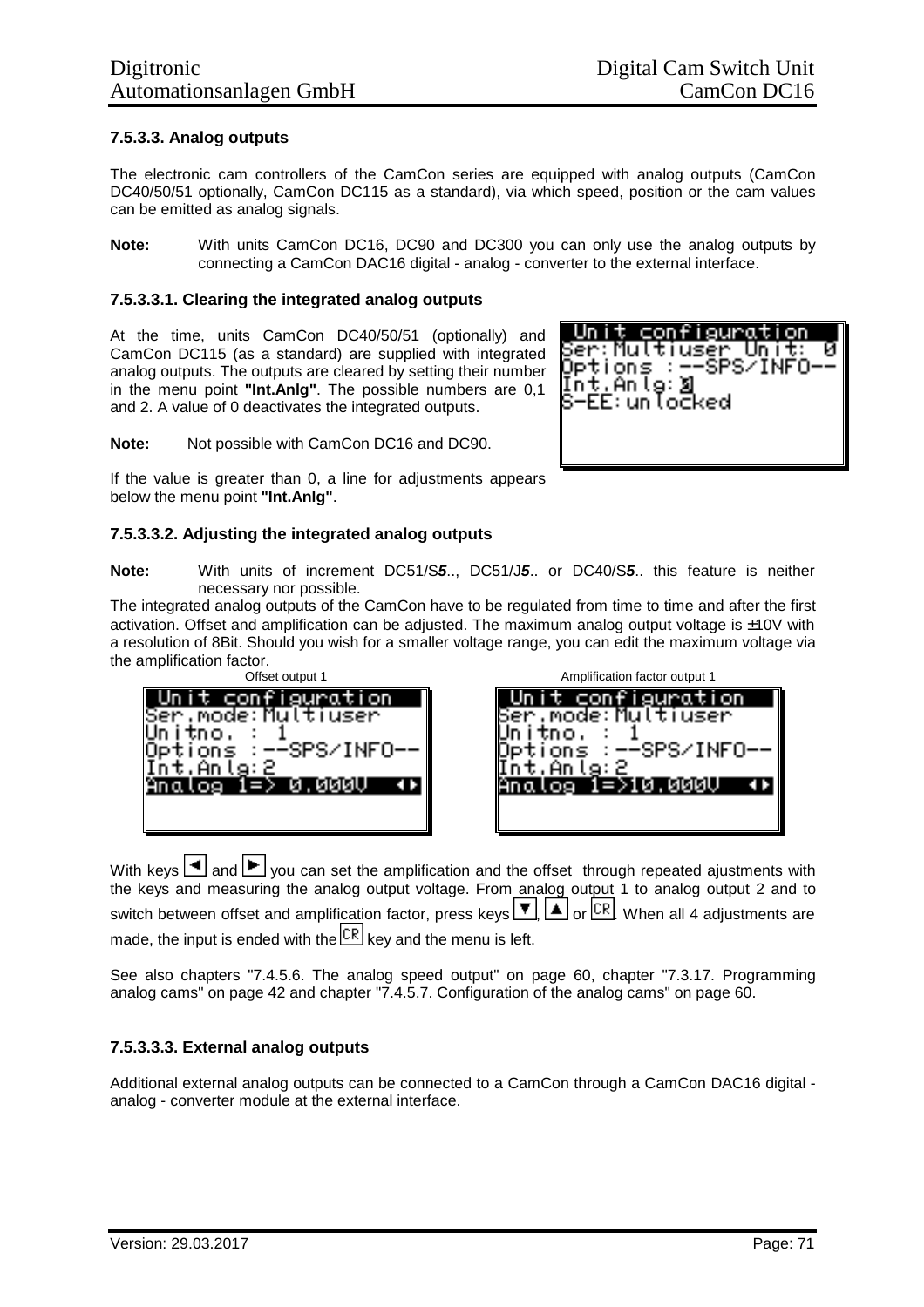### 7.5.3.3. Analog outputs

The electronic cam controllers of the CamCon series are equipped with analog outputs (CamCon DC40/50/51 optionally, CamCon DC115 as a standard), via which speed, position or the cam values can be emitted as analog signals.

**Note:** With units CamCon DC16, DC90 and DC300 you can only use the analog outputs by connecting a CamCon DAC16 digital - analog - converter to the external interface.

#### 7.5.3.3.1. Clearing the integrated analog outputs

At the time, units CamCon DC40/50/51 (optionally) and CamCon DC115 (as a standard) are supplied with integrated analog outputs. The outputs are cleared by setting their number in the menu point **"Int.Anlg"**. The possible numbers are 0,1 and 2. A value of 0 deactivates the integrated outputs.

```
Unit configuration
Ser:Multiuser Unit: 0
Options :--SPS/INFO--
Int.Anlg:0
S-EE:unlocked
```

**Note:** Not possible with CamCon DC16 and DC90.

If the value is greater than 0, a line for adjustments appears below the menu point **"Int.Anlg"**.

#### 7.5.3.3.2. Adjusting the integrated analog outputs

**Note:** With units of increment DC51/S***5***.., DC51/J***5***.. or DC40/S***5***.. this feature is neither necessary nor possible.

The integrated analog outputs of the CamCon have to be regulated from time to time and after the first activation. Offset and amplification can be adjusted. The maximum analog output voltage is ±10V with a resolution of 8Bit. Should you wish for a smaller voltage range, you can edit the maximum voltage via the amplification factor.

Offset output 1

```
Unit configuration
Ser.mode:Multiuser
Unitno. : 1
Options :--SPS/INFO--
Int.Anlg:2
Analog 1=> 0,000V  ◄►
```

Amplification factor output 1

```
Unit configuration
Ser.mode:Multiuser
Unitno. : 1
Options :--SPS/INFO--
Int.Anlg:2
Analog 1=>10,000V  ◄►
```

With keys [◄] and [►] you can set the amplification and the offset through repeated ajustments with the keys and measuring the analog output voltage. From analog output 1 to analog output 2 and to switch between offset and amplification factor, press keys [▼], [▲] or [CR]. When all 4 adjustments are made, the input is ended with the [CR] key and the menu is left.

See also chapters "7.4.5.6. The analog speed output" on page 60, chapter "7.3.17. Programming analog cams" on page 42 and chapter "7.4.5.7. Configuration of the analog cams" on page 60.

#### 7.5.3.3.3. External analog outputs

Additional external analog outputs can be connected to a CamCon through a CamCon DAC16 digital - analog - converter module at the external interface.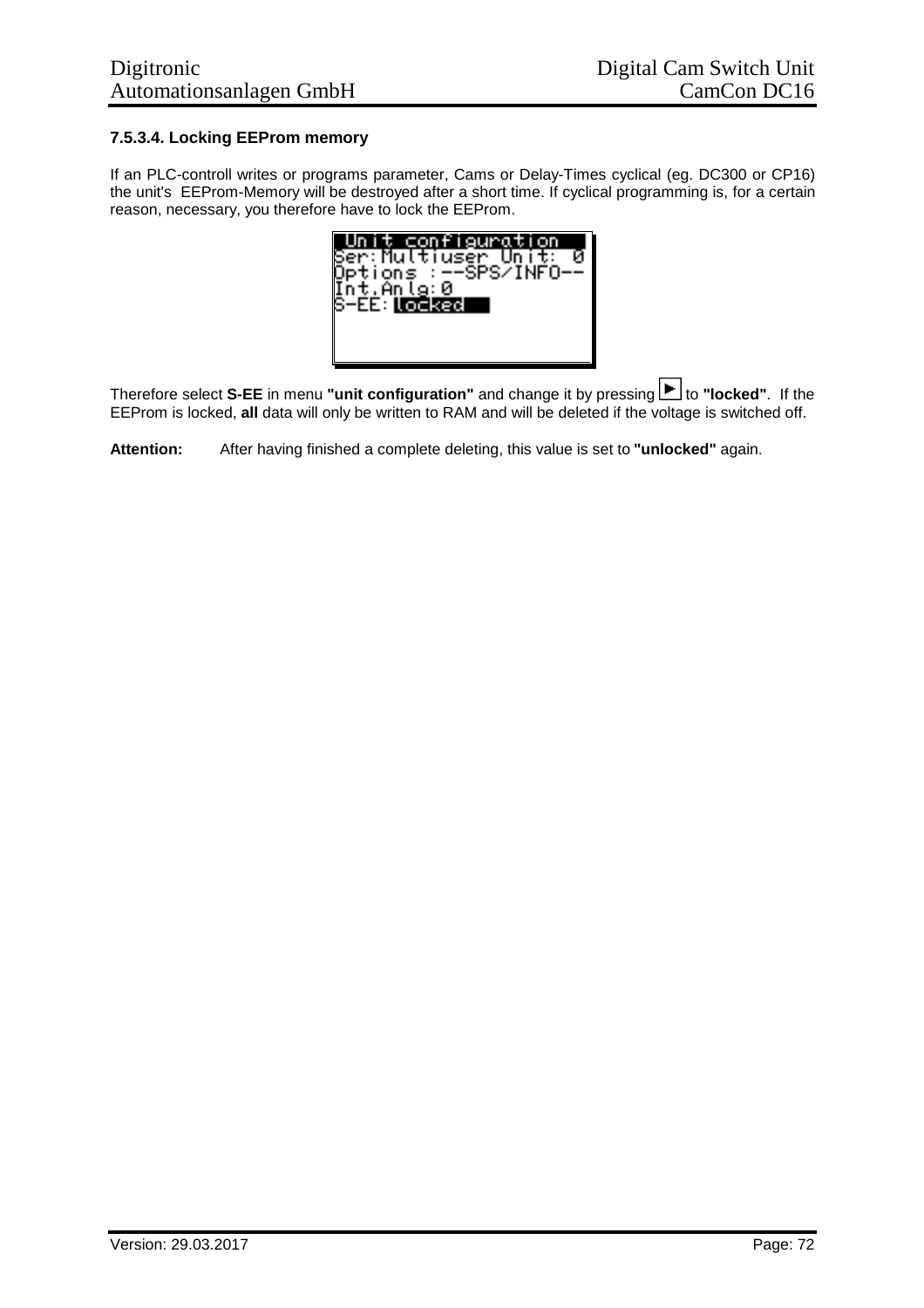### 7.5.3.4. Locking EEProm memory

If an PLC-controll writes or programs parameter, Cams or Delay-Times cyclical (eg. DC300 or CP16) the unit's EEProm-Memory will be destroyed after a short time. If cyclical programming is, for a certain reason, necessary, you therefore have to lock the EEProm.

```
 Unit configuration
Ser:Multiuser Unit: 0
Options :--SPS/INFO--
Int.Anlg:0
S-EE: locked
```

Therefore select **S-EE** in menu **"unit configuration"** and change it by pressing ► to **"locked"**. If the EEProm is locked, **all** data will only be written to RAM and will be deleted if the voltage is switched off.

**Attention:** After having finished a complete deleting, this value is set to **"unlocked"** again.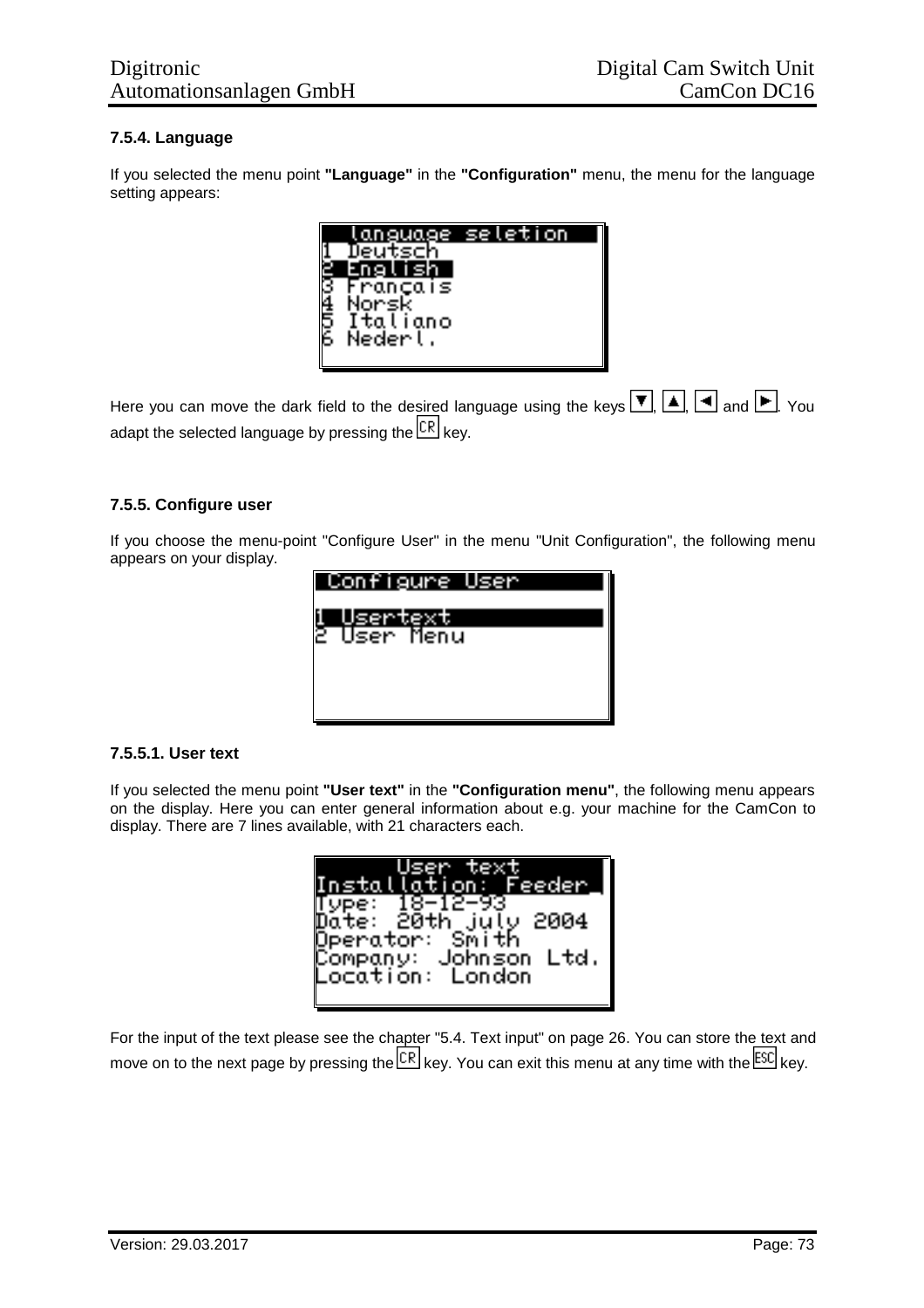### 7.5.4. Language

If you selected the menu point **"Language"** in the **"Configuration"** menu, the menu for the language setting appears:

```
   language seletion
1  Deutsch
2  English
3  Français
4  Norsk
5  Italiano
6  Nederl.
```

Here you can move the dark field to the desired language using the keys ▼, ▲, ◄ and ►. You adapt the selected language by pressing the CR key.

### 7.5.5. Configure user

If you choose the menu-point "Configure User" in the menu "Unit Configuration", the following menu appears on your display.

```
 Configure User

1 Usertext
2 User Menu
```

#### 7.5.5.1. User text

If you selected the menu point **"User text"** in the **"Configuration menu"**, the following menu appears on the display. Here you can enter general information about e.g. your machine for the CamCon to display. There are 7 lines available, with 21 characters each.

```
      User text
Installation: Feeder
Type: 18-12-93
Date: 20th july 2004
Operator: Smith
Company: Johnson Ltd.
Location: London
```

For the input of the text please see the chapter "5.4. Text input" on page 26. You can store the text and move on to the next page by pressing the CR key. You can exit this menu at any time with the ESC key.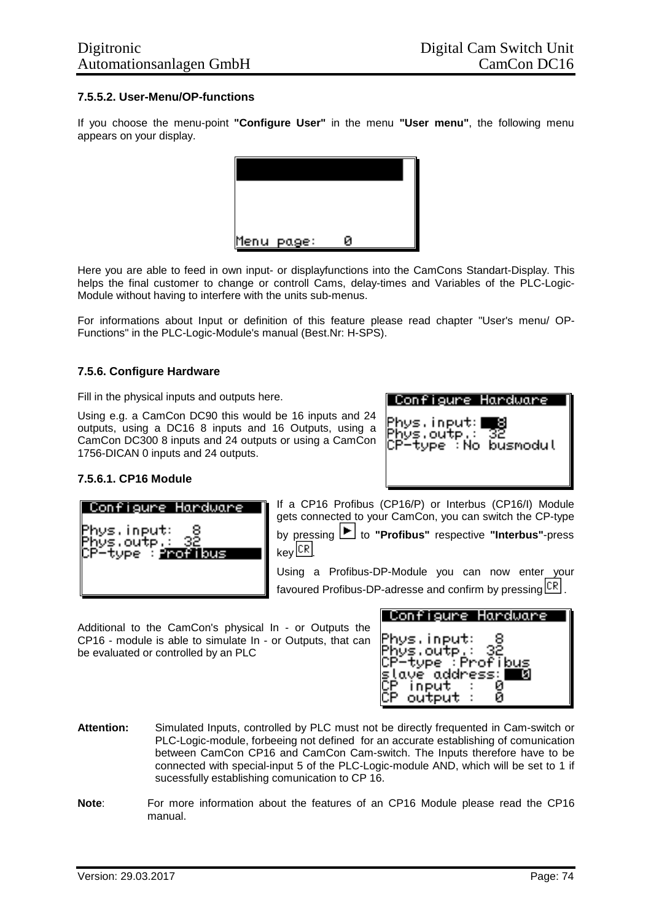### 7.5.5.2. User-Menu/OP-functions

If you choose the menu-point **"Configure User"** in the menu **"User menu"**, the following menu appears on your display.

```
Menu page:    0
```

Here you are able to feed in own input- or displayfunctions into the CamCons Standart-Display. This helps the final customer to change or controll Cams, delay-times and Variables of the PLC-Logic-Module without having to interfere with the units sub-menus.

For informations about Input or definition of this feature please read chapter "User's menu/ OP-Functions" in the PLC-Logic-Module's manual (Best.Nr: H-SPS).

### 7.5.6. Configure Hardware

Fill in the physical inputs and outputs here.

Using e.g. a CamCon DC90 this would be 16 inputs and 24 outputs, using a DC16 8 inputs and 16 Outputs, using a CamCon DC300 8 inputs and 24 outputs or using a CamCon 1756-DICAN 0 inputs and 24 outputs.

```
Configure Hardware
Phys.input:  8
Phys.outp.:  32
CP-type :No busmodul
```

#### 7.5.6.1. CP16 Module

```
Configure Hardware
Phys.input:  8
Phys.outp.:  32
CP-type : Profibus
```

If a CP16 Profibus (CP16/P) or Interbus (CP16/I) Module gets connected to your CamCon, you can switch the CP-type by pressing ► to **"Profibus"** respective **"Interbus"**-press key CR.

Using a Profibus-DP-Module you can now enter your favoured Profibus-DP-adresse and confirm by pressing CR.

Additional to the CamCon's physical In - or Outputs the CP16 - module is able to simulate In - or Outputs, that can be evaluated or controlled by an PLC

```
Configure Hardware
Phys.input:  8
Phys.outp.:  32
CP-type :Profibus
slave address:  0
CP  input  :  0
CP  output :  0
```

**Attention:** Simulated Inputs, controlled by PLC must not be directly frequented in Cam-switch or PLC-Logic-module, forbeeing not defined for an accurate establishing of comunication between CamCon CP16 and CamCon Cam-switch. The Inputs therefore have to be connected with special-input 5 of the PLC-Logic-module AND, which will be set to 1 if sucessfully establishing comunication to CP 16.

**Note**: For more information about the features of an CP16 Module please read the CP16 manual.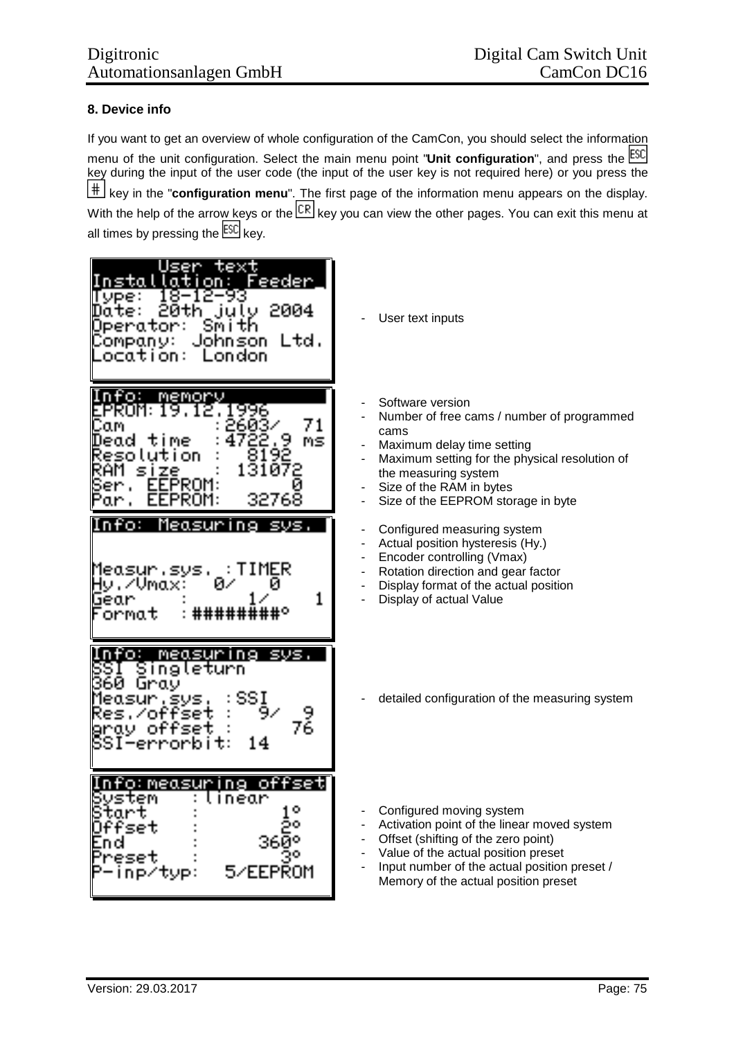## 8. Device info

If you want to get an overview of whole configuration of the CamCon, you should select the information menu of the unit configuration. Select the main menu point "**Unit configuration**", and press the ESC key during the input of the user code (the input of the user key is not required here) or you press the # key in the "**configuration menu**". The first page of the information menu appears on the display. With the help of the arrow keys or the CR key you can view the other pages. You can exit this menu at all times by pressing the ESC key.

```
User text
Installation: Feeder
Type: 18-12-93
Date: 20th july 2004
Operator: Smith
Company: Johnson Ltd.
Location: London
```

- User text inputs

```
Info: memory
EPROM: 19.12.1996
Cam         :2603/   71
Dead time   :4722.9  ms
Resolution  :  8192
RAM size    :  131072
Ser. EEPROM:       0
Par. EEPROM:   32768
```

- Software version
- Number of free cams / number of programmed cams
- Maximum delay time setting
- Maximum setting for the physical resolution of the measuring system
- Size of the RAM in bytes
- Size of the EEPROM storage in byte

```
Info: Measuring sys.

Measur.sys.  :TIMER
Hy./Vmax:   0/   0
Gear     :      1/   1
Format   :########°
```

- Configured measuring system
- Actual position hysteresis (Hy.)
- Encoder controlling (Vmax)
- Rotation direction and gear factor
- Display format of the actual position
- Display of actual Value

```
Info: measuring sys.
SSI Singleturn
360 Gray
Measur.sys.  :SSI
Res./offset :   9/   9
gray offset :       76
SSI-errorbit:  14
```

- detailed configuration of the measuring system

```
Info:measuring offset
System    : linear
Start     :       1°
Offset    :       2°
End       :     360°
Preset    :       3°
P-inp/typ:   5/EEPROM
```

- Configured moving system
- Activation point of the linear moved system
- Offset (shifting of the zero point)
- Value of the actual position preset
- Input number of the actual position preset / Memory of the actual position preset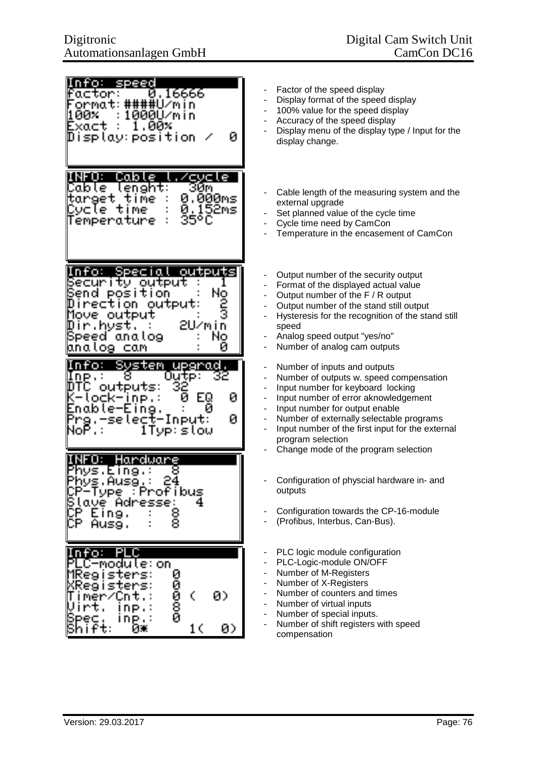| Display | Description |
|---|---|
| Info: speed<br>factor: 0.16666<br>Format: ####U/min<br>100% :1000U/min<br>Exact : 1.00%<br>Display: position / 0 | - Factor of the speed display<br>- Display format of the speed display<br>- 100% value for the speed display<br>- Accuracy of the speed display<br>- Display menu of the display type / Input for the display change. |
| INFO: Cable l./cycle<br>Cable lenght: 30m<br>target time : 0.000ms<br>Cycle time : 0.152ms<br>Temperature : 35°C | - Cable length of the measuring system and the external upgrade<br>- Set planned value of the cycle time<br>- Cycle time need by CamCon<br>- Temperature in the encasement of CamCon |
| Info: Special outputs<br>Security output : 1<br>Send position : No<br>Direction output: 2<br>Move output : 3<br>Dir.hyst. : 2U/min<br>Speed analog : No<br>analog cam : 0 | - Output number of the security output<br>- Format of the displayed actual value<br>- Output number of the F / R output<br>- Output number of the stand still output<br>- Hysteresis for the recognition of the stand still speed<br>- Analog speed output "yes/no"<br>- Number of analog cam outputs |
| Info: System upgrad.<br>Inp.: 8 Outp: 32<br>DTC outputs: 32<br>K-lock-inp.: 0 EQ 0<br>Enable-Eing. : 0<br>Prg.-select-Input: 0<br>NoP.: 1Typ: slow | - Number of inputs and outputs<br>- Number of outputs w. speed compensation<br>- Input number for keyboard locking<br>- Input number of error aknowledgement<br>- Input number for output enable<br>- Number of externally selectable programs<br>- Input number of the first input for the external program selection<br>- Change mode of the program selection |
| INFO: Hardware<br>Phys.Eing.: 8<br>Phys.Ausg.: 24<br>CP-Type : Profibus<br>Slave Adresse: 4<br>CP Eing. : 8<br>CP Ausg. : 8 | - Configuration of physcial hardware in- and outputs<br>- Configuration towards the CP-16-module<br>- (Profibus, Interbus, Can-Bus). |
| Info: PLC<br>PLC-module: on<br>MRegisters: 0<br>XRegisters: 0<br>Timer/Cnt.: 0 ( 0)<br>Virt. inp.: 8<br>Spec. inp.: 0<br>Shift: 0* 1( 0) | - PLC logic module configuration<br>- PLC-Logic-module ON/OFF<br>- Number of M-Registers<br>- Number of X-Registers<br>- Number of counters and times<br>- Number of virtual inputs<br>- Number of special inputs.<br>- Number of shift registers with speed compensation |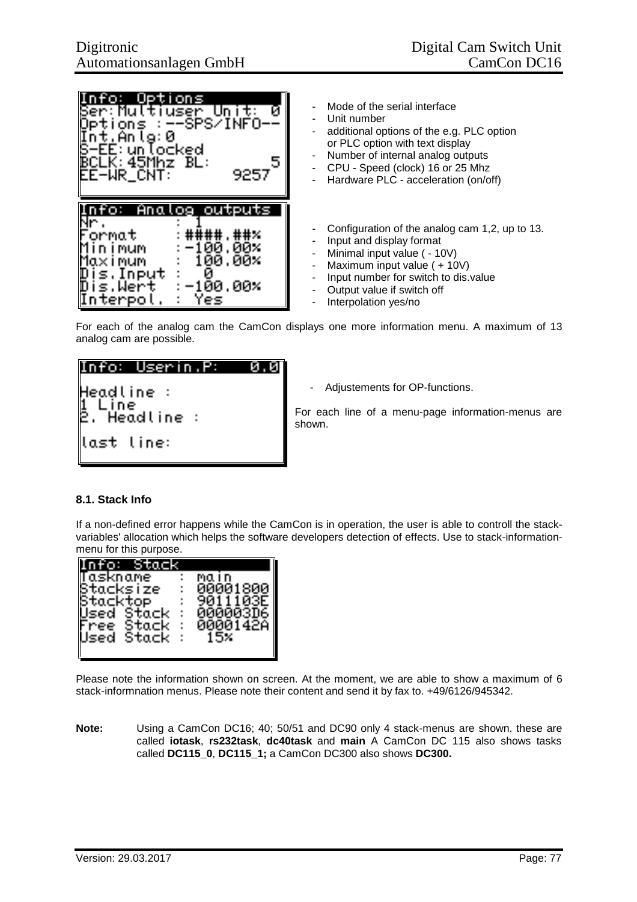```
Info: Options
Ser:Multiuser Unit: 0
Options :--SPS/INFO--
Int.Anlg:0
S-EE:unlocked
BCLK:45Mhz BL:      5
EE-WR_CNT:       9257
```

- Mode of the serial interface
- Unit number
- additional options of the e.g. PLC option or PLC option with text display
- Number of internal analog outputs
- CPU - Speed (clock) 16 or 25 Mhz
- Hardware PLC - acceleration (on/off)

```
Info: Analog outputs
Nr.        : 1
Format     :####.##%
Minimum    :-100.00%
Maximum    : 100.00%
Dis.Input  : 0
Dis.Wert   :-100.00%
Interpol.  : Yes
```

- Configuration of the analog cam 1,2, up to 13.
- Input and display format
- Minimal input value ( - 10V)
- Maximum input value ( + 10V)
- Input number for switch to dis.value
- Output value if switch off
- Interpolation yes/no

For each of the analog cam the CamCon displays one more information menu. A maximum of 13 analog cam are possible.

```
Info: Userin.P:   0.0

Headline :
1 Line
2. Headline :

last line:
```

- Adjustements for OP-functions.

For each line of a menu-page information-menus are shown.

### 8.1. Stack Info

If a non-defined error happens while the CamCon is in operation, the user is able to controll the stack-variables' allocation which helps the software developers detection of effects. Use to stack-information-menu for this purpose.

```
Info: Stack
Taskname     :  main
Stacksize    :  00001800
Stacktop     :  9011103E
Used Stack   :  000003D6
Free Stack   :  0000142A
Used Stack   :   15%
```

Please note the information shown on screen. At the moment, we are able to show a maximum of 6 stack-informnation menus. Please note their content and send it by fax to. +49/6126/945342.

**Note:** Using a CamCon DC16; 40; 50/51 and DC90 only 4 stack-menus are shown. these are called **iotask**, **rs232task**, **dc40task** and **main** A CamCon DC 115 also shows tasks called **DC115_0**, **DC115_1;** a CamCon DC300 also shows **DC300.**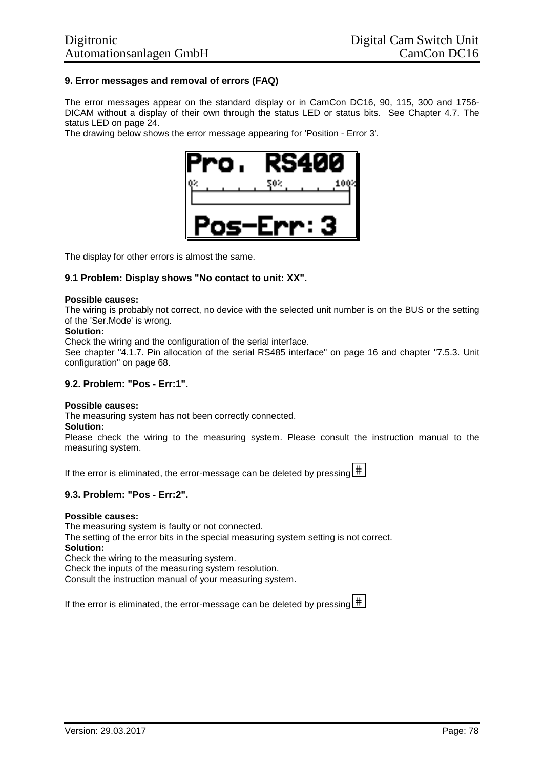## 9. Error messages and removal of errors (FAQ)

The error messages appear on the standard display or in CamCon DC16, 90, 115, 300 and 1756-DICAM without a display of their own through the status LED or status bits. See Chapter 4.7. The status LED on page 24.

The drawing below shows the error message appearing for 'Position - Error 3'.

The display for other errors is almost the same.

### 9.1 Problem: Display shows "No contact to unit: XX".

**Possible causes:**

The wiring is probably not correct, no device with the selected unit number is on the BUS or the setting of the 'Ser.Mode' is wrong.

**Solution:**

Check the wiring and the configuration of the serial interface.

See chapter "4.1.7. Pin allocation of the serial RS485 interface" on page 16 and chapter "7.5.3. Unit configuration" on page 68.

### 9.2. Problem: "Pos - Err:1".

**Possible causes:**

The measuring system has not been correctly connected.

**Solution:**

Please check the wiring to the measuring system. Please consult the instruction manual to the measuring system.

If the error is eliminated, the error-message can be deleted by pressing #

### 9.3. Problem: "Pos - Err:2".

**Possible causes:**

The measuring system is faulty or not connected.

The setting of the error bits in the special measuring system setting is not correct.

**Solution:**

Check the wiring to the measuring system.

Check the inputs of the measuring system resolution.

Consult the instruction manual of your measuring system.

If the error is eliminated, the error-message can be deleted by pressing #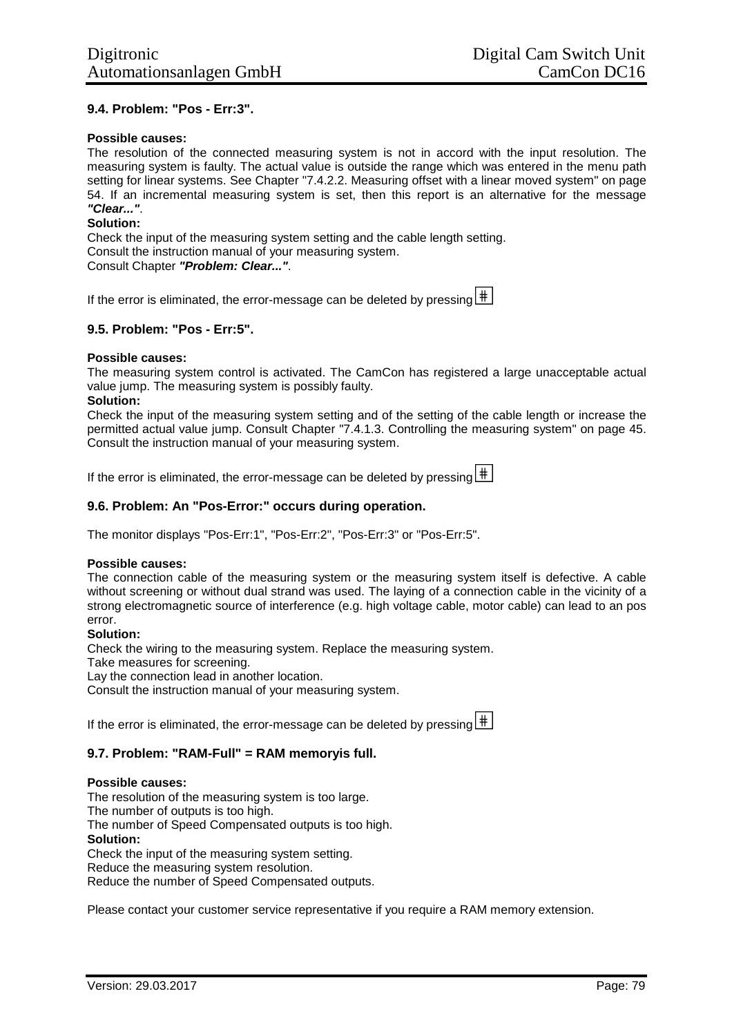### 9.4. Problem: "Pos - Err:3".

**Possible causes:**

The resolution of the connected measuring system is not in accord with the input resolution. The measuring system is faulty. The actual value is outside the range which was entered in the menu path setting for linear systems. See Chapter "7.4.2.2. Measuring offset with a linear moved system" on page 54. If an incremental measuring system is set, then this report is an alternative for the message ***"Clear..."***.

**Solution:**

Check the input of the measuring system setting and the cable length setting.
Consult the instruction manual of your measuring system.
Consult Chapter ***"Problem: Clear..."***.

If the error is eliminated, the error-message can be deleted by pressing #

### 9.5. Problem: "Pos - Err:5".

**Possible causes:**

The measuring system control is activated. The CamCon has registered a large unacceptable actual value jump. The measuring system is possibly faulty.

**Solution:**

Check the input of the measuring system setting and of the setting of the cable length or increase the permitted actual value jump. Consult Chapter "7.4.1.3. Controlling the measuring system" on page 45. Consult the instruction manual of your measuring system.

If the error is eliminated, the error-message can be deleted by pressing #

### 9.6. Problem: An "Pos-Error:" occurs during operation.

The monitor displays "Pos-Err:1", "Pos-Err:2", "Pos-Err:3" or "Pos-Err:5".

**Possible causes:**

The connection cable of the measuring system or the measuring system itself is defective. A cable without screening or without dual strand was used. The laying of a connection cable in the vicinity of a strong electromagnetic source of interference (e.g. high voltage cable, motor cable) can lead to an pos error.

**Solution:**

Check the wiring to the measuring system. Replace the measuring system.
Take measures for screening.
Lay the connection lead in another location.
Consult the instruction manual of your measuring system.

If the error is eliminated, the error-message can be deleted by pressing #

### 9.7. Problem: "RAM-Full" = RAM memoryis full.

**Possible causes:**

The resolution of the measuring system is too large.
The number of outputs is too high.
The number of Speed Compensated outputs is too high.

**Solution:**

Check the input of the measuring system setting.
Reduce the measuring system resolution.
Reduce the number of Speed Compensated outputs.

Please contact your customer service representative if you require a RAM memory extension.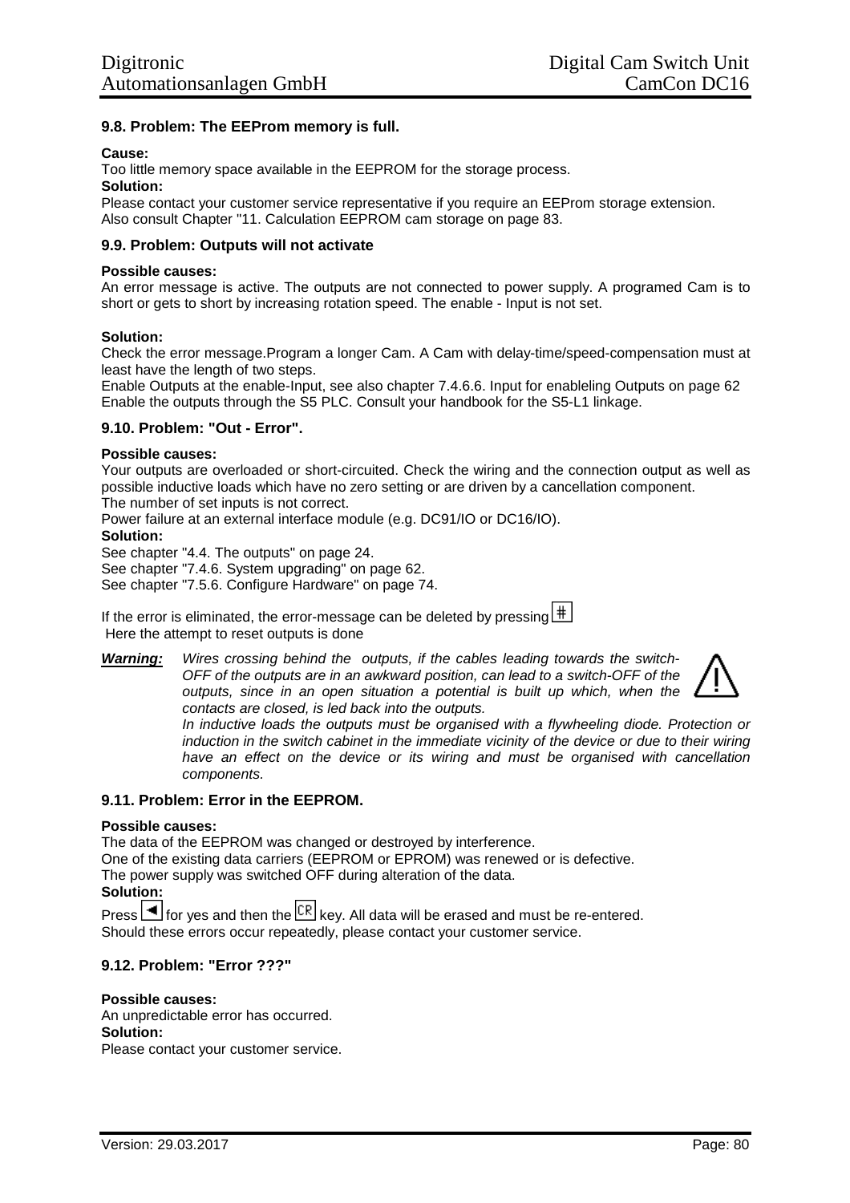### 9.8. Problem: The EEProm memory is full.

**Cause:**

Too little memory space available in the EEPROM for the storage process.

**Solution:**

Please contact your customer service representative if you require an EEProm storage extension.
Also consult Chapter "11. Calculation EEPROM cam storage on page 83.

### 9.9. Problem: Outputs will not activate

**Possible causes:**

An error message is active. The outputs are not connected to power supply. A programed Cam is to short or gets to short by increasing rotation speed. The enable - Input is not set.

**Solution:**

Check the error message.Program a longer Cam. A Cam with delay-time/speed-compensation must at least have the length of two steps.
Enable Outputs at the enable-Input, see also chapter 7.4.6.6. Input for enableling Outputs on page 62
Enable the outputs through the S5 PLC. Consult your handbook for the S5-L1 linkage.

### 9.10. Problem: "Out - Error".

**Possible causes:**

Your outputs are overloaded or short-circuited. Check the wiring and the connection output as well as possible inductive loads which have no zero setting or are driven by a cancellation component.
The number of set inputs is not correct.
Power failure at an external interface module (e.g. DC91/IO or DC16/IO).

**Solution:**

See chapter "4.4. The outputs" on page 24.
See chapter "7.4.6. System upgrading" on page 62.
See chapter "7.5.6. Configure Hardware" on page 74.

If the error is eliminated, the error-message can be deleted by pressing [#]
Here the attempt to reset outputs is done

***Warning:*** *Wires crossing behind the outputs, if the cables leading towards the switch-OFF of the outputs are in an awkward position, can lead to a switch-OFF of the outputs, since in an open situation a potential is built up which, when the contacts are closed, is led back into the outputs.*
*In inductive loads the outputs must be organised with a flywheeling diode. Protection or induction in the switch cabinet in the immediate vicinity of the device or due to their wiring have an effect on the device or its wiring and must be organised with cancellation components.*

### 9.11. Problem: Error in the EEPROM.

**Possible causes:**

The data of the EEPROM was changed or destroyed by interference.
One of the existing data carriers (EEPROM or EPROM) was renewed or is defective.
The power supply was switched OFF during alteration of the data.

**Solution:**

Press [◄] for yes and then the [CR] key. All data will be erased and must be re-entered.
Should these errors occur repeatedly, please contact your customer service.

### 9.12. Problem: "Error ???"

**Possible causes:**

An unpredictable error has occurred.

**Solution:**

Please contact your customer service.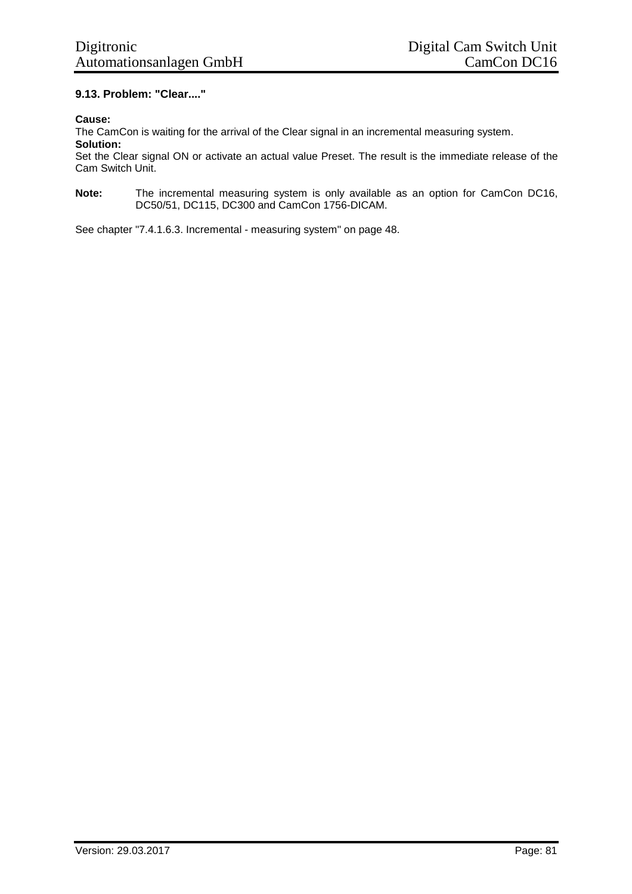### 9.13. Problem: "Clear...."

**Cause:**
The CamCon is waiting for the arrival of the Clear signal in an incremental measuring system.
**Solution:**
Set the Clear signal ON or activate an actual value Preset. The result is the immediate release of the Cam Switch Unit.

**Note:** The incremental measuring system is only available as an option for CamCon DC16, DC50/51, DC115, DC300 and CamCon 1756-DICAM.

See chapter "7.4.1.6.3. Incremental - measuring system" on page 48.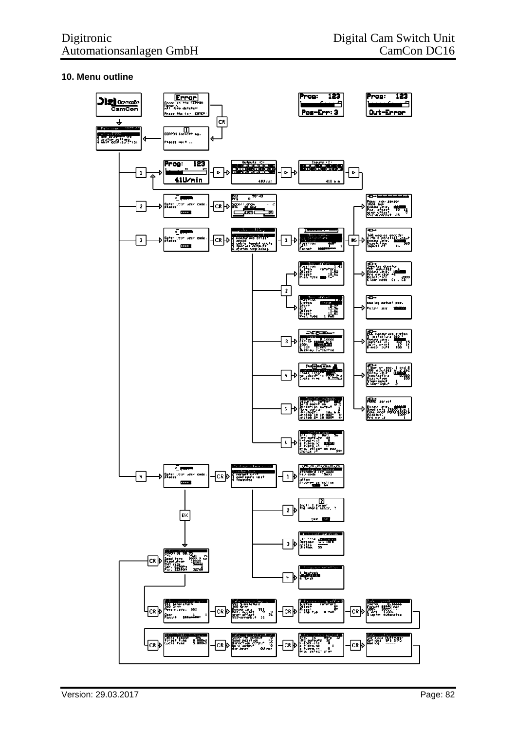## 10. Menu outline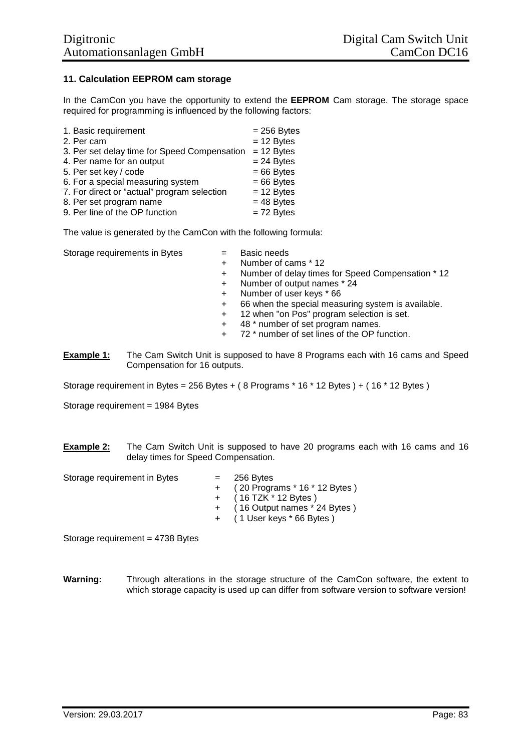## 11. Calculation EEPROM cam storage

In the CamCon you have the opportunity to extend the **EEPROM** Cam storage. The storage space required for programming is influenced by the following factors:

| | |
|---|---|
| 1. Basic requirement | = 256 Bytes |
| 2. Per cam | = 12 Bytes |
| 3. Per set delay time for Speed Compensation | = 12 Bytes |
| 4. Per name for an output | = 24 Bytes |
| 5. Per set key / code | = 66 Bytes |
| 6. For a special measuring system | = 66 Bytes |
| 7. For direct or "actual" program selection | = 12 Bytes |
| 8. Per set program name | = 48 Bytes |
| 9. Per line of the OP function | = 72 Bytes |

The value is generated by the CamCon with the following formula:

```
Storage requirements in Bytes   =  Basic needs
                                +  Number of cams * 12
                                +  Number of delay times for Speed Compensation * 12
                                +  Number of output names * 24
                                +  Number of user keys * 66
                                +  66 when the special measuring system is available.
                                +  12 when "on Pos" program selection is set.
                                +  48 * number of set program names.
                                +  72 * number of set lines of the OP function.
```

**Example 1:** The Cam Switch Unit is supposed to have 8 Programs each with 16 cams and Speed Compensation for 16 outputs.

Storage requirement in Bytes = 256 Bytes + ( 8 Programs * 16 * 12 Bytes ) + ( 16 * 12 Bytes )

Storage requirement = 1984 Bytes

**Example 2:** The Cam Switch Unit is supposed to have 20 programs each with 16 cams and 16 delay times for Speed Compensation.

```
Storage requirement in Bytes   =  256 Bytes
                               +  ( 20 Programs * 16 * 12 Bytes )
                               +  ( 16 TZK * 12 Bytes )
                               +  ( 16 Output names * 24 Bytes )
                               +  ( 1 User keys * 66 Bytes )
```

Storage requirement = 4738 Bytes

**Warning:** Through alterations in the storage structure of the CamCon software, the extent to which storage capacity is used up can differ from software version to software version!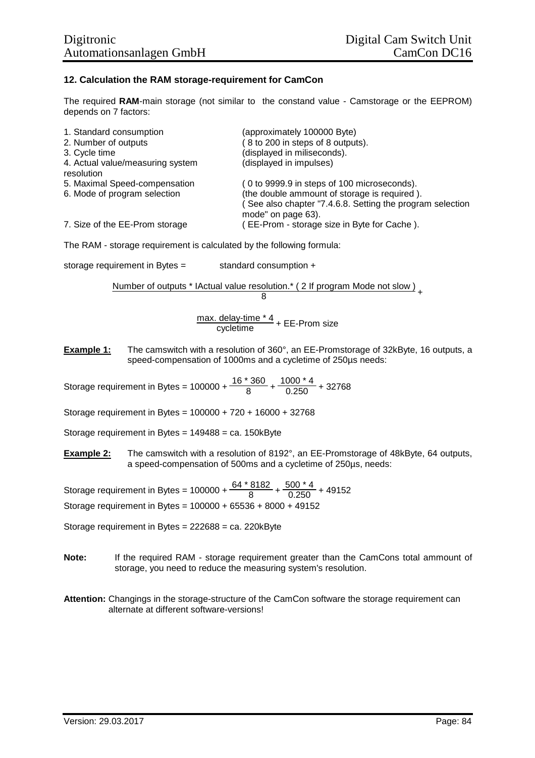## 12. Calculation the RAM storage-requirement for CamCon

The required **RAM**-main storage (not similar to the constand value - Camstorage or the EEPROM) depends on 7 factors:

| | |
|---|---|
| 1. Standard consumption | (approximately 100000 Byte) |
| 2. Number of outputs | ( 8 to 200 in steps of 8 outputs). |
| 3. Cycle time | (displayed in miliseconds). |
| 4. Actual value/measuring system resolution | (displayed in impulses) |
| 5. Maximal Speed-compensation | ( 0 to 9999.9 in steps of 100 microseconds). |
| 6. Mode of program selection | (the double ammount of storage is required ). ( See also chapter "7.4.6.8. Setting the program selection mode" on page 63). |
| 7. Size of the EE-Prom storage | ( EE-Prom - storage size in Byte for Cache ). |

The RAM - storage requirement is calculated by the following formula:

storage requirement in Bytes = standard consumption +

$$\frac{\text{Number of outputs * IActual value resolution.* ( 2 If program Mode not slow )}}{8} +$$

$$\frac{\text{max. delay-time * 4}}{\text{cycletime}} + \text{EE-Prom size}$$

**Example 1:** The camswitch with a resolution of 360°, an EE-Promstorage of 32kByte, 16 outputs, a speed-compensation of 1000ms and a cycletime of 250µs needs:

$$\text{Storage requirement in Bytes} = 100000 + \frac{16 * 360}{8} + \frac{1000 * 4}{0.250} + 32768$$

Storage requirement in Bytes = 100000 + 720 + 16000 + 32768

Storage requirement in Bytes = 149488 = ca. 150kByte

**Example 2:** The camswitch with a resolution of 8192°, an EE-Promstorage of 48kByte, 64 outputs, a speed-compensation of 500ms and a cycletime of 250µs, needs:

$$\text{Storage requirement in Bytes} = 100000 + \frac{64 * 8182}{8} + \frac{500 * 4}{0.250} + 49152$$

Storage requirement in Bytes = 100000 + 65536 + 8000 + 49152

Storage requirement in Bytes = 222688 = ca. 220kByte

**Note:** If the required RAM - storage requirement greater than the CamCons total ammount of storage, you need to reduce the measuring system's resolution.

**Attention:** Changings in the storage-structure of the CamCon software the storage requirement can alternate at different software-versions!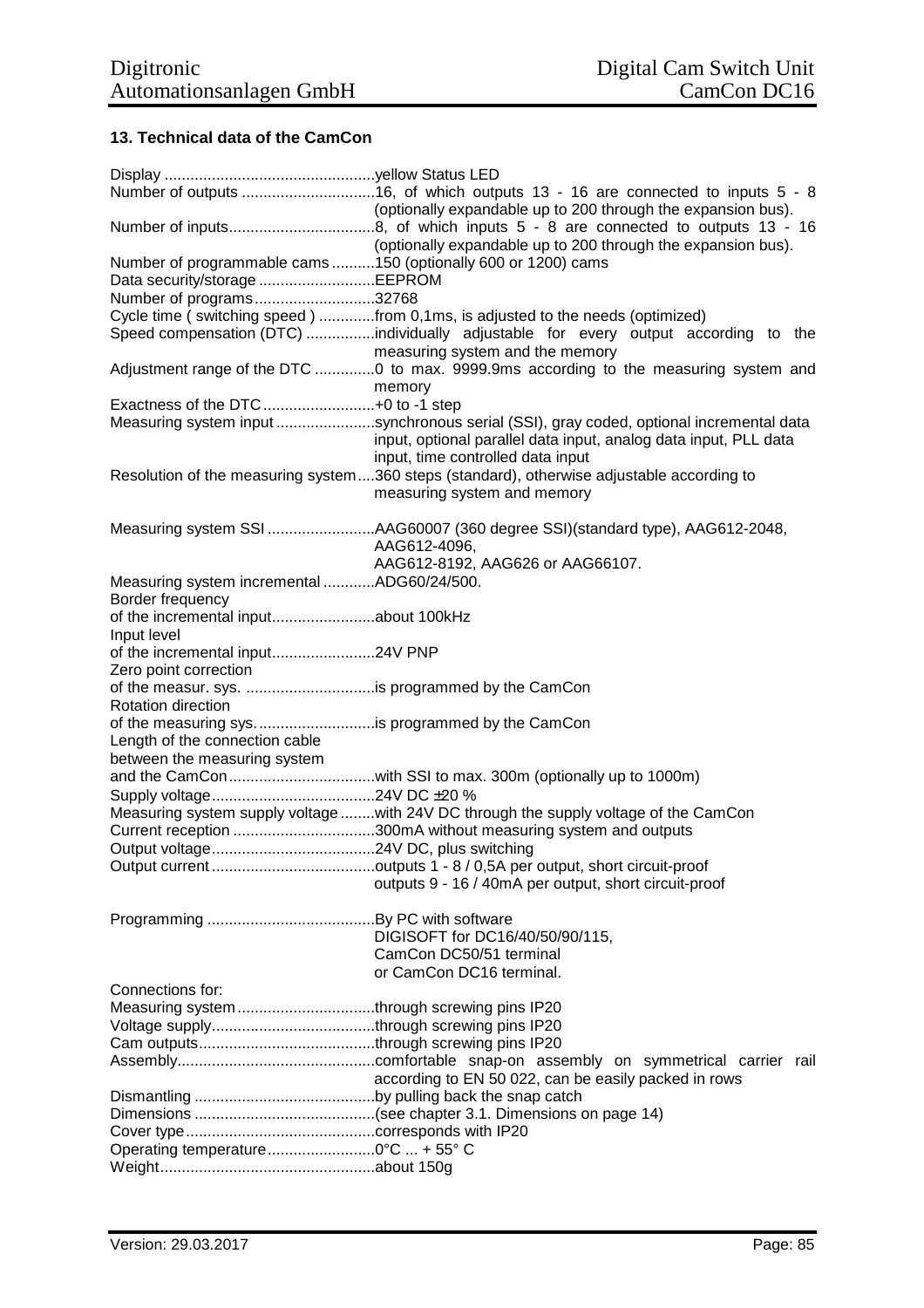## 13. Technical data of the CamCon

| | |
|---|---|
| Display | yellow Status LED |
| Number of outputs | 16, of which outputs 13 - 16 are connected to inputs 5 - 8 (optionally expandable up to 200 through the expansion bus). |
| Number of inputs | 8, of which inputs 5 - 8 are connected to outputs 13 - 16 (optionally expandable up to 200 through the expansion bus). |
| Number of programmable cams | 150 (optionally 600 or 1200) cams |
| Data security/storage | EEPROM |
| Number of programs | 32768 |
| Cycle time ( switching speed ) | from 0,1ms, is adjusted to the needs (optimized) |
| Speed compensation (DTC) | individually adjustable for every output according to the measuring system and the memory |
| Adjustment range of the DTC | 0 to max. 9999.9ms according to the measuring system and memory |
| Exactness of the DTC | +0 to -1 step |
| Measuring system input | synchronous serial (SSI), gray coded, optional incremental data input, optional parallel data input, analog data input, PLL data input, time controlled data input |
| Resolution of the measuring system | 360 steps (standard), otherwise adjustable according to measuring system and memory |
| Measuring system SSI | AAG60007 (360 degree SSI)(standard type), AAG612-2048, AAG612-4096, AAG612-8192, AAG626 or AAG66107. |
| Measuring system incremental | ADG60/24/500. |
| Border frequency of the incremental input | about 100kHz |
| Input level of the incremental input | 24V PNP |
| Zero point correction of the measur. sys. | is programmed by the CamCon |
| Rotation direction of the measuring sys. | is programmed by the CamCon |
| Length of the connection cable between the measuring system and the CamCon | with SSI to max. 300m (optionally up to 1000m) |
| Supply voltage | 24V DC ±20 % |
| Measuring system supply voltage | with 24V DC through the supply voltage of the CamCon |
| Current reception | 300mA without measuring system and outputs |
| Output voltage | 24V DC, plus switching |
| Output current | outputs 1 - 8 / 0,5A per output, short circuit-proof<br>outputs 9 - 16 / 40mA per output, short circuit-proof |
| Programming | By PC with software DIGISOFT for DC16/40/50/90/115, CamCon DC50/51 terminal or CamCon DC16 terminal. |
| Connections for: | |
| Measuring system | through screwing pins IP20 |
| Voltage supply | through screwing pins IP20 |
| Cam outputs | through screwing pins IP20 |
| Assembly | comfortable snap-on assembly on symmetrical carrier rail according to EN 50 022, can be easily packed in rows |
| Dismantling | by pulling back the snap catch |
| Dimensions | (see chapter 3.1. Dimensions on page 14) |
| Cover type | corresponds with IP20 |
| Operating temperature | 0°C ... + 55° C |
| Weight | about 150g |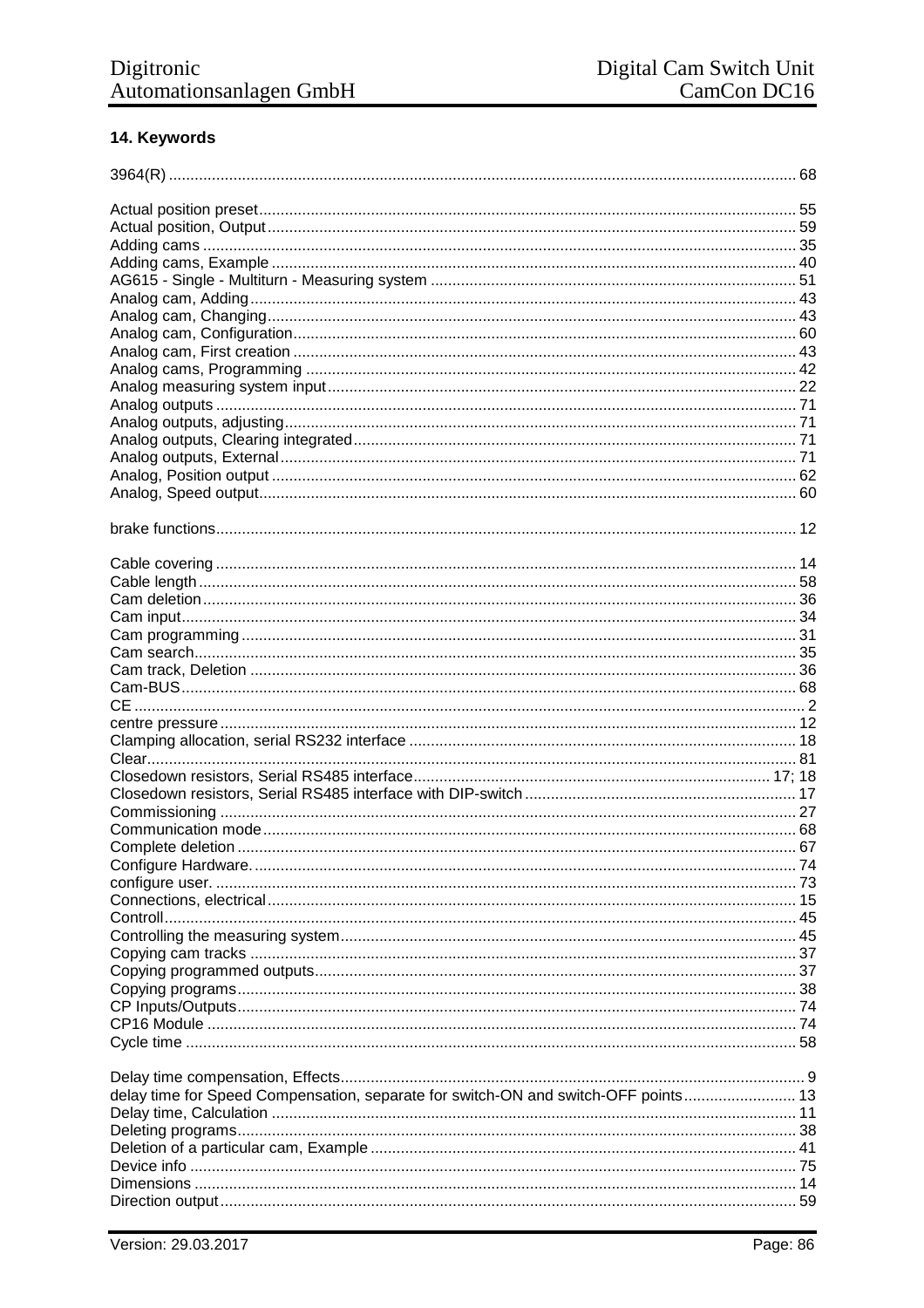## 14. Keywords

3964(R) ................................................................................................................................................ 68

Actual position preset........................................................................................................... 55
Actual position, Output......................................................................................................... 59
Adding cams ........................................................................................................................ 35
Adding cams, Example ........................................................................................................ 40
AG615 - Single - Multiturn - Measuring system .................................................................... 51
Analog cam, Adding............................................................................................................. 43
Analog cam, Changing......................................................................................................... 43
Analog cam, Configuration................................................................................................... 60
Analog cam, First creation ................................................................................................... 43
Analog cams, Programming ................................................................................................ 42
Analog measuring system input........................................................................................... 22
Analog outputs ..................................................................................................................... 71
Analog outputs, adjusting..................................................................................................... 71
Analog outputs, Clearing integrated..................................................................................... 71
Analog outputs, External...................................................................................................... 71
Analog, Position output ........................................................................................................ 62
Analog, Speed output........................................................................................................... 60

brake functions..................................................................................................................... 12

Cable covering ..................................................................................................................... 14
Cable length......................................................................................................................... 58
Cam deletion........................................................................................................................ 36
Cam input............................................................................................................................. 34
Cam programming ............................................................................................................... 31
Cam search.......................................................................................................................... 35
Cam track, Deletion ............................................................................................................. 36
Cam-BUS............................................................................................................................. 68
CE ......................................................................................................................................... 2
centre pressure .................................................................................................................... 12
Clamping allocation, serial RS232 interface ......................................................................... 18
Clear..................................................................................................................................... 81
Closedown resistors, Serial RS485 interface.................................................................. 17; 18
Closedown resistors, Serial RS485 interface with DIP-switch .............................................. 17
Commissioning .................................................................................................................... 27
Communication mode.......................................................................................................... 68
Complete deletion ................................................................................................................ 67
Configure Hardware............................................................................................................. 74
configure user. ..................................................................................................................... 73
Connections, electrical......................................................................................................... 15
Controll................................................................................................................................. 45
Controlling the measuring system........................................................................................ 45
Copying cam tracks ............................................................................................................. 37
Copying programmed outputs.............................................................................................. 37
Copying programs................................................................................................................ 38
CP Inputs/Outputs................................................................................................................ 74
CP16 Module ....................................................................................................................... 74
Cycle time ............................................................................................................................ 58

Delay time compensation, Effects.......................................................................................... 9
delay time for Speed Compensation, separate for switch-ON and switch-OFF points.......................... 13
Delay time, Calculation ........................................................................................................ 11
Deleting programs................................................................................................................ 38
Deletion of a particular cam, Example ................................................................................. 41
Device info ........................................................................................................................... 75
Dimensions .......................................................................................................................... 14
Direction output.................................................................................................................... 59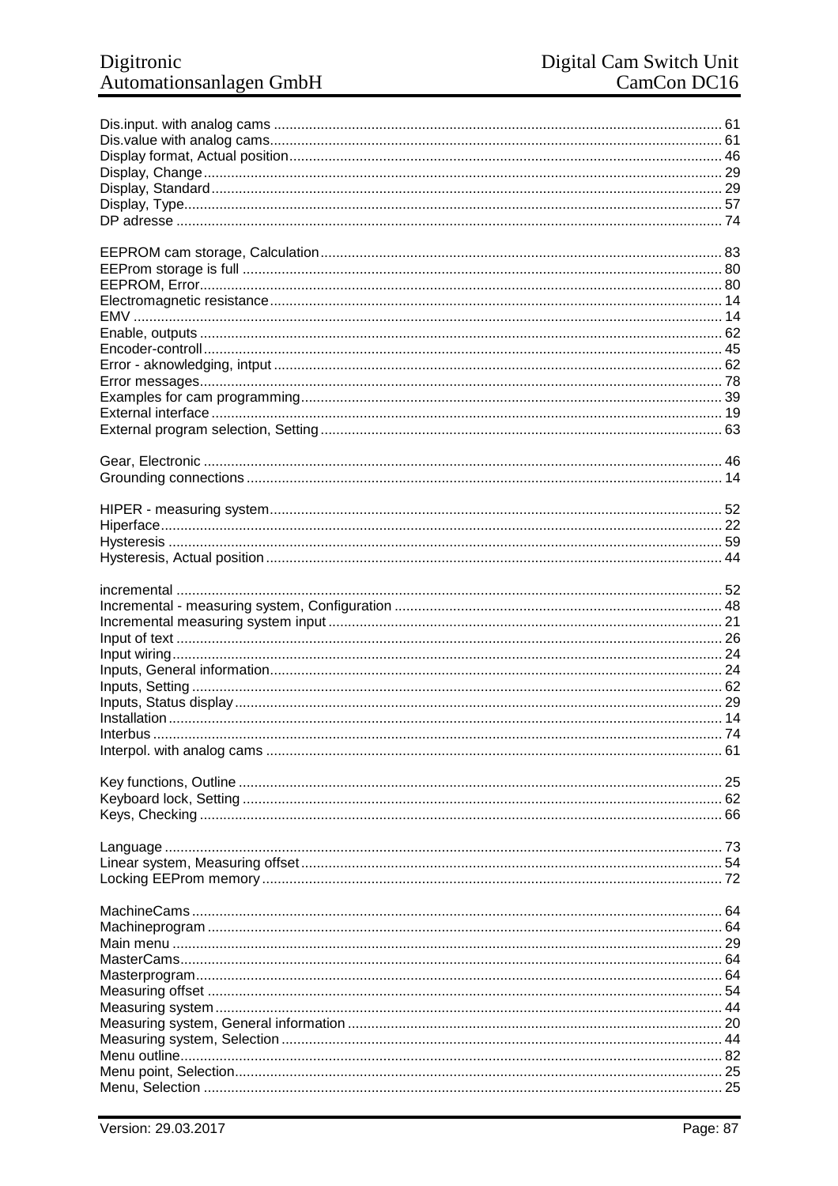Dis.input. with analog cams ................................................................................................................. 61
Dis.value with analog cams.................................................................................................................. 61
Display format, Actual position............................................................................................................. 46
Display, Change ................................................................................................................................... 29
Display, Standard ................................................................................................................................. 29
Display, Type........................................................................................................................................ 57
DP adresse .......................................................................................................................................... 74

EEPROM cam storage, Calculation ..................................................................................................... 83
EEProm storage is full ......................................................................................................................... 80
EEPROM, Error.................................................................................................................................... 80
Electromagnetic resistance .................................................................................................................. 14
EMV ..................................................................................................................................................... 14
Enable, outputs .................................................................................................................................... 62
Encoder-controll ................................................................................................................................... 45
Error - aknowledging, intput ................................................................................................................. 62
Error messages .................................................................................................................................... 78
Examples for cam programming .......................................................................................................... 39
External interface ................................................................................................................................. 19
External program selection, Setting ..................................................................................................... 63

Gear, Electronic ................................................................................................................................... 46
Grounding connections ........................................................................................................................ 14

HIPER - measuring system .................................................................................................................. 52
Hiperface .............................................................................................................................................. 22
Hysteresis ............................................................................................................................................ 59
Hysteresis, Actual position ................................................................................................................... 44

incremental .......................................................................................................................................... 52
Incremental - measuring system, Configuration ................................................................................... 48
Incremental measuring system input ................................................................................................... 21
Input of text .......................................................................................................................................... 26
Input wiring ........................................................................................................................................... 24
Inputs, General information .................................................................................................................. 24
Inputs, Setting ...................................................................................................................................... 62
Inputs, Status display ........................................................................................................................... 29
Installation ............................................................................................................................................ 14
Interbus ................................................................................................................................................ 74
Interpol. with analog cams ................................................................................................................... 61

Key functions, Outline .......................................................................................................................... 25
Keyboard lock, Setting ......................................................................................................................... 62
Keys, Checking .................................................................................................................................... 66

Language ............................................................................................................................................. 73
Linear system, Measuring offset .......................................................................................................... 54
Locking EEProm memory .................................................................................................................... 72

MachineCams ...................................................................................................................................... 64
Machineprogram .................................................................................................................................. 64
Main menu ........................................................................................................................................... 29
MasterCams ......................................................................................................................................... 64
Masterprogram ..................................................................................................................................... 64
Measuring offset .................................................................................................................................. 54
Measuring system ................................................................................................................................ 44
Measuring system, General information ............................................................................................... 20
Measuring system, Selection ............................................................................................................... 44
Menu outline ......................................................................................................................................... 82
Menu point, Selection ........................................................................................................................... 25
Menu, Selection ................................................................................................................................... 25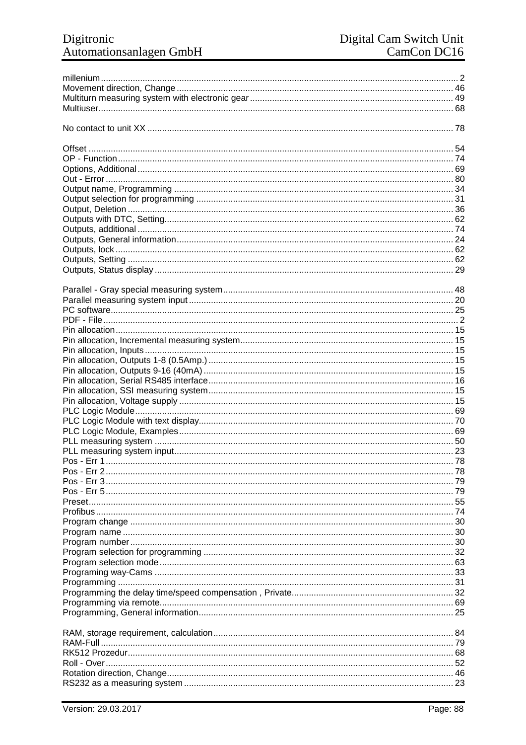millenium ... 2
Movement direction, Change ... 46
Multiturn measuring system with electronic gear ... 49
Multiuser ... 68

No contact to unit XX ... 78

Offset ... 54
OP - Function ... 74
Options, Additional ... 69
Out - Error ... 80
Output name, Programming ... 34
Output selection for programming ... 31
Output, Deletion ... 36
Outputs with DTC, Setting ... 62
Outputs, additional ... 74
Outputs, General information ... 24
Outputs, lock ... 62
Outputs, Setting ... 62
Outputs, Status display ... 29

Parallel - Gray special measuring system ... 48
Parallel measuring system input ... 20
PC software ... 25
PDF - File ... 2
Pin allocation ... 15
Pin allocation, Incremental measuring system ... 15
Pin allocation, Inputs ... 15
Pin allocation, Outputs 1-8 (0.5Amp.) ... 15
Pin allocation, Outputs 9-16 (40mA) ... 15
Pin allocation, Serial RS485 interface ... 16
Pin allocation, SSI measuring system ... 15
Pin allocation, Voltage supply ... 15
PLC Logic Module ... 69
PLC Logic Module with text display ... 70
PLC Logic Module, Examples ... 69
PLL measuring system ... 50
PLL measuring system input ... 23
Pos - Err 1 ... 78
Pos - Err 2 ... 78
Pos - Err 3 ... 79
Pos - Err 5 ... 79
Preset ... 55
Profibus ... 74
Program change ... 30
Program name ... 30
Program number ... 30
Program selection for programming ... 32
Program selection mode ... 63
Programing way-Cams ... 33
Programming ... 31
Programming the delay time/speed compensation , Private ... 32
Programming via remote ... 69
Programming, General information ... 25

RAM, storage requirement, calculation ... 84
RAM-Full ... 79
RK512 Prozedur ... 68
Roll - Over ... 52
Rotation direction, Change ... 46
RS232 as a measuring system ... 23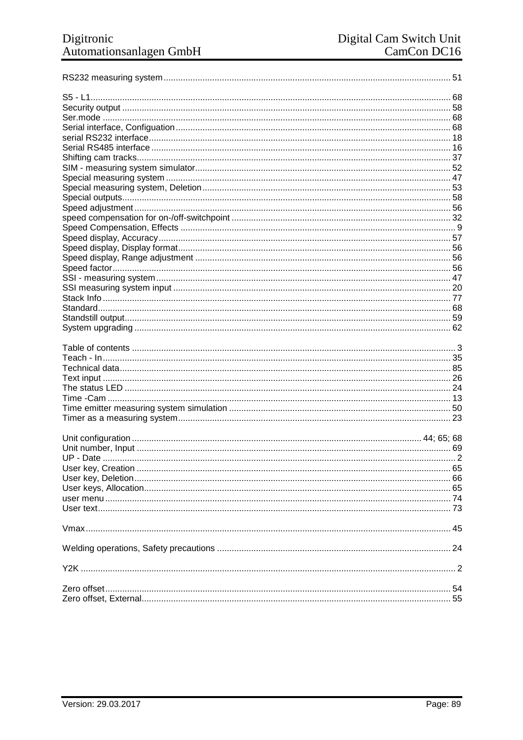RS232 measuring system ........................................................................................................................ 51

S5 - L1 ........................................................................................................................................ 68
Security output ........................................................................................................................... 58
Ser.mode .................................................................................................................................... 68
Serial interface, Configuation ..................................................................................................... 68
serial RS232 interface ................................................................................................................ 18
Serial RS485 interface ............................................................................................................... 16
Shifting cam tracks ..................................................................................................................... 37
SIM - measuring system simulator ............................................................................................. 52
Special measuring system .......................................................................................................... 47
Special measuring system, Deletion ........................................................................................... 53
Special outputs ........................................................................................................................... 58
Speed adjustment ....................................................................................................................... 56
speed compensation for on-/off-switchpoint ................................................................................ 32
Speed Compensation, Effects ....................................................................................................... 9
Speed display, Accuracy ............................................................................................................. 57
Speed display, Display format ..................................................................................................... 56
Speed display, Range adjustment ............................................................................................... 56
Speed factor ................................................................................................................................ 56
SSI - measuring system .............................................................................................................. 47
SSI measuring system input ........................................................................................................ 20
Stack Info .................................................................................................................................... 77
Standard ...................................................................................................................................... 68
Standstill output ........................................................................................................................... 59
System upgrading ....................................................................................................................... 62

Table of contents .......................................................................................................................... 3
Teach - In .................................................................................................................................... 35
Technical data ............................................................................................................................. 85
Text input .................................................................................................................................... 26
The status LED ........................................................................................................................... 24
Time -Cam .................................................................................................................................. 13
Time emitter measuring system simulation ................................................................................. 50
Timer as a measuring system ..................................................................................................... 23

Unit configuration ........................................................................................................... 44; 65; 68
Unit number, Input ....................................................................................................................... 69
UP - Date ...................................................................................................................................... 2
User key, Creation ....................................................................................................................... 65
User key, Deletion ....................................................................................................................... 66
User keys, Allocation ................................................................................................................... 65
user menu ................................................................................................................................... 74
User text ...................................................................................................................................... 73

Vmax ........................................................................................................................................... 45

Welding operations, Safety precautions ...................................................................................... 24

Y2K ............................................................................................................................................... 2

Zero offset ................................................................................................................................... 54
Zero offset, External .................................................................................................................... 55